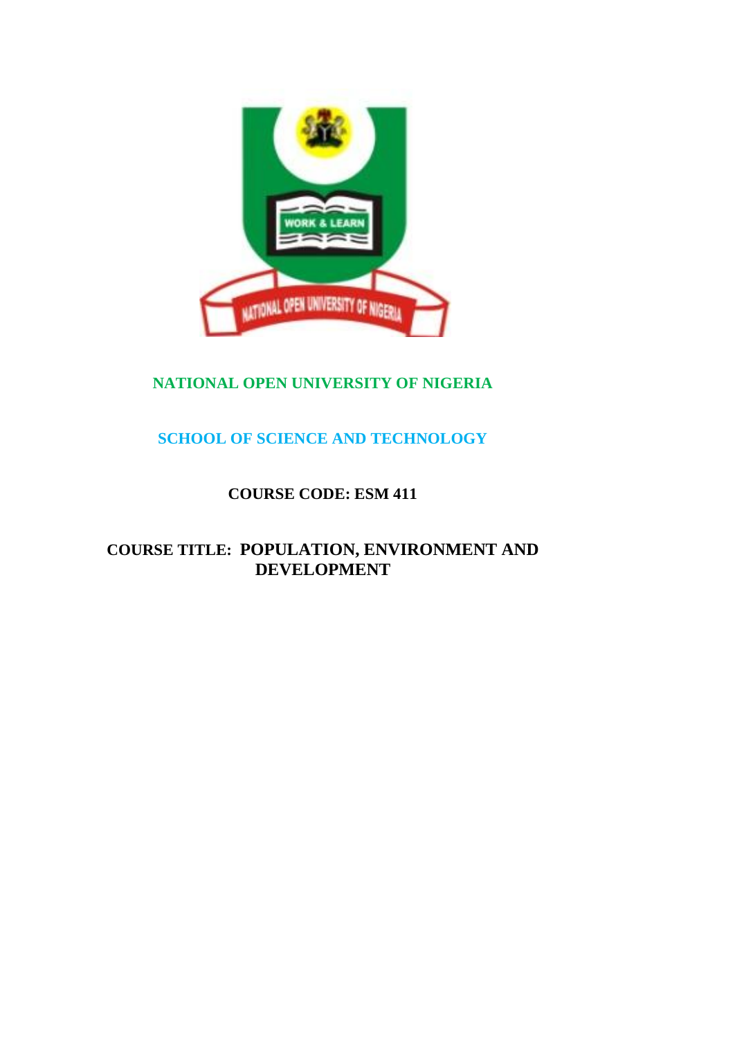# NATIONAL OPEN UNIVERSITY OF NIGERIA

## SCHOOL OF SCIENCE AND TECHNOLOGY

**COURSE CODE: ESM 411**

**COURSE TITLE: POPULATION, ENVIRONMENT AND DEVELOPMENT**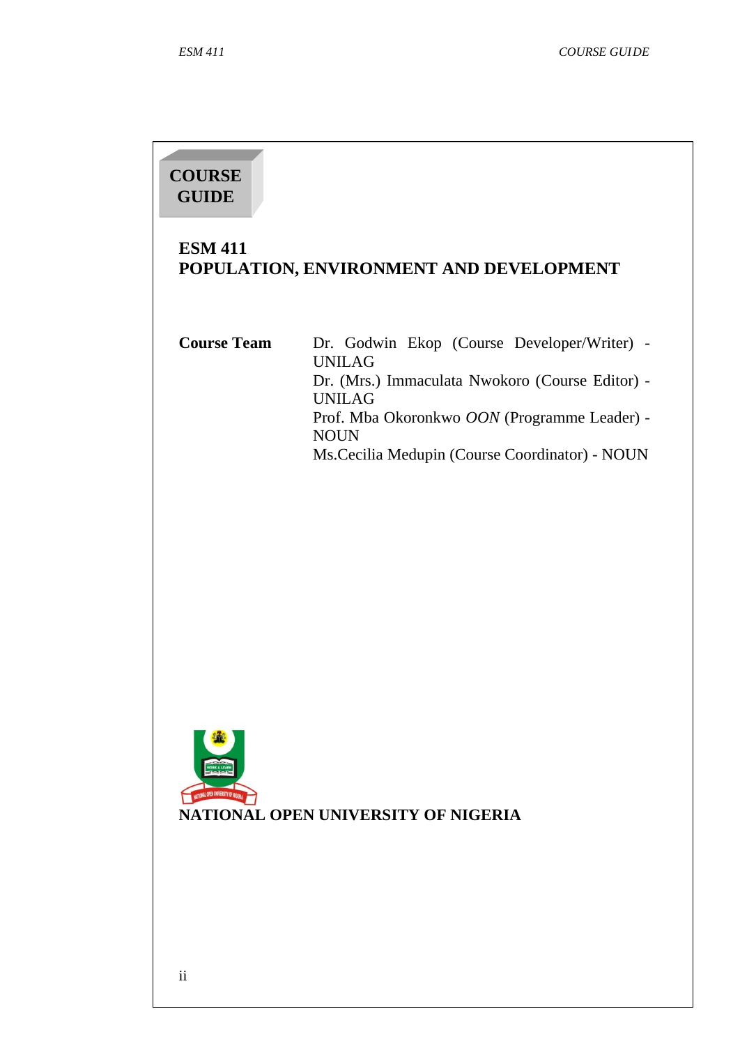# COURSE GUIDE

## ESM 411
## POPULATION, ENVIRONMENT AND DEVELOPMENT

**Course Team**

Dr. Godwin Ekop (Course Developer/Writer) - UNILAG
Dr. (Mrs.) Immaculata Nwokoro (Course Editor) - UNILAG
Prof. Mba Okoronkwo *OON* (Programme Leader) - NOUN
Ms.Cecilia Medupin (Course Coordinator) - NOUN

**NATIONAL OPEN UNIVERSITY OF NIGERIA**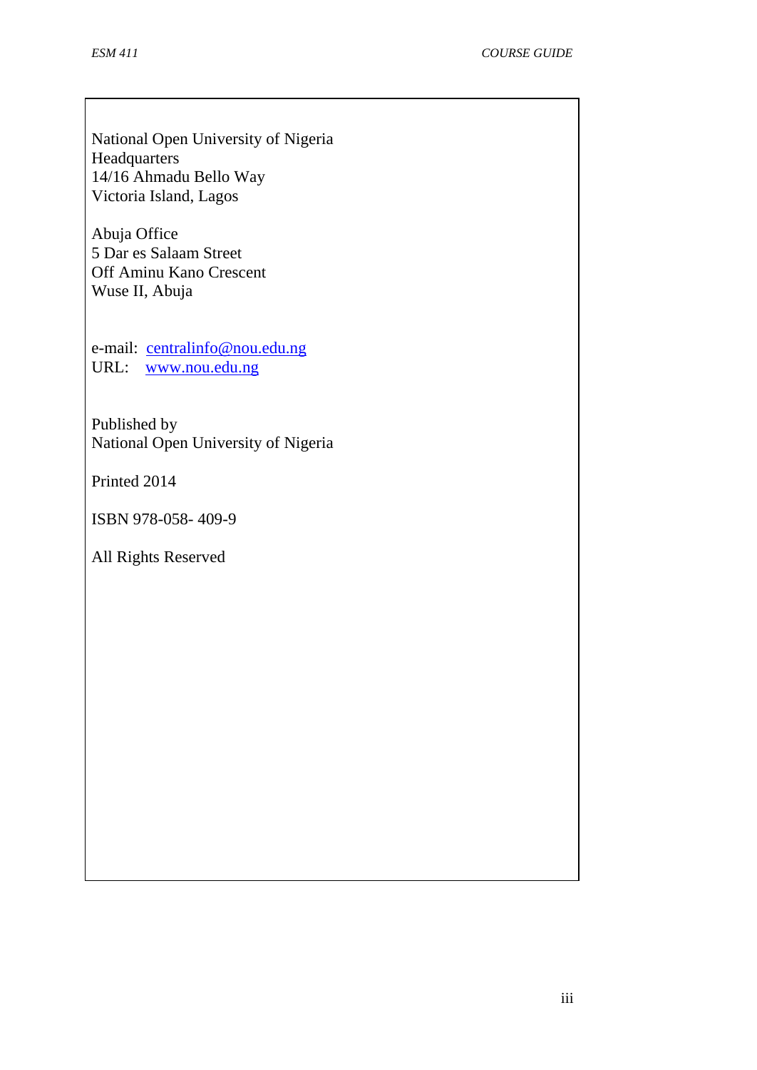National Open University of Nigeria
Headquarters
14/16 Ahmadu Bello Way
Victoria Island, Lagos

Abuja Office
5 Dar es Salaam Street
Off Aminu Kano Crescent
Wuse II, Abuja

e-mail: centralinfo@nou.edu.ng
URL: www.nou.edu.ng

Published by
National Open University of Nigeria

Printed 2014

ISBN 978-058- 409-9

All Rights Reserved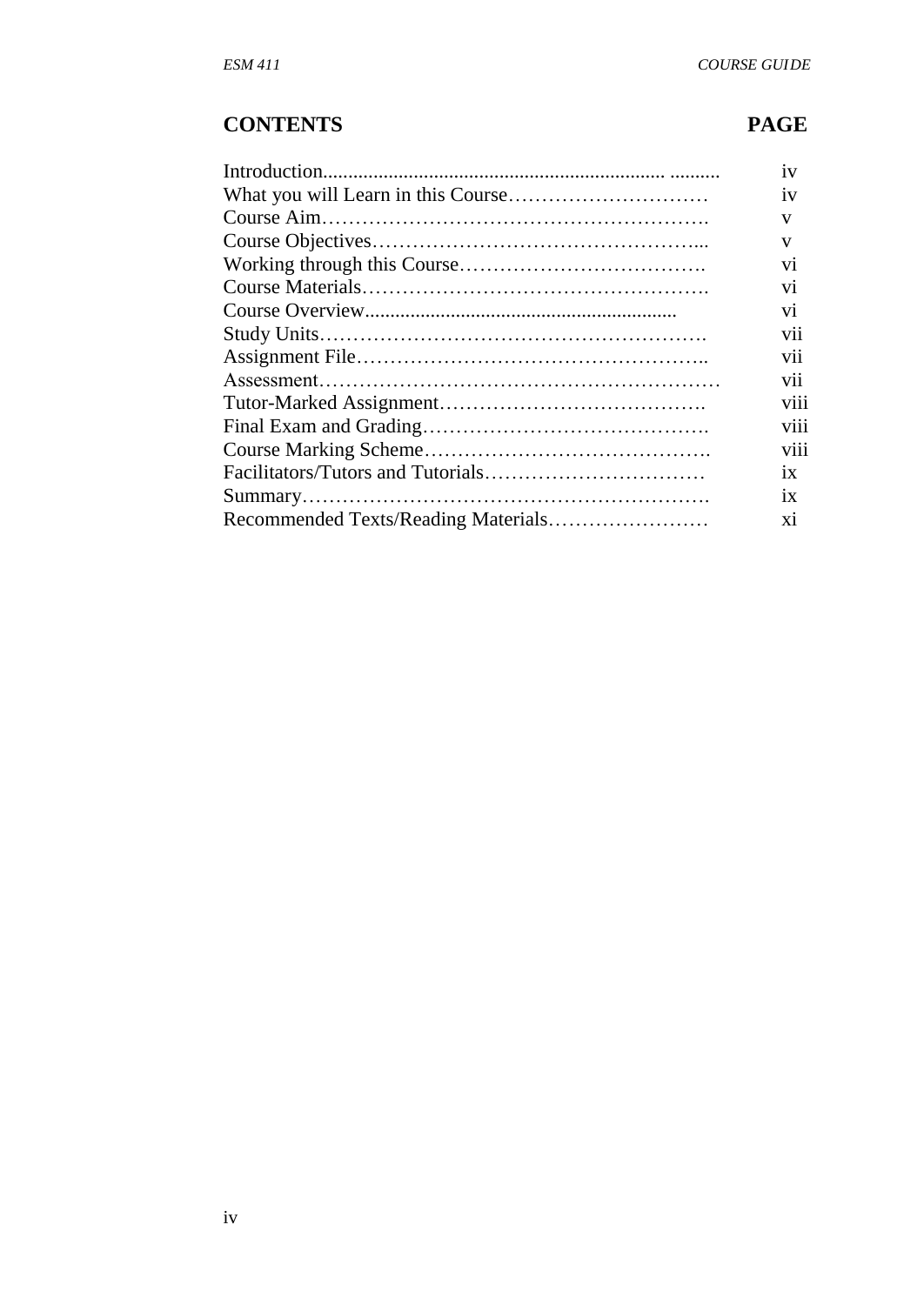## CONTENTS PAGE

| Contents | Page |
|---|---|
| Introduction | iv |
| What you will Learn in this Course | iv |
| Course Aim | v |
| Course Objectives | v |
| Working through this Course | vi |
| Course Materials | vi |
| Course Overview | vi |
| Study Units | vii |
| Assignment File | vii |
| Assessment | vii |
| Tutor-Marked Assignment | viii |
| Final Exam and Grading | viii |
| Course Marking Scheme | viii |
| Facilitators/Tutors and Tutorials | ix |
| Summary | ix |
| Recommended Texts/Reading Materials | xi |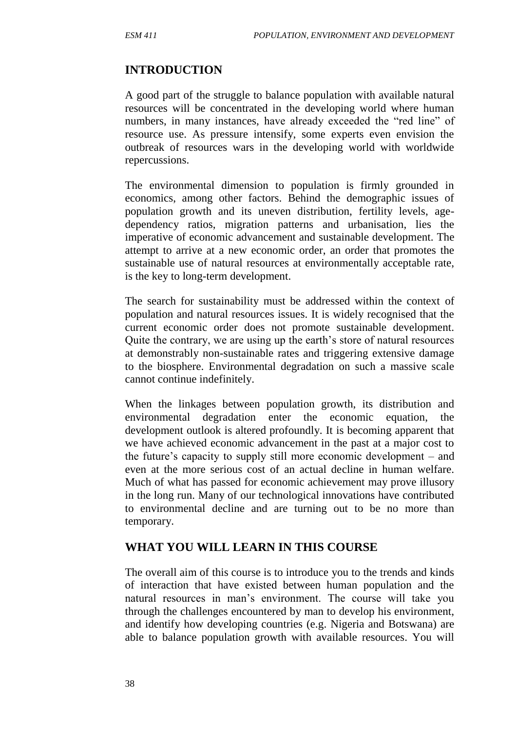## INTRODUCTION

A good part of the struggle to balance population with available natural resources will be concentrated in the developing world where human numbers, in many instances, have already exceeded the "red line" of resource use. As pressure intensify, some experts even envision the outbreak of resources wars in the developing world with worldwide repercussions.

The environmental dimension to population is firmly grounded in economics, among other factors. Behind the demographic issues of population growth and its uneven distribution, fertility levels, age-dependency ratios, migration patterns and urbanisation, lies the imperative of economic advancement and sustainable development. The attempt to arrive at a new economic order, an order that promotes the sustainable use of natural resources at environmentally acceptable rate, is the key to long-term development.

The search for sustainability must be addressed within the context of population and natural resources issues. It is widely recognised that the current economic order does not promote sustainable development. Quite the contrary, we are using up the earth's store of natural resources at demonstrably non-sustainable rates and triggering extensive damage to the biosphere. Environmental degradation on such a massive scale cannot continue indefinitely.

When the linkages between population growth, its distribution and environmental degradation enter the economic equation, the development outlook is altered profoundly. It is becoming apparent that we have achieved economic advancement in the past at a major cost to the future's capacity to supply still more economic development – and even at the more serious cost of an actual decline in human welfare. Much of what has passed for economic achievement may prove illusory in the long run. Many of our technological innovations have contributed to environmental decline and are turning out to be no more than temporary.

## WHAT YOU WILL LEARN IN THIS COURSE

The overall aim of this course is to introduce you to the trends and kinds of interaction that have existed between human population and the natural resources in man's environment. The course will take you through the challenges encountered by man to develop his environment, and identify how developing countries (e.g. Nigeria and Botswana) are able to balance population growth with available resources. You will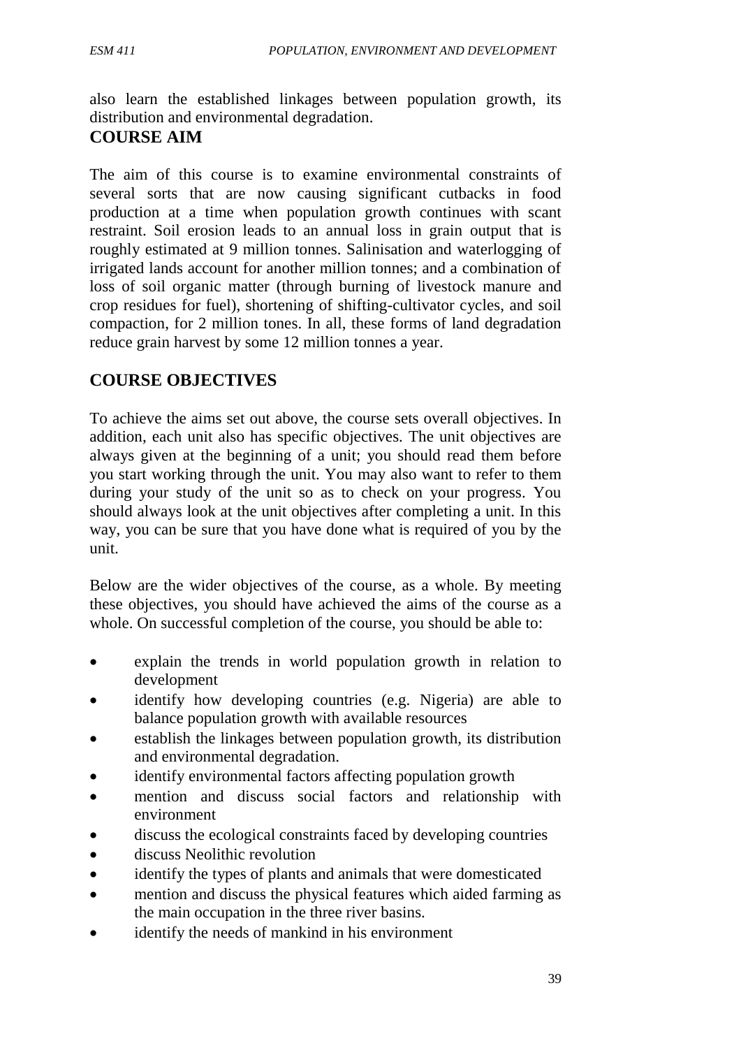also learn the established linkages between population growth, its distribution and environmental degradation.

## COURSE AIM

The aim of this course is to examine environmental constraints of several sorts that are now causing significant cutbacks in food production at a time when population growth continues with scant restraint. Soil erosion leads to an annual loss in grain output that is roughly estimated at 9 million tonnes. Salinisation and waterlogging of irrigated lands account for another million tonnes; and a combination of loss of soil organic matter (through burning of livestock manure and crop residues for fuel), shortening of shifting-cultivator cycles, and soil compaction, for 2 million tones. In all, these forms of land degradation reduce grain harvest by some 12 million tonnes a year.

## COURSE OBJECTIVES

To achieve the aims set out above, the course sets overall objectives. In addition, each unit also has specific objectives. The unit objectives are always given at the beginning of a unit; you should read them before you start working through the unit. You may also want to refer to them during your study of the unit so as to check on your progress. You should always look at the unit objectives after completing a unit. In this way, you can be sure that you have done what is required of you by the unit.

Below are the wider objectives of the course, as a whole. By meeting these objectives, you should have achieved the aims of the course as a whole. On successful completion of the course, you should be able to:

- explain the trends in world population growth in relation to development
- identify how developing countries (e.g. Nigeria) are able to balance population growth with available resources
- establish the linkages between population growth, its distribution and environmental degradation.
- identify environmental factors affecting population growth
- mention and discuss social factors and relationship with environment
- discuss the ecological constraints faced by developing countries
- discuss Neolithic revolution
- identify the types of plants and animals that were domesticated
- mention and discuss the physical features which aided farming as the main occupation in the three river basins.
- identify the needs of mankind in his environment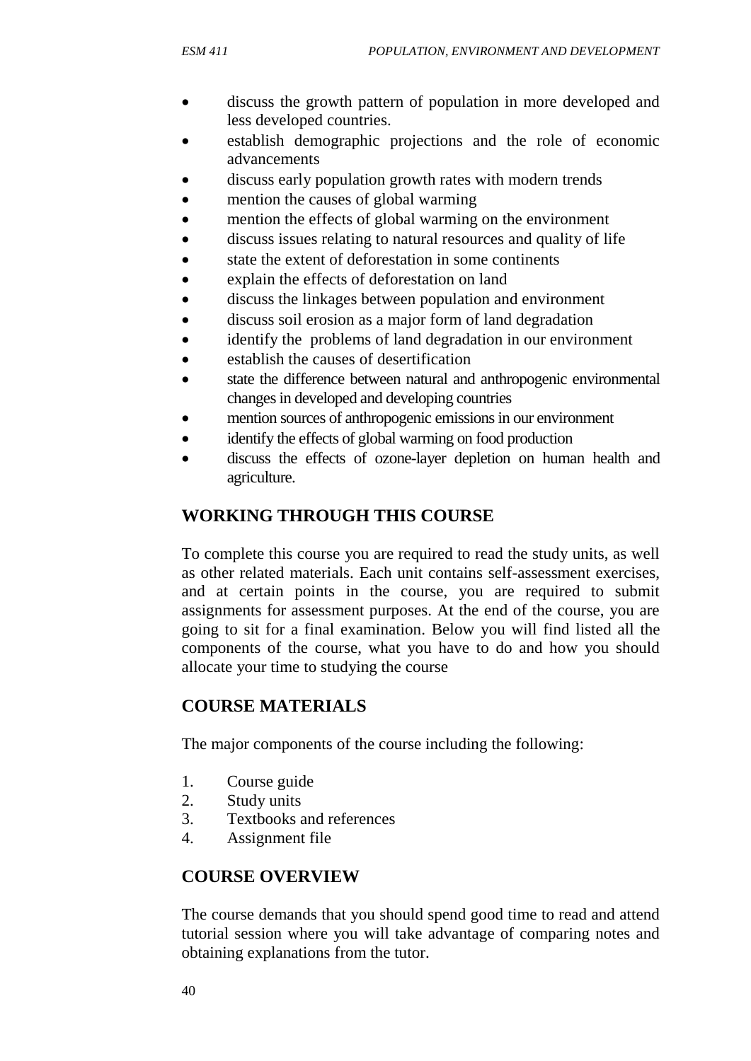- discuss the growth pattern of population in more developed and less developed countries.
- establish demographic projections and the role of economic advancements
- discuss early population growth rates with modern trends
- mention the causes of global warming
- mention the effects of global warming on the environment
- discuss issues relating to natural resources and quality of life
- state the extent of deforestation in some continents
- explain the effects of deforestation on land
- discuss the linkages between population and environment
- discuss soil erosion as a major form of land degradation
- identify the problems of land degradation in our environment
- establish the causes of desertification
- state the difference between natural and anthropogenic environmental changes in developed and developing countries
- mention sources of anthropogenic emissions in our environment
- identify the effects of global warming on food production
- discuss the effects of ozone-layer depletion on human health and agriculture.

## WORKING THROUGH THIS COURSE

To complete this course you are required to read the study units, as well as other related materials. Each unit contains self-assessment exercises, and at certain points in the course, you are required to submit assignments for assessment purposes. At the end of the course, you are going to sit for a final examination. Below you will find listed all the components of the course, what you have to do and how you should allocate your time to studying the course

## COURSE MATERIALS

The major components of the course including the following:

1. Course guide
2. Study units
3. Textbooks and references
4. Assignment file

## COURSE OVERVIEW

The course demands that you should spend good time to read and attend tutorial session where you will take advantage of comparing notes and obtaining explanations from the tutor.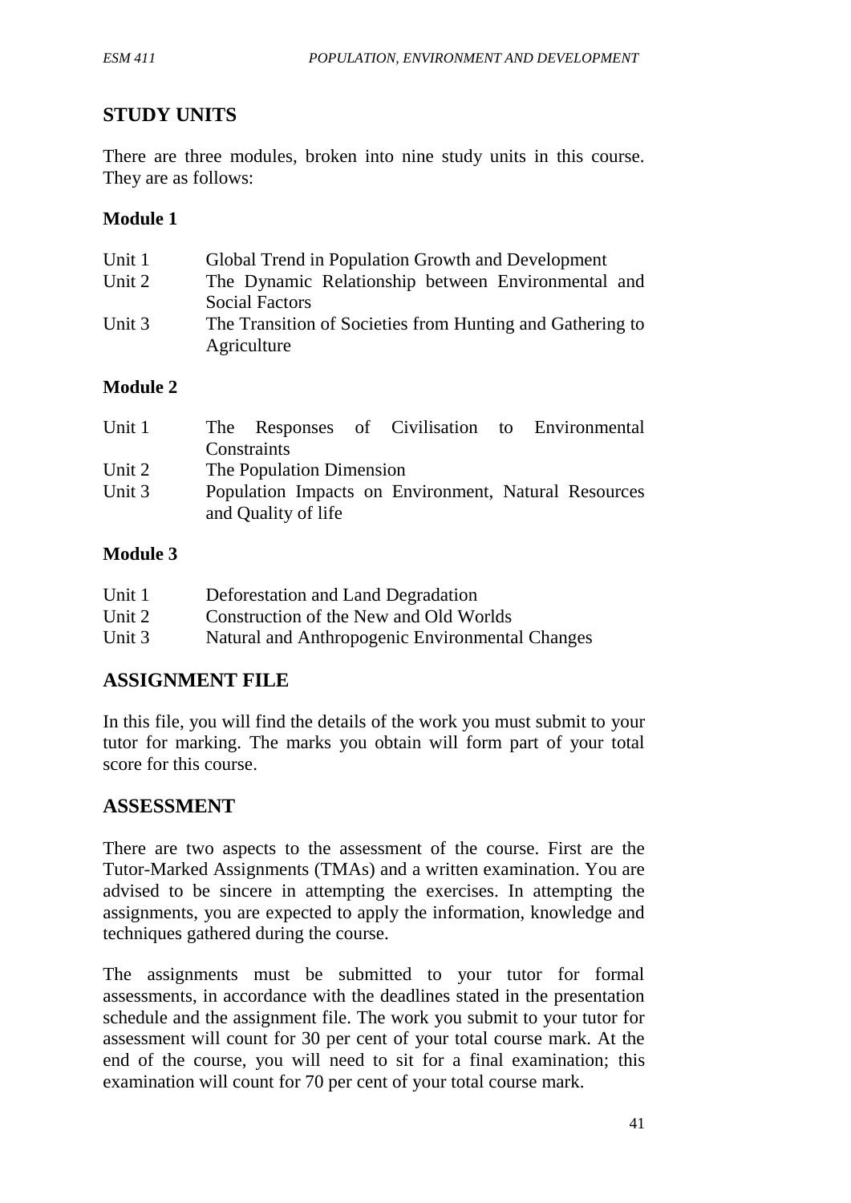## STUDY UNITS

There are three modules, broken into nine study units in this course. They are as follows:

**Module 1**

| | |
|---|---|
| Unit 1 | Global Trend in Population Growth and Development |
| Unit 2 | The Dynamic Relationship between Environmental and Social Factors |
| Unit 3 | The Transition of Societies from Hunting and Gathering to Agriculture |

**Module 2**

| | |
|---|---|
| Unit 1 | The Responses of Civilisation to Environmental Constraints |
| Unit 2 | The Population Dimension |
| Unit 3 | Population Impacts on Environment, Natural Resources and Quality of life |

**Module 3**

| | |
|---|---|
| Unit 1 | Deforestation and Land Degradation |
| Unit 2 | Construction of the New and Old Worlds |
| Unit 3 | Natural and Anthropogenic Environmental Changes |

## ASSIGNMENT FILE

In this file, you will find the details of the work you must submit to your tutor for marking. The marks you obtain will form part of your total score for this course.

## ASSESSMENT

There are two aspects to the assessment of the course. First are the Tutor-Marked Assignments (TMAs) and a written examination. You are advised to be sincere in attempting the exercises. In attempting the assignments, you are expected to apply the information, knowledge and techniques gathered during the course.

The assignments must be submitted to your tutor for formal assessments, in accordance with the deadlines stated in the presentation schedule and the assignment file. The work you submit to your tutor for assessment will count for 30 per cent of your total course mark. At the end of the course, you will need to sit for a final examination; this examination will count for 70 per cent of your total course mark.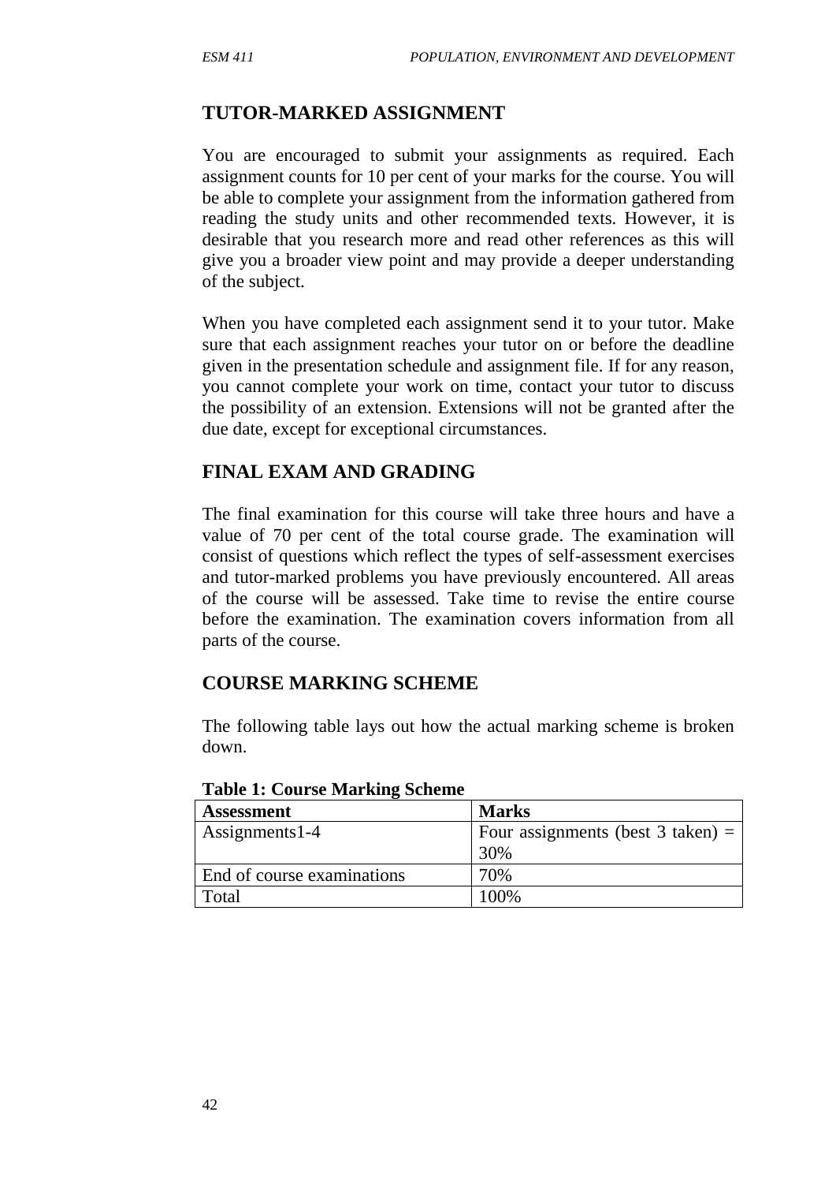## TUTOR-MARKED ASSIGNMENT

You are encouraged to submit your assignments as required. Each assignment counts for 10 per cent of your marks for the course. You will be able to complete your assignment from the information gathered from reading the study units and other recommended texts. However, it is desirable that you research more and read other references as this will give you a broader view point and may provide a deeper understanding of the subject.

When you have completed each assignment send it to your tutor. Make sure that each assignment reaches your tutor on or before the deadline given in the presentation schedule and assignment file. If for any reason, you cannot complete your work on time, contact your tutor to discuss the possibility of an extension. Extensions will not be granted after the due date, except for exceptional circumstances.

## FINAL EXAM AND GRADING

The final examination for this course will take three hours and have a value of 70 per cent of the total course grade. The examination will consist of questions which reflect the types of self-assessment exercises and tutor-marked problems you have previously encountered. All areas of the course will be assessed. Take time to revise the entire course before the examination. The examination covers information from all parts of the course.

## COURSE MARKING SCHEME

The following table lays out how the actual marking scheme is broken down.

**Table 1: Course Marking Scheme**

| **Assessment** | **Marks** |
|---|---|
| Assignments1-4 | Four assignments (best 3 taken) = 30% |
| End of course examinations | 70% |
| Total | 100% |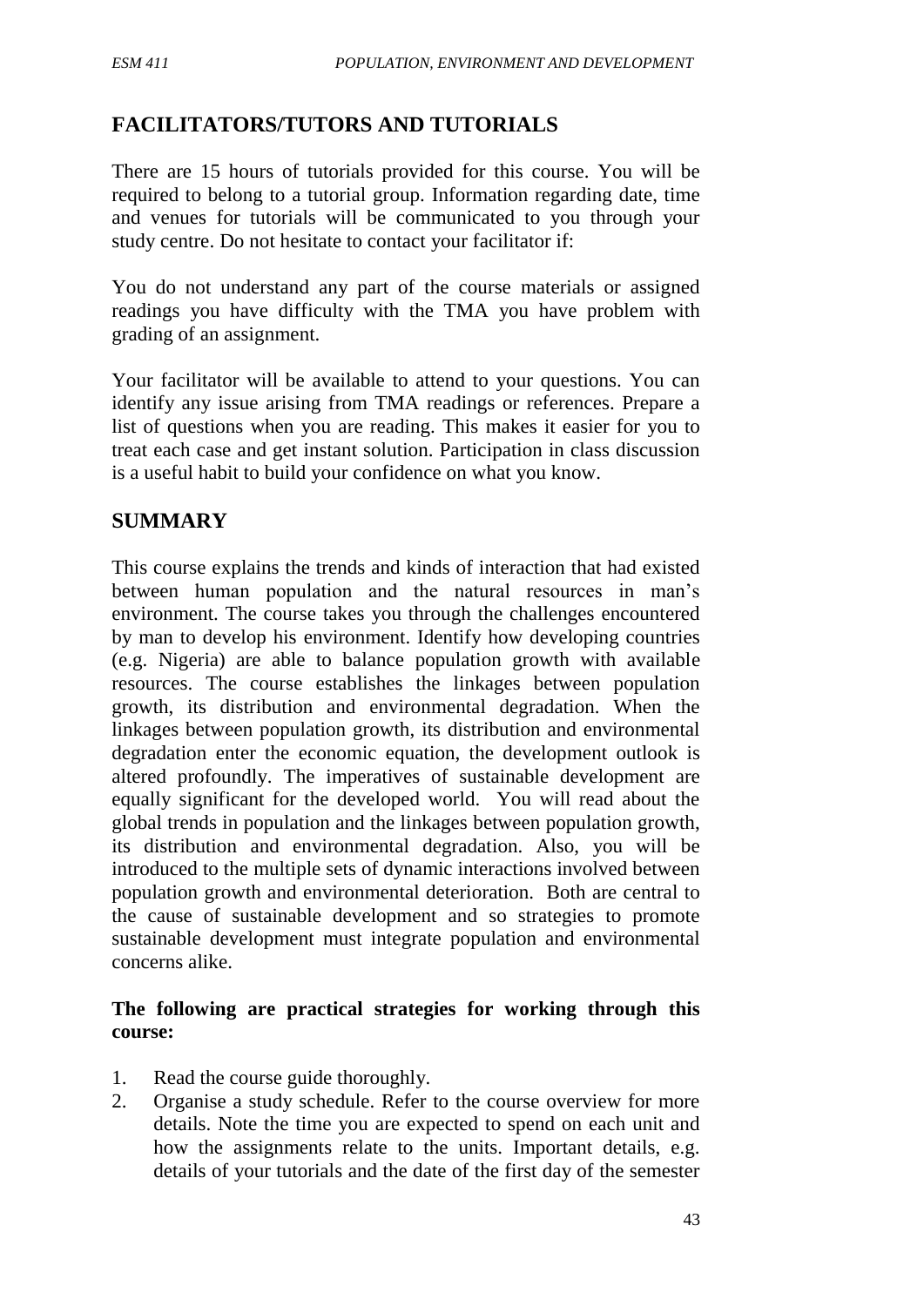## FACILITATORS/TUTORS AND TUTORIALS

There are 15 hours of tutorials provided for this course. You will be required to belong to a tutorial group. Information regarding date, time and venues for tutorials will be communicated to you through your study centre. Do not hesitate to contact your facilitator if:

You do not understand any part of the course materials or assigned readings you have difficulty with the TMA you have problem with grading of an assignment.

Your facilitator will be available to attend to your questions. You can identify any issue arising from TMA readings or references. Prepare a list of questions when you are reading. This makes it easier for you to treat each case and get instant solution. Participation in class discussion is a useful habit to build your confidence on what you know.

## SUMMARY

This course explains the trends and kinds of interaction that had existed between human population and the natural resources in man's environment. The course takes you through the challenges encountered by man to develop his environment. Identify how developing countries (e.g. Nigeria) are able to balance population growth with available resources. The course establishes the linkages between population growth, its distribution and environmental degradation. When the linkages between population growth, its distribution and environmental degradation enter the economic equation, the development outlook is altered profoundly. The imperatives of sustainable development are equally significant for the developed world. You will read about the global trends in population and the linkages between population growth, its distribution and environmental degradation. Also, you will be introduced to the multiple sets of dynamic interactions involved between population growth and environmental deterioration. Both are central to the cause of sustainable development and so strategies to promote sustainable development must integrate population and environmental concerns alike.

**The following are practical strategies for working through this course:**

1. Read the course guide thoroughly.
2. Organise a study schedule. Refer to the course overview for more details. Note the time you are expected to spend on each unit and how the assignments relate to the units. Important details, e.g. details of your tutorials and the date of the first day of the semester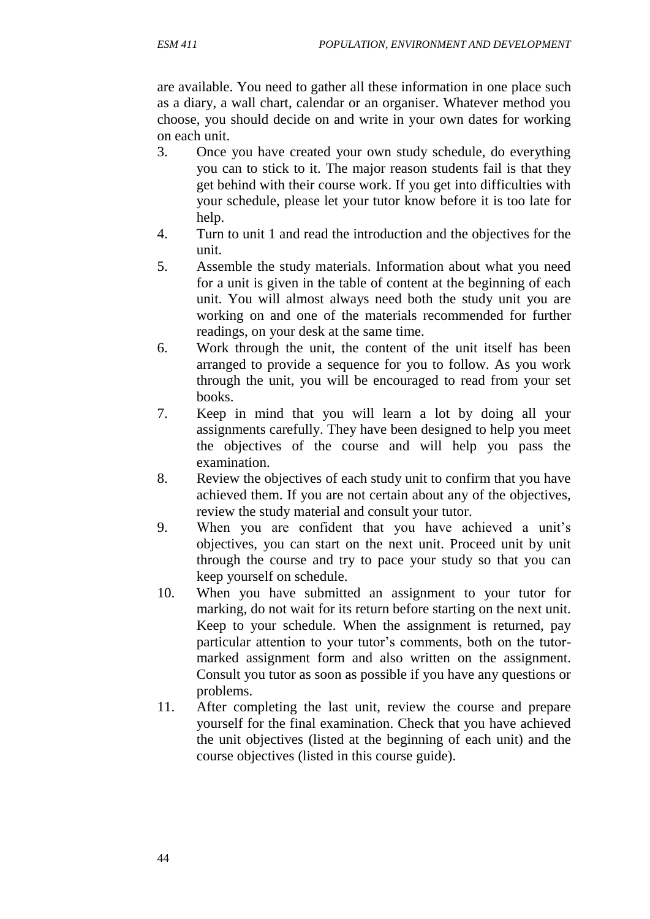are available. You need to gather all these information in one place such as a diary, a wall chart, calendar or an organiser. Whatever method you choose, you should decide on and write in your own dates for working on each unit.

3. Once you have created your own study schedule, do everything you can to stick to it. The major reason students fail is that they get behind with their course work. If you get into difficulties with your schedule, please let your tutor know before it is too late for help.
4. Turn to unit 1 and read the introduction and the objectives for the unit.
5. Assemble the study materials. Information about what you need for a unit is given in the table of content at the beginning of each unit. You will almost always need both the study unit you are working on and one of the materials recommended for further readings, on your desk at the same time.
6. Work through the unit, the content of the unit itself has been arranged to provide a sequence for you to follow. As you work through the unit, you will be encouraged to read from your set books.
7. Keep in mind that you will learn a lot by doing all your assignments carefully. They have been designed to help you meet the objectives of the course and will help you pass the examination.
8. Review the objectives of each study unit to confirm that you have achieved them. If you are not certain about any of the objectives, review the study material and consult your tutor.
9. When you are confident that you have achieved a unit's objectives, you can start on the next unit. Proceed unit by unit through the course and try to pace your study so that you can keep yourself on schedule.
10. When you have submitted an assignment to your tutor for marking, do not wait for its return before starting on the next unit. Keep to your schedule. When the assignment is returned, pay particular attention to your tutor's comments, both on the tutor-marked assignment form and also written on the assignment. Consult you tutor as soon as possible if you have any questions or problems.
11. After completing the last unit, review the course and prepare yourself for the final examination. Check that you have achieved the unit objectives (listed at the beginning of each unit) and the course objectives (listed in this course guide).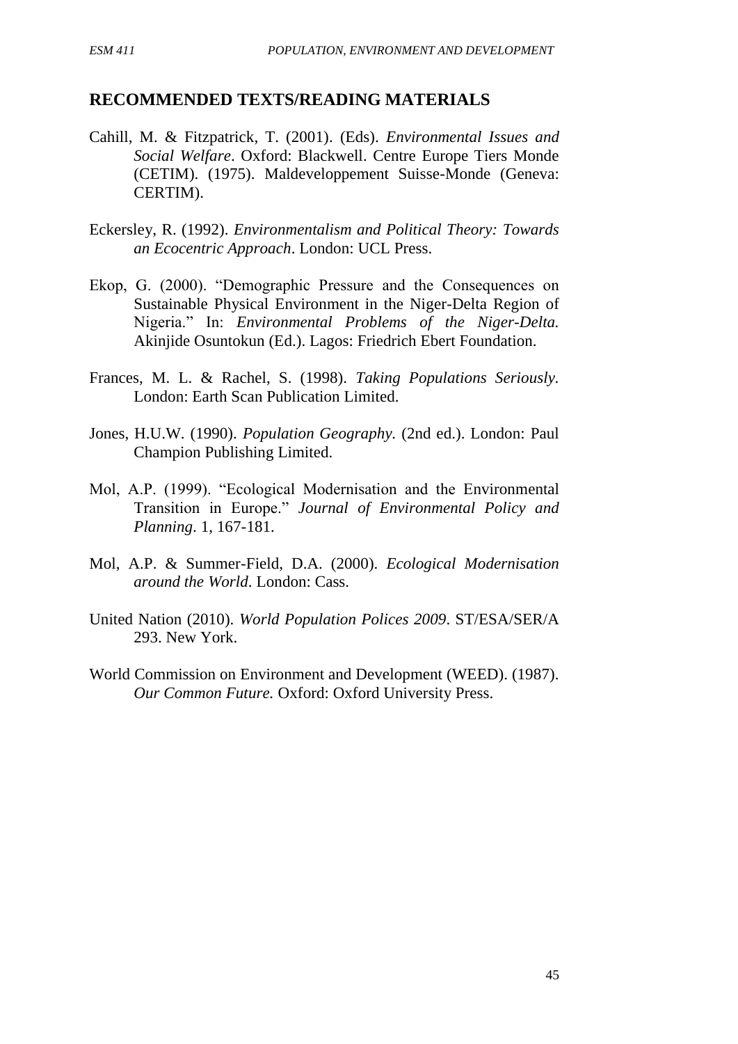## RECOMMENDED TEXTS/READING MATERIALS

Cahill, M. & Fitzpatrick, T. (2001). (Eds). *Environmental Issues and Social Welfare*. Oxford: Blackwell. Centre Europe Tiers Monde (CETIM). (1975). Maldeveloppement Suisse-Monde (Geneva: CERTIM).

Eckersley, R. (1992). *Environmentalism and Political Theory: Towards an Ecocentric Approach*. London: UCL Press.

Ekop, G. (2000). "Demographic Pressure and the Consequences on Sustainable Physical Environment in the Niger-Delta Region of Nigeria." In: *Environmental Problems of the Niger-Delta.* Akinjide Osuntokun (Ed.). Lagos: Friedrich Ebert Foundation.

Frances, M. L. & Rachel, S. (1998). *Taking Populations Seriously.* London: Earth Scan Publication Limited.

Jones, H.U.W. (1990). *Population Geography.* (2nd ed.). London: Paul Champion Publishing Limited.

Mol, A.P. (1999). "Ecological Modernisation and the Environmental Transition in Europe." *Journal of Environmental Policy and Planning*. 1, 167-181.

Mol, A.P. & Summer-Field, D.A. (2000). *Ecological Modernisation around the World*. London: Cass.

United Nation (2010). *World Population Polices 2009*. ST/ESA/SER/A 293. New York.

World Commission on Environment and Development (WEED). (1987). *Our Common Future.* Oxford: Oxford University Press.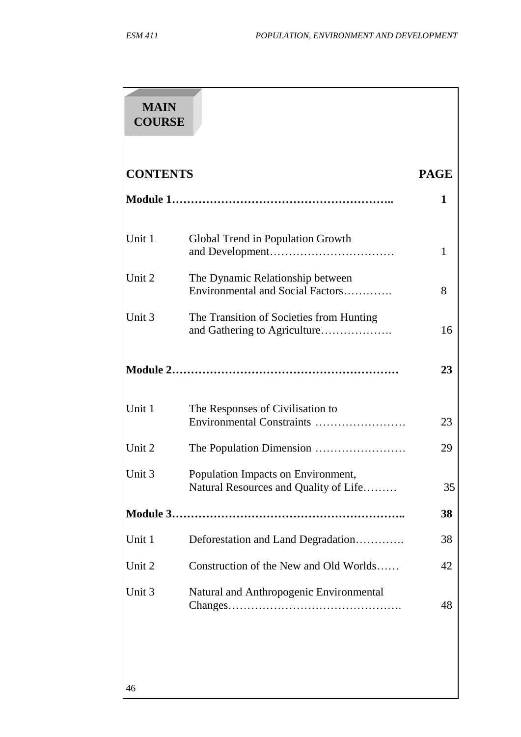# MAIN COURSE

| CONTENTS | | PAGE |
|---|---|---|
| **Module 1** | | **1** |
| Unit 1 | Global Trend in Population Growth and Development | 1 |
| Unit 2 | The Dynamic Relationship between Environmental and Social Factors | 8 |
| Unit 3 | The Transition of Societies from Hunting and Gathering to Agriculture | 16 |
| **Module 2** | | **23** |
| Unit 1 | The Responses of Civilisation to Environmental Constraints | 23 |
| Unit 2 | The Population Dimension | 29 |
| Unit 3 | Population Impacts on Environment, Natural Resources and Quality of Life | 35 |
| **Module 3** | | **38** |
| Unit 1 | Deforestation and Land Degradation | 38 |
| Unit 2 | Construction of the New and Old Worlds | 42 |
| Unit 3 | Natural and Anthropogenic Environmental Changes | 48 |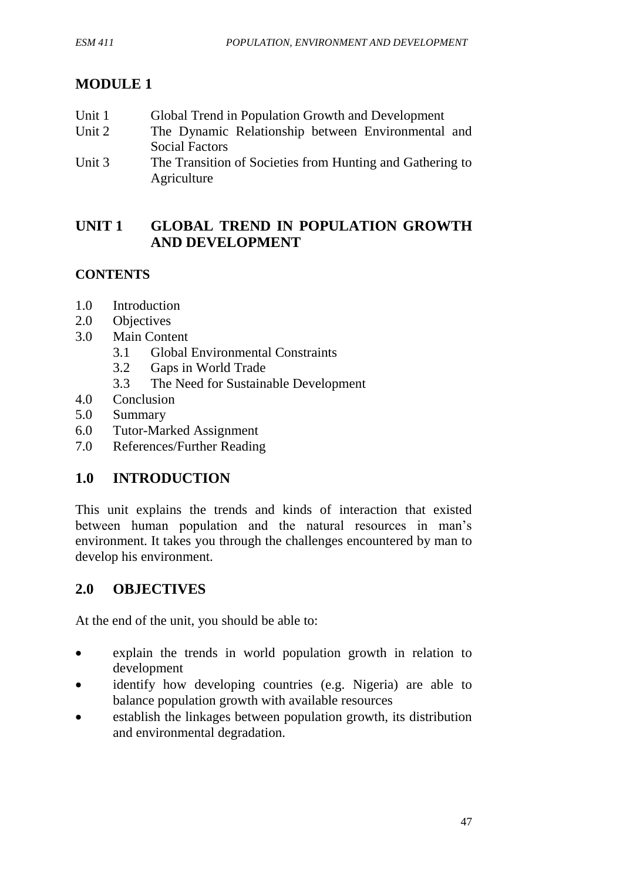# MODULE 1

Unit 1 Global Trend in Population Growth and Development
Unit 2 The Dynamic Relationship between Environmental and Social Factors
Unit 3 The Transition of Societies from Hunting and Gathering to Agriculture

## UNIT 1 GLOBAL TREND IN POPULATION GROWTH AND DEVELOPMENT

**CONTENTS**

1.0 Introduction
2.0 Objectives
3.0 Main Content
  3.1 Global Environmental Constraints
  3.2 Gaps in World Trade
  3.3 The Need for Sustainable Development
4.0 Conclusion
5.0 Summary
6.0 Tutor-Marked Assignment
7.0 References/Further Reading

## 1.0 INTRODUCTION

This unit explains the trends and kinds of interaction that existed between human population and the natural resources in man's environment. It takes you through the challenges encountered by man to develop his environment.

## 2.0 OBJECTIVES

At the end of the unit, you should be able to:

- explain the trends in world population growth in relation to development
- identify how developing countries (e.g. Nigeria) are able to balance population growth with available resources
- establish the linkages between population growth, its distribution and environmental degradation.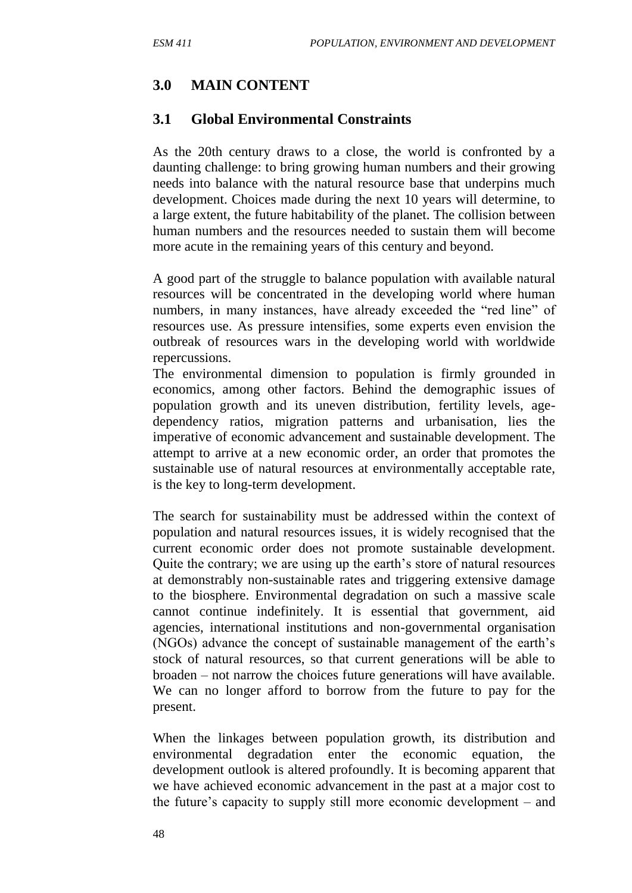## 3.0 MAIN CONTENT

### 3.1 Global Environmental Constraints

As the 20th century draws to a close, the world is confronted by a daunting challenge: to bring growing human numbers and their growing needs into balance with the natural resource base that underpins much development. Choices made during the next 10 years will determine, to a large extent, the future habitability of the planet. The collision between human numbers and the resources needed to sustain them will become more acute in the remaining years of this century and beyond.

A good part of the struggle to balance population with available natural resources will be concentrated in the developing world where human numbers, in many instances, have already exceeded the "red line" of resources use. As pressure intensifies, some experts even envision the outbreak of resources wars in the developing world with worldwide repercussions.

The environmental dimension to population is firmly grounded in economics, among other factors. Behind the demographic issues of population growth and its uneven distribution, fertility levels, age-dependency ratios, migration patterns and urbanisation, lies the imperative of economic advancement and sustainable development. The attempt to arrive at a new economic order, an order that promotes the sustainable use of natural resources at environmentally acceptable rate, is the key to long-term development.

The search for sustainability must be addressed within the context of population and natural resources issues, it is widely recognised that the current economic order does not promote sustainable development. Quite the contrary; we are using up the earth's store of natural resources at demonstrably non-sustainable rates and triggering extensive damage to the biosphere. Environmental degradation on such a massive scale cannot continue indefinitely. It is essential that government, aid agencies, international institutions and non-governmental organisation (NGOs) advance the concept of sustainable management of the earth's stock of natural resources, so that current generations will be able to broaden – not narrow the choices future generations will have available. We can no longer afford to borrow from the future to pay for the present.

When the linkages between population growth, its distribution and environmental degradation enter the economic equation, the development outlook is altered profoundly. It is becoming apparent that we have achieved economic advancement in the past at a major cost to the future's capacity to supply still more economic development – and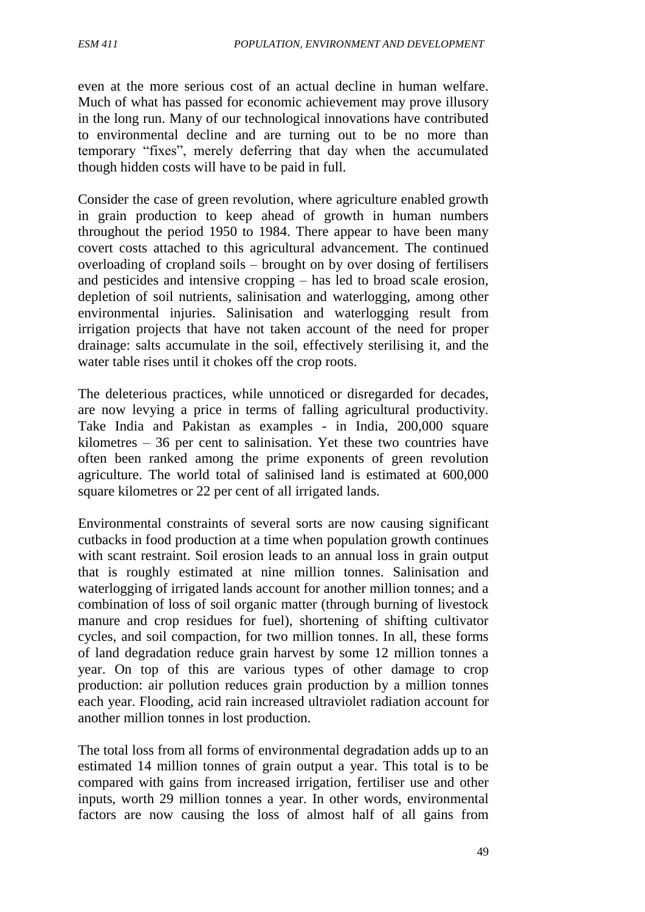even at the more serious cost of an actual decline in human welfare. Much of what has passed for economic achievement may prove illusory in the long run. Many of our technological innovations have contributed to environmental decline and are turning out to be no more than temporary "fixes", merely deferring that day when the accumulated though hidden costs will have to be paid in full.

Consider the case of green revolution, where agriculture enabled growth in grain production to keep ahead of growth in human numbers throughout the period 1950 to 1984. There appear to have been many covert costs attached to this agricultural advancement. The continued overloading of cropland soils – brought on by over dosing of fertilisers and pesticides and intensive cropping – has led to broad scale erosion, depletion of soil nutrients, salinisation and waterlogging, among other environmental injuries. Salinisation and waterlogging result from irrigation projects that have not taken account of the need for proper drainage: salts accumulate in the soil, effectively sterilising it, and the water table rises until it chokes off the crop roots.

The deleterious practices, while unnoticed or disregarded for decades, are now levying a price in terms of falling agricultural productivity. Take India and Pakistan as examples - in India, 200,000 square kilometres – 36 per cent to salinisation. Yet these two countries have often been ranked among the prime exponents of green revolution agriculture. The world total of salinised land is estimated at 600,000 square kilometres or 22 per cent of all irrigated lands.

Environmental constraints of several sorts are now causing significant cutbacks in food production at a time when population growth continues with scant restraint. Soil erosion leads to an annual loss in grain output that is roughly estimated at nine million tonnes. Salinisation and waterlogging of irrigated lands account for another million tonnes; and a combination of loss of soil organic matter (through burning of livestock manure and crop residues for fuel), shortening of shifting cultivator cycles, and soil compaction, for two million tonnes. In all, these forms of land degradation reduce grain harvest by some 12 million tonnes a year. On top of this are various types of other damage to crop production: air pollution reduces grain production by a million tonnes each year. Flooding, acid rain increased ultraviolet radiation account for another million tonnes in lost production.

The total loss from all forms of environmental degradation adds up to an estimated 14 million tonnes of grain output a year. This total is to be compared with gains from increased irrigation, fertiliser use and other inputs, worth 29 million tonnes a year. In other words, environmental factors are now causing the loss of almost half of all gains from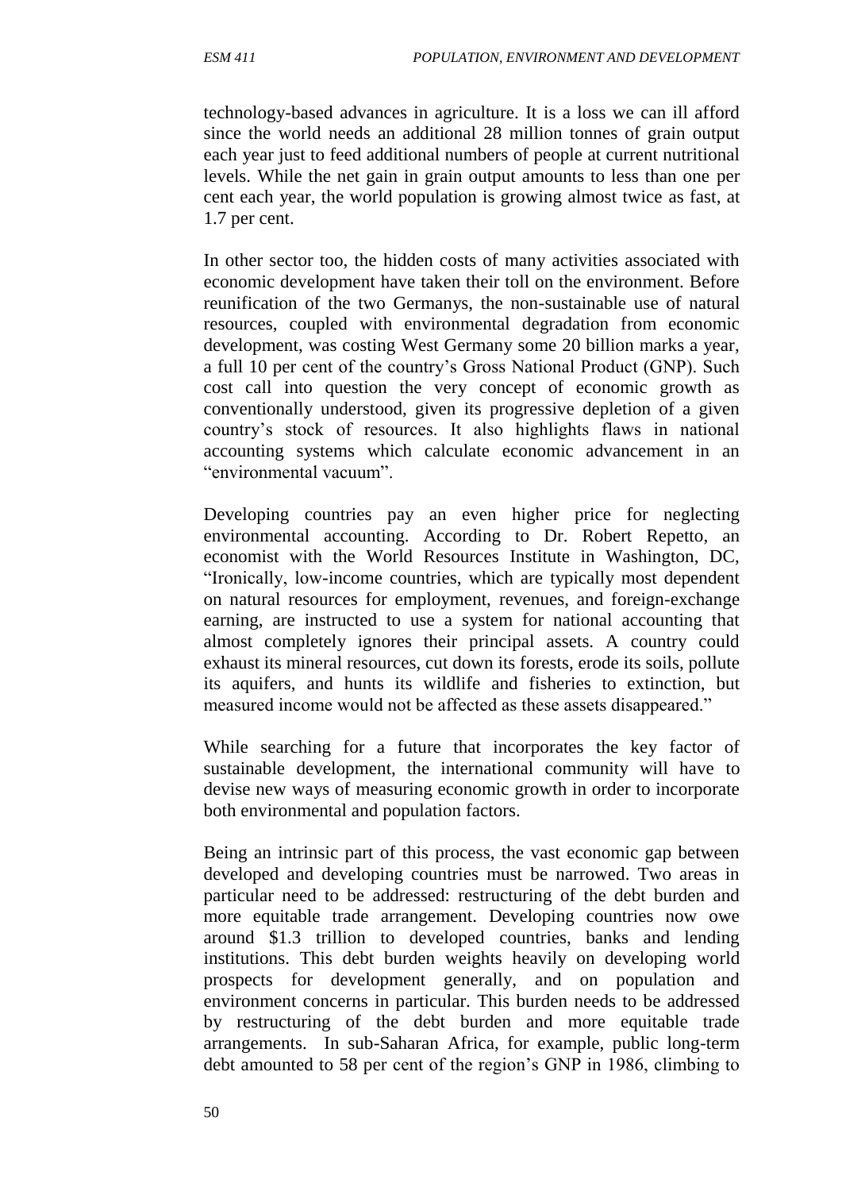technology-based advances in agriculture. It is a loss we can ill afford since the world needs an additional 28 million tonnes of grain output each year just to feed additional numbers of people at current nutritional levels. While the net gain in grain output amounts to less than one per cent each year, the world population is growing almost twice as fast, at 1.7 per cent.

In other sector too, the hidden costs of many activities associated with economic development have taken their toll on the environment. Before reunification of the two Germanys, the non-sustainable use of natural resources, coupled with environmental degradation from economic development, was costing West Germany some 20 billion marks a year, a full 10 per cent of the country's Gross National Product (GNP). Such cost call into question the very concept of economic growth as conventionally understood, given its progressive depletion of a given country's stock of resources. It also highlights flaws in national accounting systems which calculate economic advancement in an "environmental vacuum".

Developing countries pay an even higher price for neglecting environmental accounting. According to Dr. Robert Repetto, an economist with the World Resources Institute in Washington, DC, "Ironically, low-income countries, which are typically most dependent on natural resources for employment, revenues, and foreign-exchange earning, are instructed to use a system for national accounting that almost completely ignores their principal assets. A country could exhaust its mineral resources, cut down its forests, erode its soils, pollute its aquifers, and hunts its wildlife and fisheries to extinction, but measured income would not be affected as these assets disappeared."

While searching for a future that incorporates the key factor of sustainable development, the international community will have to devise new ways of measuring economic growth in order to incorporate both environmental and population factors.

Being an intrinsic part of this process, the vast economic gap between developed and developing countries must be narrowed. Two areas in particular need to be addressed: restructuring of the debt burden and more equitable trade arrangement. Developing countries now owe around $1.3 trillion to developed countries, banks and lending institutions. This debt burden weights heavily on developing world prospects for development generally, and on population and environment concerns in particular. This burden needs to be addressed by restructuring of the debt burden and more equitable trade arrangements. In sub-Saharan Africa, for example, public long-term debt amounted to 58 per cent of the region's GNP in 1986, climbing to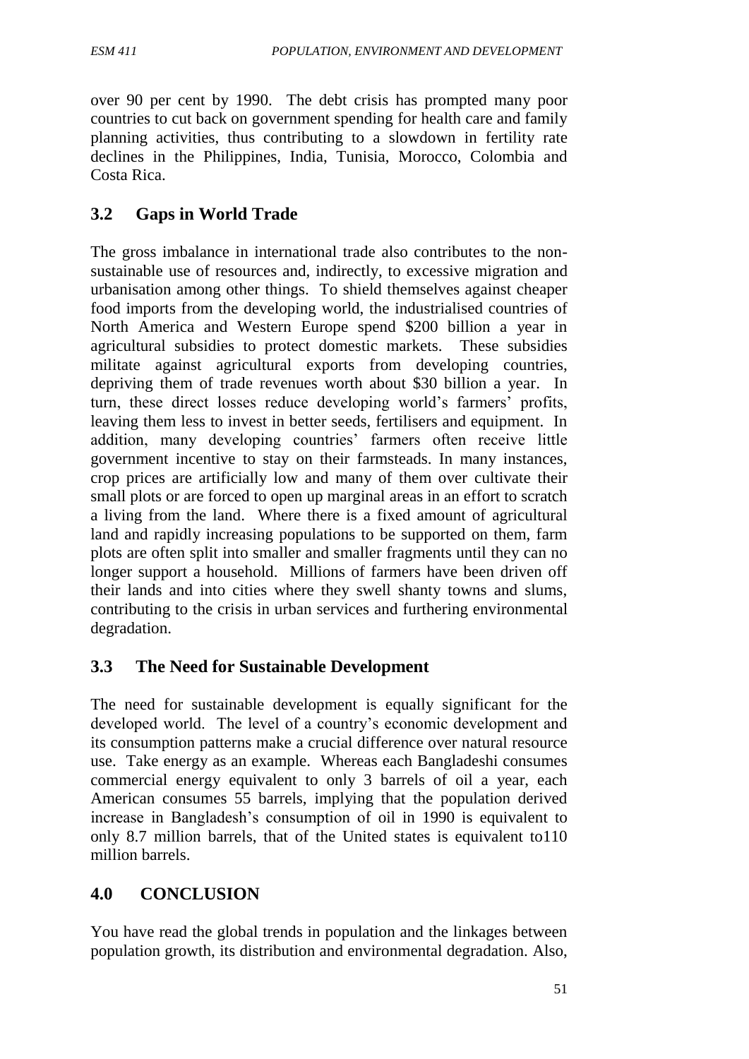over 90 per cent by 1990. The debt crisis has prompted many poor countries to cut back on government spending for health care and family planning activities, thus contributing to a slowdown in fertility rate declines in the Philippines, India, Tunisia, Morocco, Colombia and Costa Rica.

## 3.2 Gaps in World Trade

The gross imbalance in international trade also contributes to the non-sustainable use of resources and, indirectly, to excessive migration and urbanisation among other things. To shield themselves against cheaper food imports from the developing world, the industrialised countries of North America and Western Europe spend \$200 billion a year in agricultural subsidies to protect domestic markets. These subsidies militate against agricultural exports from developing countries, depriving them of trade revenues worth about \$30 billion a year. In turn, these direct losses reduce developing world's farmers' profits, leaving them less to invest in better seeds, fertilisers and equipment. In addition, many developing countries' farmers often receive little government incentive to stay on their farmsteads. In many instances, crop prices are artificially low and many of them over cultivate their small plots or are forced to open up marginal areas in an effort to scratch a living from the land. Where there is a fixed amount of agricultural land and rapidly increasing populations to be supported on them, farm plots are often split into smaller and smaller fragments until they can no longer support a household. Millions of farmers have been driven off their lands and into cities where they swell shanty towns and slums, contributing to the crisis in urban services and furthering environmental degradation.

## 3.3 The Need for Sustainable Development

The need for sustainable development is equally significant for the developed world. The level of a country's economic development and its consumption patterns make a crucial difference over natural resource use. Take energy as an example. Whereas each Bangladeshi consumes commercial energy equivalent to only 3 barrels of oil a year, each American consumes 55 barrels, implying that the population derived increase in Bangladesh's consumption of oil in 1990 is equivalent to only 8.7 million barrels, that of the United states is equivalent to110 million barrels.

# 4.0 CONCLUSION

You have read the global trends in population and the linkages between population growth, its distribution and environmental degradation. Also,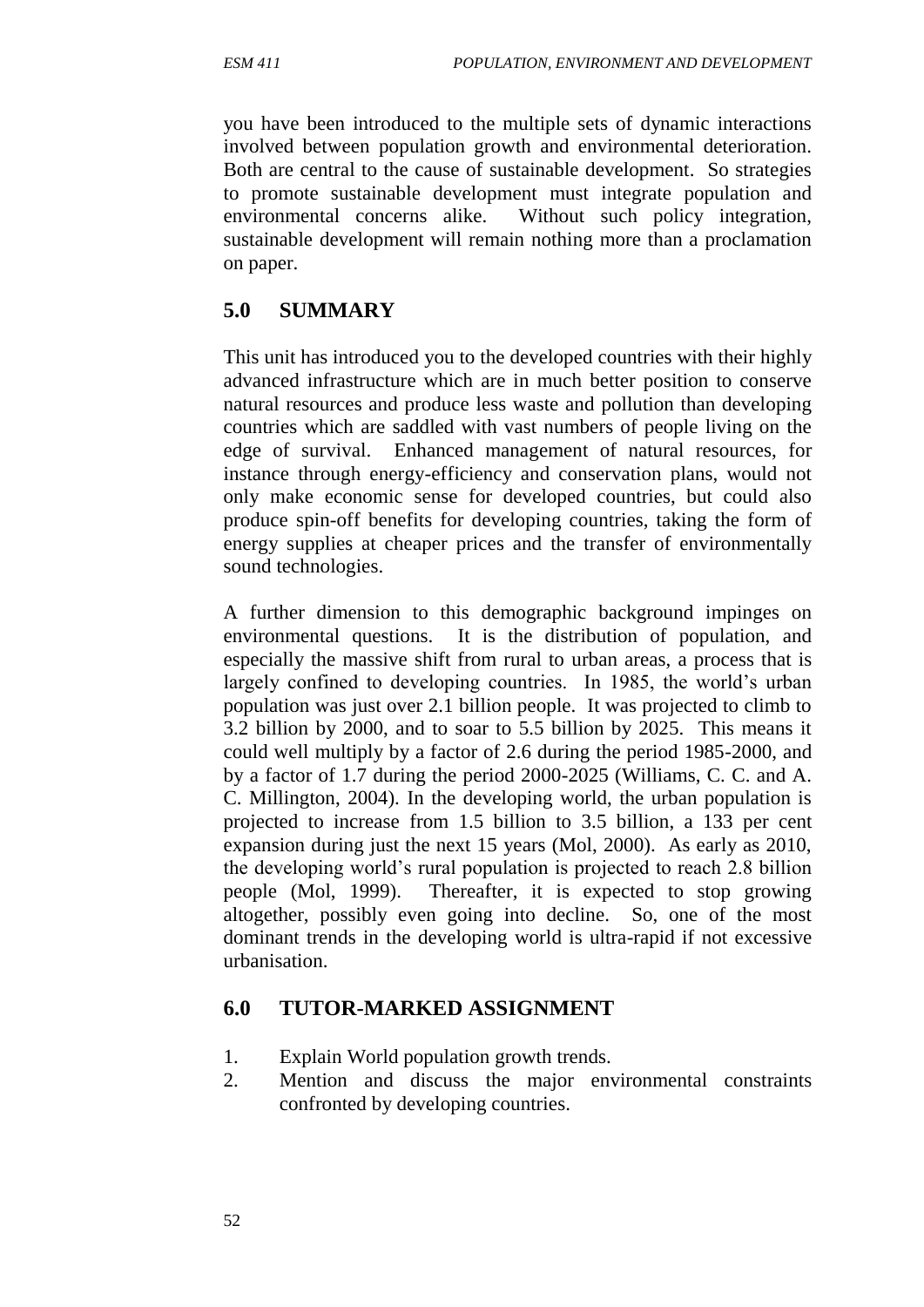you have been introduced to the multiple sets of dynamic interactions involved between population growth and environmental deterioration. Both are central to the cause of sustainable development. So strategies to promote sustainable development must integrate population and environmental concerns alike. Without such policy integration, sustainable development will remain nothing more than a proclamation on paper.

## 5.0 SUMMARY

This unit has introduced you to the developed countries with their highly advanced infrastructure which are in much better position to conserve natural resources and produce less waste and pollution than developing countries which are saddled with vast numbers of people living on the edge of survival. Enhanced management of natural resources, for instance through energy-efficiency and conservation plans, would not only make economic sense for developed countries, but could also produce spin-off benefits for developing countries, taking the form of energy supplies at cheaper prices and the transfer of environmentally sound technologies.

A further dimension to this demographic background impinges on environmental questions. It is the distribution of population, and especially the massive shift from rural to urban areas, a process that is largely confined to developing countries. In 1985, the world's urban population was just over 2.1 billion people. It was projected to climb to 3.2 billion by 2000, and to soar to 5.5 billion by 2025. This means it could well multiply by a factor of 2.6 during the period 1985-2000, and by a factor of 1.7 during the period 2000-2025 (Williams, C. C. and A. C. Millington, 2004). In the developing world, the urban population is projected to increase from 1.5 billion to 3.5 billion, a 133 per cent expansion during just the next 15 years (Mol, 2000). As early as 2010, the developing world's rural population is projected to reach 2.8 billion people (Mol, 1999). Thereafter, it is expected to stop growing altogether, possibly even going into decline. So, one of the most dominant trends in the developing world is ultra-rapid if not excessive urbanisation.

## 6.0 TUTOR-MARKED ASSIGNMENT

1. Explain World population growth trends.
2. Mention and discuss the major environmental constraints confronted by developing countries.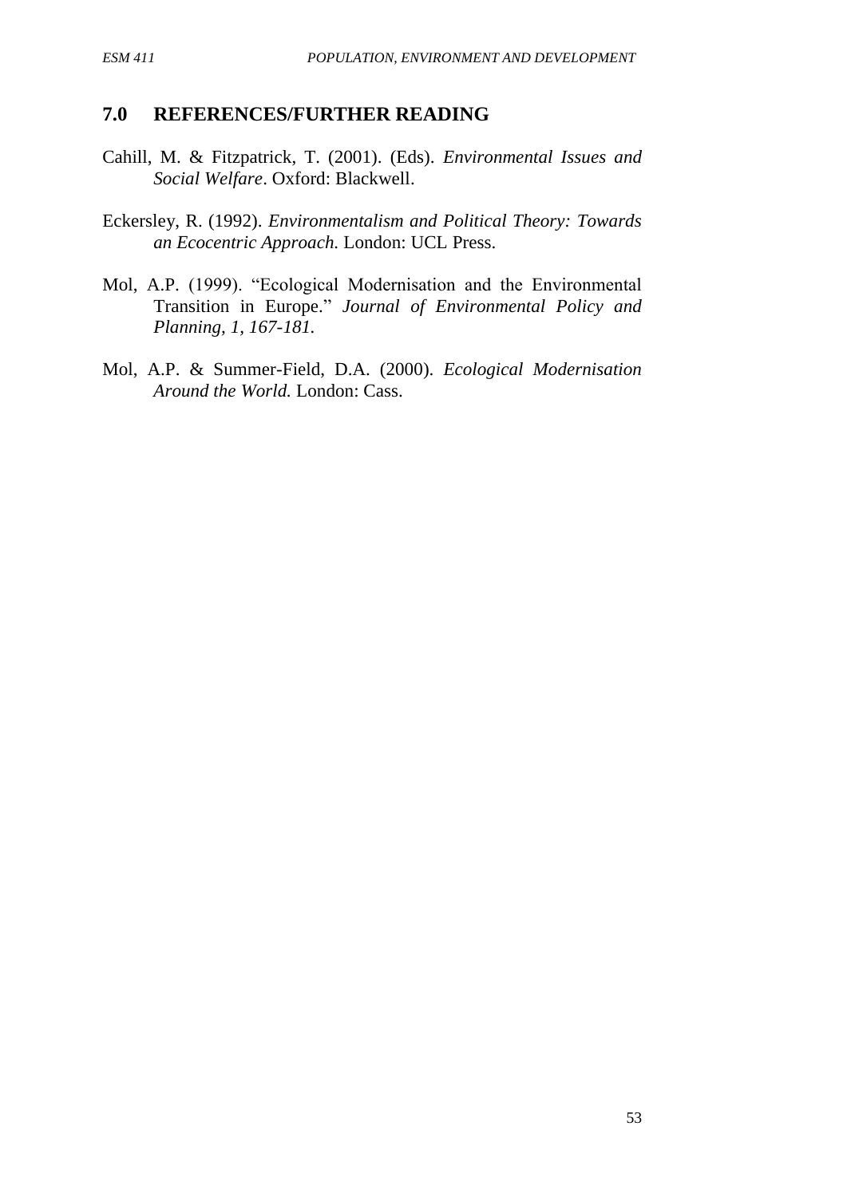## 7.0 REFERENCES/FURTHER READING

Cahill, M. & Fitzpatrick, T. (2001). (Eds). *Environmental Issues and Social Welfare*. Oxford: Blackwell.

Eckersley, R. (1992). *Environmentalism and Political Theory: Towards an Ecocentric Approach.* London: UCL Press.

Mol, A.P. (1999). "Ecological Modernisation and the Environmental Transition in Europe." *Journal of Environmental Policy and Planning, 1, 167-181.*

Mol, A.P. & Summer-Field, D.A. (2000). *Ecological Modernisation Around the World.* London: Cass.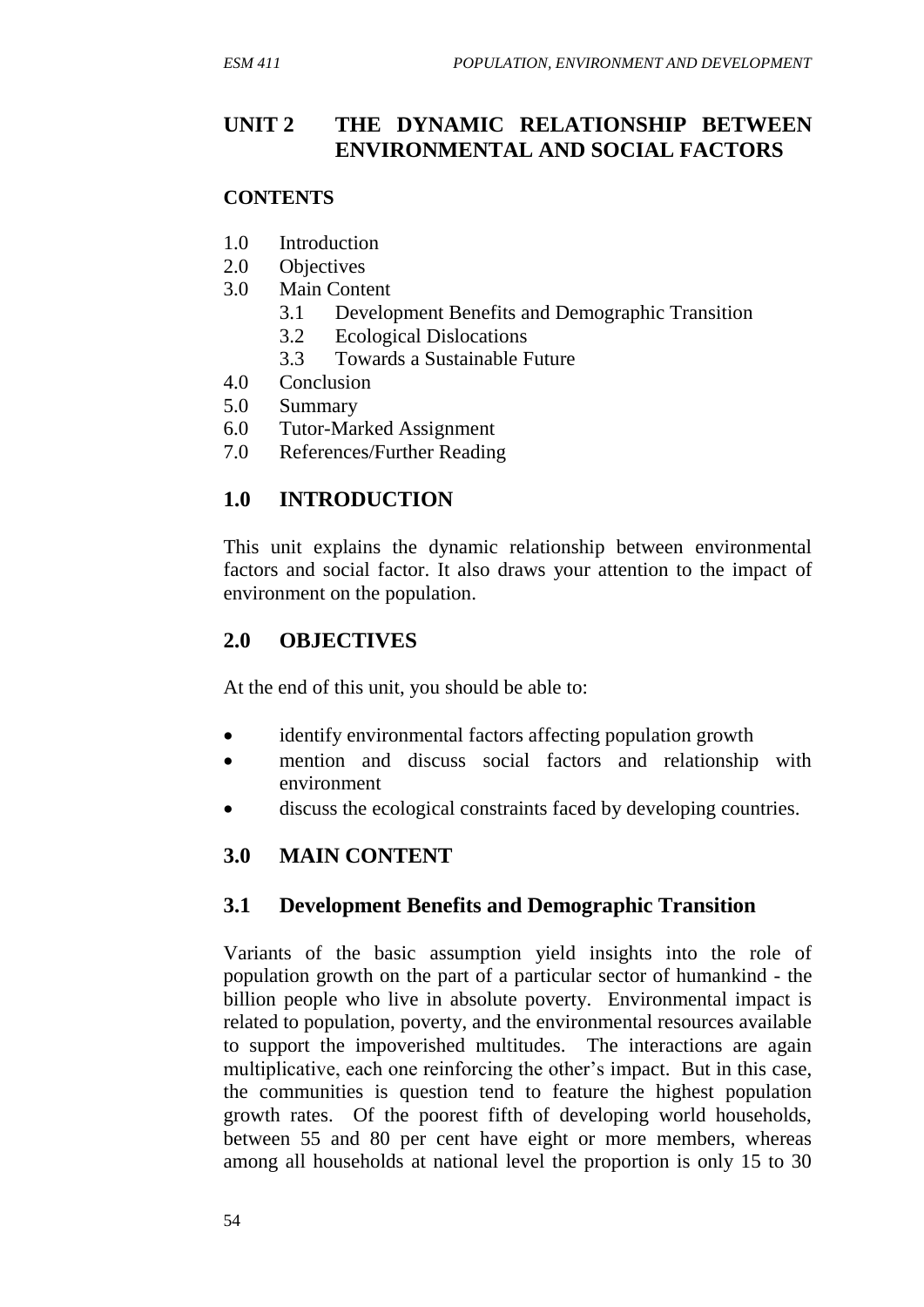## UNIT 2 THE DYNAMIC RELATIONSHIP BETWEEN ENVIRONMENTAL AND SOCIAL FACTORS

**CONTENTS**

1.0 Introduction
2.0 Objectives
3.0 Main Content
  3.1 Development Benefits and Demographic Transition
  3.2 Ecological Dislocations
  3.3 Towards a Sustainable Future
4.0 Conclusion
5.0 Summary
6.0 Tutor-Marked Assignment
7.0 References/Further Reading

## 1.0 INTRODUCTION

This unit explains the dynamic relationship between environmental factors and social factor. It also draws your attention to the impact of environment on the population.

## 2.0 OBJECTIVES

At the end of this unit, you should be able to:

- identify environmental factors affecting population growth
- mention and discuss social factors and relationship with environment
- discuss the ecological constraints faced by developing countries.

## 3.0 MAIN CONTENT

### 3.1 Development Benefits and Demographic Transition

Variants of the basic assumption yield insights into the role of population growth on the part of a particular sector of humankind - the billion people who live in absolute poverty. Environmental impact is related to population, poverty, and the environmental resources available to support the impoverished multitudes. The interactions are again multiplicative, each one reinforcing the other's impact. But in this case, the communities is question tend to feature the highest population growth rates. Of the poorest fifth of developing world households, between 55 and 80 per cent have eight or more members, whereas among all households at national level the proportion is only 15 to 30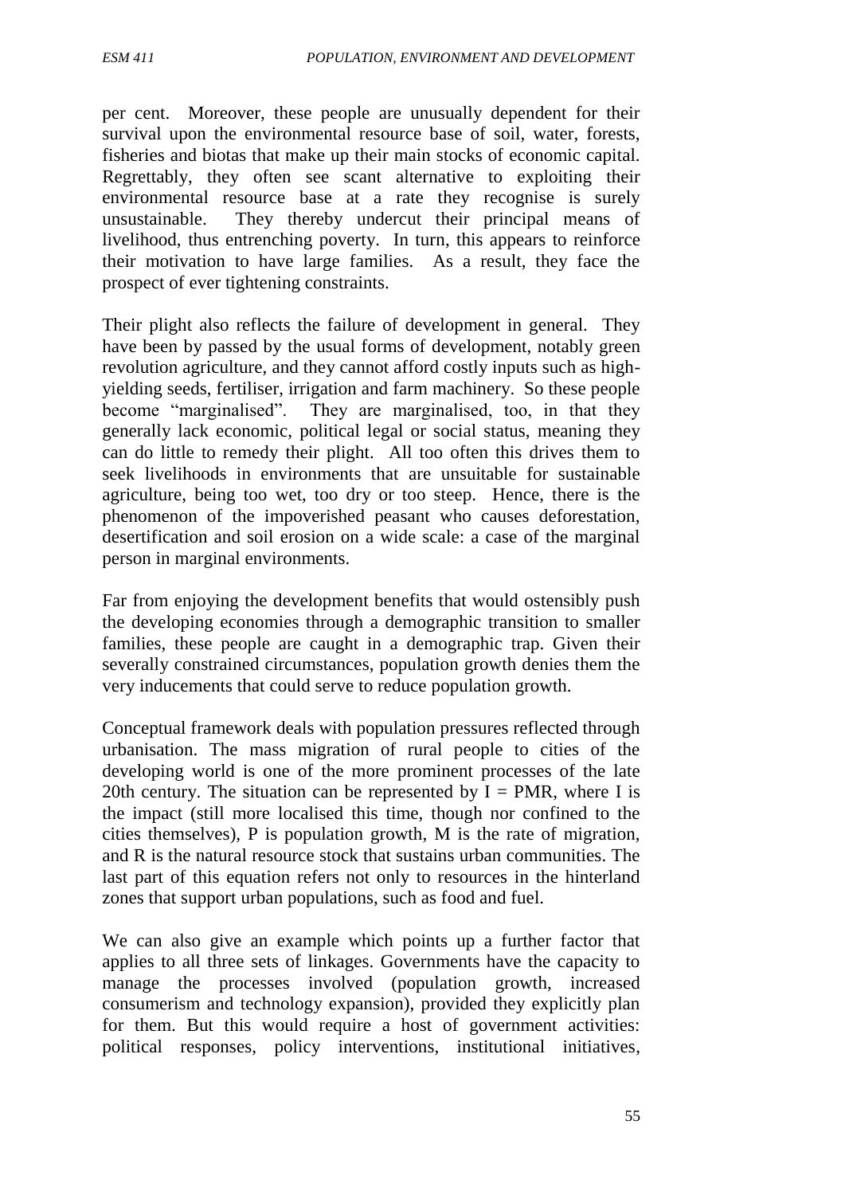per cent. Moreover, these people are unusually dependent for their survival upon the environmental resource base of soil, water, forests, fisheries and biotas that make up their main stocks of economic capital. Regrettably, they often see scant alternative to exploiting their environmental resource base at a rate they recognise is surely unsustainable. They thereby undercut their principal means of livelihood, thus entrenching poverty. In turn, this appears to reinforce their motivation to have large families. As a result, they face the prospect of ever tightening constraints.

Their plight also reflects the failure of development in general. They have been by passed by the usual forms of development, notably green revolution agriculture, and they cannot afford costly inputs such as high-yielding seeds, fertiliser, irrigation and farm machinery. So these people become "marginalised". They are marginalised, too, in that they generally lack economic, political legal or social status, meaning they can do little to remedy their plight. All too often this drives them to seek livelihoods in environments that are unsuitable for sustainable agriculture, being too wet, too dry or too steep. Hence, there is the phenomenon of the impoverished peasant who causes deforestation, desertification and soil erosion on a wide scale: a case of the marginal person in marginal environments.

Far from enjoying the development benefits that would ostensibly push the developing economies through a demographic transition to smaller families, these people are caught in a demographic trap. Given their severally constrained circumstances, population growth denies them the very inducements that could serve to reduce population growth.

Conceptual framework deals with population pressures reflected through urbanisation. The mass migration of rural people to cities of the developing world is one of the more prominent processes of the late 20th century. The situation can be represented by $I = PMR$, where I is the impact (still more localised this time, though nor confined to the cities themselves), P is population growth, M is the rate of migration, and R is the natural resource stock that sustains urban communities. The last part of this equation refers not only to resources in the hinterland zones that support urban populations, such as food and fuel.

We can also give an example which points up a further factor that applies to all three sets of linkages. Governments have the capacity to manage the processes involved (population growth, increased consumerism and technology expansion), provided they explicitly plan for them. But this would require a host of government activities: political responses, policy interventions, institutional initiatives,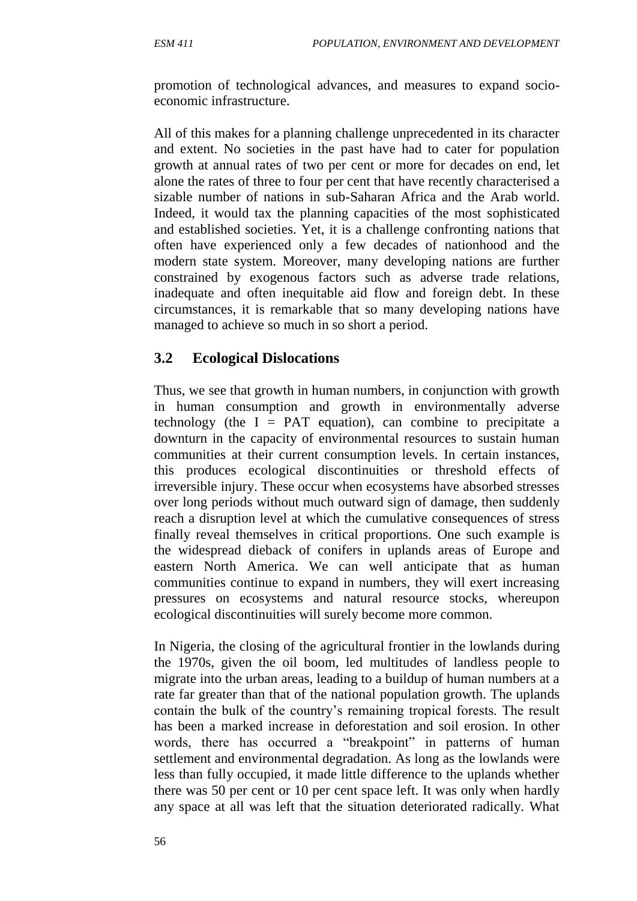promotion of technological advances, and measures to expand socio-economic infrastructure.

All of this makes for a planning challenge unprecedented in its character and extent. No societies in the past have had to cater for population growth at annual rates of two per cent or more for decades on end, let alone the rates of three to four per cent that have recently characterised a sizable number of nations in sub-Saharan Africa and the Arab world. Indeed, it would tax the planning capacities of the most sophisticated and established societies. Yet, it is a challenge confronting nations that often have experienced only a few decades of nationhood and the modern state system. Moreover, many developing nations are further constrained by exogenous factors such as adverse trade relations, inadequate and often inequitable aid flow and foreign debt. In these circumstances, it is remarkable that so many developing nations have managed to achieve so much in so short a period.

## 3.2 Ecological Dislocations

Thus, we see that growth in human numbers, in conjunction with growth in human consumption and growth in environmentally adverse technology (the I = PAT equation), can combine to precipitate a downturn in the capacity of environmental resources to sustain human communities at their current consumption levels. In certain instances, this produces ecological discontinuities or threshold effects of irreversible injury. These occur when ecosystems have absorbed stresses over long periods without much outward sign of damage, then suddenly reach a disruption level at which the cumulative consequences of stress finally reveal themselves in critical proportions. One such example is the widespread dieback of conifers in uplands areas of Europe and eastern North America. We can well anticipate that as human communities continue to expand in numbers, they will exert increasing pressures on ecosystems and natural resource stocks, whereupon ecological discontinuities will surely become more common.

In Nigeria, the closing of the agricultural frontier in the lowlands during the 1970s, given the oil boom, led multitudes of landless people to migrate into the urban areas, leading to a buildup of human numbers at a rate far greater than that of the national population growth. The uplands contain the bulk of the country's remaining tropical forests. The result has been a marked increase in deforestation and soil erosion. In other words, there has occurred a "breakpoint" in patterns of human settlement and environmental degradation. As long as the lowlands were less than fully occupied, it made little difference to the uplands whether there was 50 per cent or 10 per cent space left. It was only when hardly any space at all was left that the situation deteriorated radically. What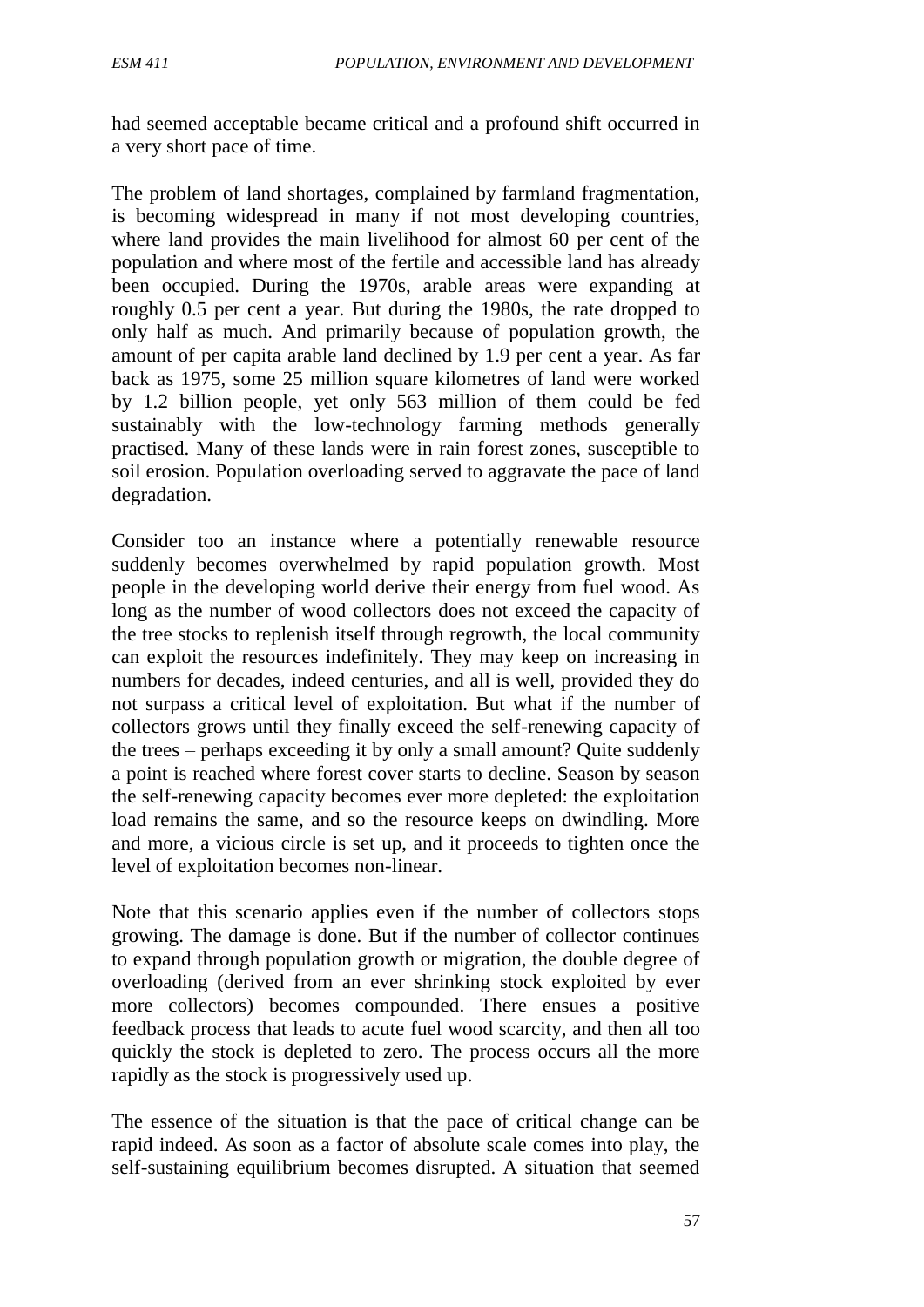had seemed acceptable became critical and a profound shift occurred in a very short pace of time.

The problem of land shortages, complained by farmland fragmentation, is becoming widespread in many if not most developing countries, where land provides the main livelihood for almost 60 per cent of the population and where most of the fertile and accessible land has already been occupied. During the 1970s, arable areas were expanding at roughly 0.5 per cent a year. But during the 1980s, the rate dropped to only half as much. And primarily because of population growth, the amount of per capita arable land declined by 1.9 per cent a year. As far back as 1975, some 25 million square kilometres of land were worked by 1.2 billion people, yet only 563 million of them could be fed sustainably with the low-technology farming methods generally practised. Many of these lands were in rain forest zones, susceptible to soil erosion. Population overloading served to aggravate the pace of land degradation.

Consider too an instance where a potentially renewable resource suddenly becomes overwhelmed by rapid population growth. Most people in the developing world derive their energy from fuel wood. As long as the number of wood collectors does not exceed the capacity of the tree stocks to replenish itself through regrowth, the local community can exploit the resources indefinitely. They may keep on increasing in numbers for decades, indeed centuries, and all is well, provided they do not surpass a critical level of exploitation. But what if the number of collectors grows until they finally exceed the self-renewing capacity of the trees – perhaps exceeding it by only a small amount? Quite suddenly a point is reached where forest cover starts to decline. Season by season the self-renewing capacity becomes ever more depleted: the exploitation load remains the same, and so the resource keeps on dwindling. More and more, a vicious circle is set up, and it proceeds to tighten once the level of exploitation becomes non-linear.

Note that this scenario applies even if the number of collectors stops growing. The damage is done. But if the number of collector continues to expand through population growth or migration, the double degree of overloading (derived from an ever shrinking stock exploited by ever more collectors) becomes compounded. There ensues a positive feedback process that leads to acute fuel wood scarcity, and then all too quickly the stock is depleted to zero. The process occurs all the more rapidly as the stock is progressively used up.

The essence of the situation is that the pace of critical change can be rapid indeed. As soon as a factor of absolute scale comes into play, the self-sustaining equilibrium becomes disrupted. A situation that seemed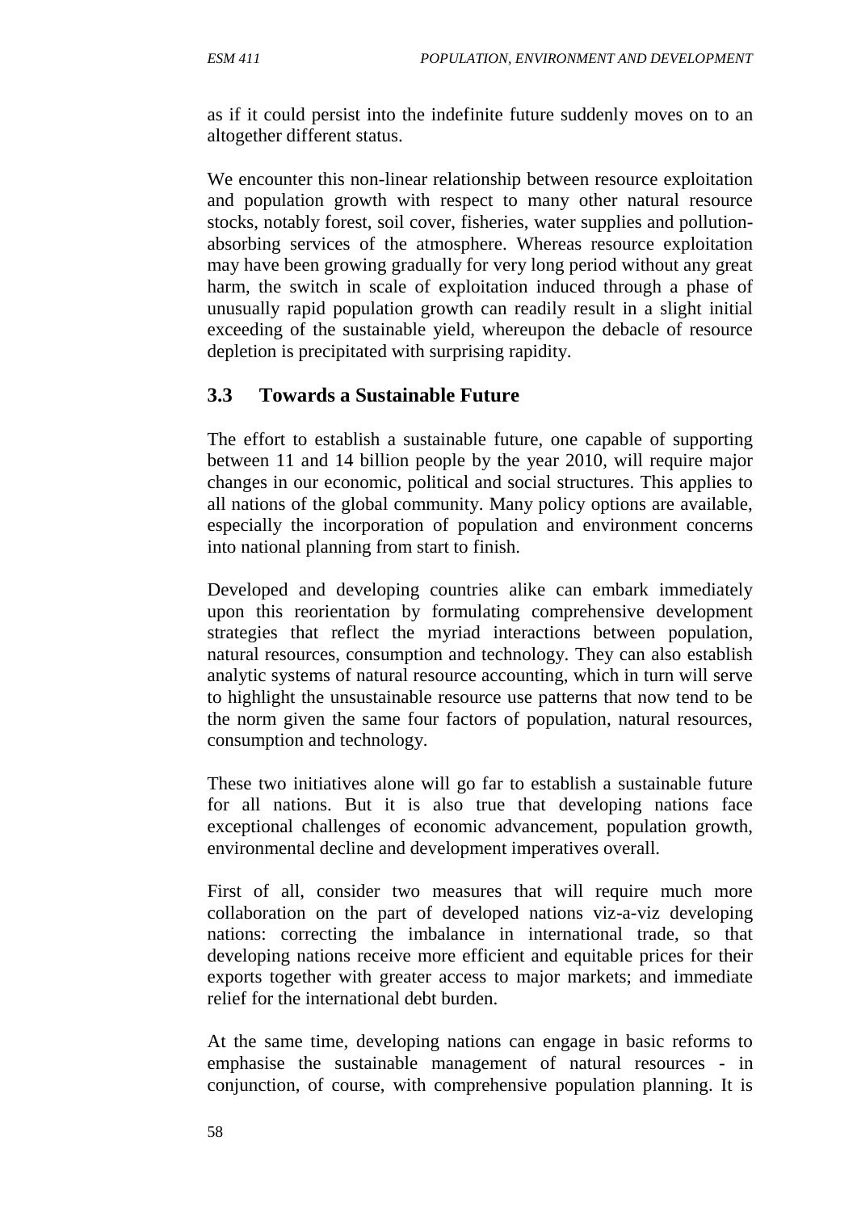as if it could persist into the indefinite future suddenly moves on to an altogether different status.

We encounter this non-linear relationship between resource exploitation and population growth with respect to many other natural resource stocks, notably forest, soil cover, fisheries, water supplies and pollution-absorbing services of the atmosphere. Whereas resource exploitation may have been growing gradually for very long period without any great harm, the switch in scale of exploitation induced through a phase of unusually rapid population growth can readily result in a slight initial exceeding of the sustainable yield, whereupon the debacle of resource depletion is precipitated with surprising rapidity.

## 3.3 Towards a Sustainable Future

The effort to establish a sustainable future, one capable of supporting between 11 and 14 billion people by the year 2010, will require major changes in our economic, political and social structures. This applies to all nations of the global community. Many policy options are available, especially the incorporation of population and environment concerns into national planning from start to finish.

Developed and developing countries alike can embark immediately upon this reorientation by formulating comprehensive development strategies that reflect the myriad interactions between population, natural resources, consumption and technology. They can also establish analytic systems of natural resource accounting, which in turn will serve to highlight the unsustainable resource use patterns that now tend to be the norm given the same four factors of population, natural resources, consumption and technology.

These two initiatives alone will go far to establish a sustainable future for all nations. But it is also true that developing nations face exceptional challenges of economic advancement, population growth, environmental decline and development imperatives overall.

First of all, consider two measures that will require much more collaboration on the part of developed nations viz-a-viz developing nations: correcting the imbalance in international trade, so that developing nations receive more efficient and equitable prices for their exports together with greater access to major markets; and immediate relief for the international debt burden.

At the same time, developing nations can engage in basic reforms to emphasise the sustainable management of natural resources - in conjunction, of course, with comprehensive population planning. It is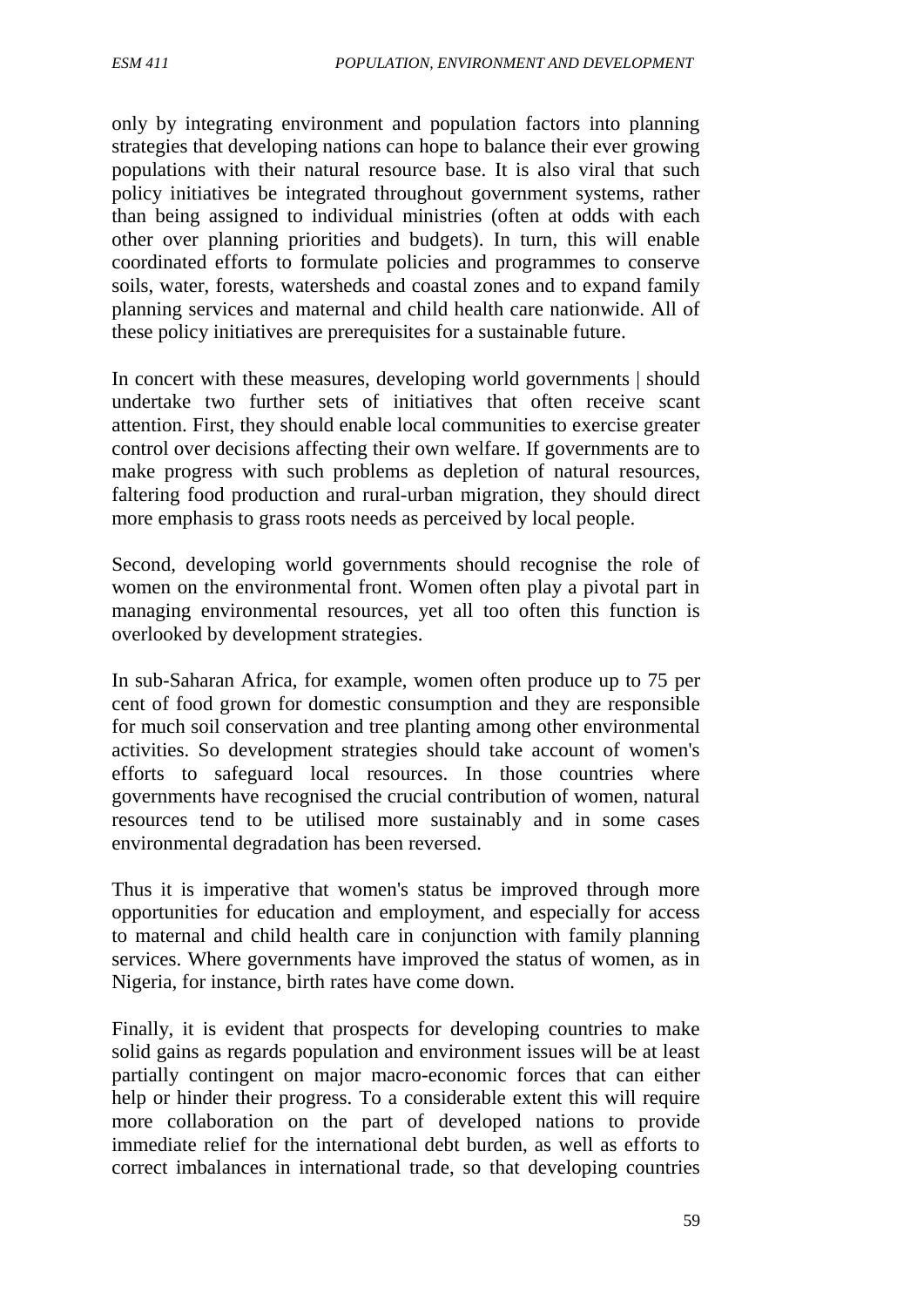only by integrating environment and population factors into planning strategies that developing nations can hope to balance their ever growing populations with their natural resource base. It is also viral that such policy initiatives be integrated throughout government systems, rather than being assigned to individual ministries (often at odds with each other over planning priorities and budgets). In turn, this will enable coordinated efforts to formulate policies and programmes to conserve soils, water, forests, watersheds and coastal zones and to expand family planning services and maternal and child health care nationwide. All of these policy initiatives are prerequisites for a sustainable future.

In concert with these measures, developing world governments | should undertake two further sets of initiatives that often receive scant attention. First, they should enable local communities to exercise greater control over decisions affecting their own welfare. If governments are to make progress with such problems as depletion of natural resources, faltering food production and rural-urban migration, they should direct more emphasis to grass roots needs as perceived by local people.

Second, developing world governments should recognise the role of women on the environmental front. Women often play a pivotal part in managing environmental resources, yet all too often this function is overlooked by development strategies.

In sub-Saharan Africa, for example, women often produce up to 75 per cent of food grown for domestic consumption and they are responsible for much soil conservation and tree planting among other environmental activities. So development strategies should take account of women's efforts to safeguard local resources. In those countries where governments have recognised the crucial contribution of women, natural resources tend to be utilised more sustainably and in some cases environmental degradation has been reversed.

Thus it is imperative that women's status be improved through more opportunities for education and employment, and especially for access to maternal and child health care in conjunction with family planning services. Where governments have improved the status of women, as in Nigeria, for instance, birth rates have come down.

Finally, it is evident that prospects for developing countries to make solid gains as regards population and environment issues will be at least partially contingent on major macro-economic forces that can either help or hinder their progress. To a considerable extent this will require more collaboration on the part of developed nations to provide immediate relief for the international debt burden, as well as efforts to correct imbalances in international trade, so that developing countries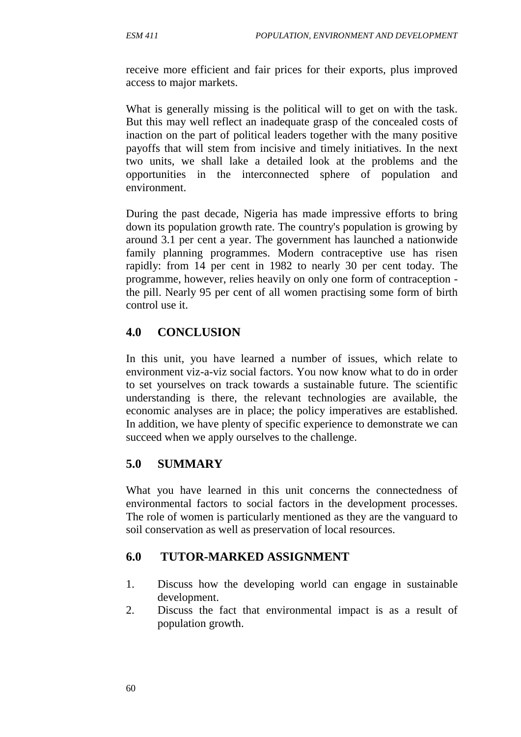receive more efficient and fair prices for their exports, plus improved access to major markets.

What is generally missing is the political will to get on with the task. But this may well reflect an inadequate grasp of the concealed costs of inaction on the part of political leaders together with the many positive payoffs that will stem from incisive and timely initiatives. In the next two units, we shall lake a detailed look at the problems and the opportunities in the interconnected sphere of population and environment.

During the past decade, Nigeria has made impressive efforts to bring down its population growth rate. The country's population is growing by around 3.1 per cent a year. The government has launched a nationwide family planning programmes. Modern contraceptive use has risen rapidly: from 14 per cent in 1982 to nearly 30 per cent today. The programme, however, relies heavily on only one form of contraception - the pill. Nearly 95 per cent of all women practising some form of birth control use it.

## 4.0 CONCLUSION

In this unit, you have learned a number of issues, which relate to environment viz-a-viz social factors. You now know what to do in order to set yourselves on track towards a sustainable future. The scientific understanding is there, the relevant technologies are available, the economic analyses are in place; the policy imperatives are established. In addition, we have plenty of specific experience to demonstrate we can succeed when we apply ourselves to the challenge.

## 5.0 SUMMARY

What you have learned in this unit concerns the connectedness of environmental factors to social factors in the development processes. The role of women is particularly mentioned as they are the vanguard to soil conservation as well as preservation of local resources.

## 6.0 TUTOR-MARKED ASSIGNMENT

1. Discuss how the developing world can engage in sustainable development.
2. Discuss the fact that environmental impact is as a result of population growth.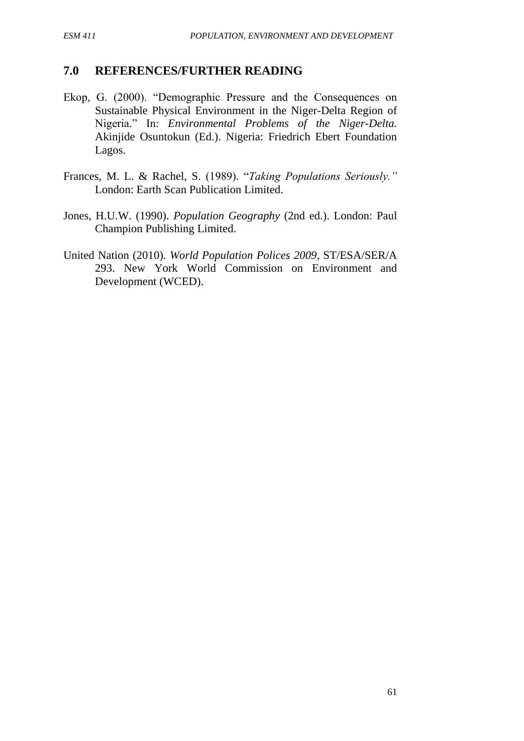## 7.0 REFERENCES/FURTHER READING

Ekop, G. (2000). "Demographic Pressure and the Consequences on Sustainable Physical Environment in the Niger-Delta Region of Nigeria." In: *Environmental Problems of the Niger-Delta.* Akinjide Osuntokun (Ed.). Nigeria: Friedrich Ebert Foundation Lagos.

Frances, M. L. & Rachel, S. (1989). "*Taking Populations Seriously.*" London: Earth Scan Publication Limited.

Jones, H.U.W. (1990). *Population Geography* (2nd ed.). London: Paul Champion Publishing Limited.

United Nation (2010). *World Population Polices 2009,* ST/ESA/SER/A 293. New York World Commission on Environment and Development (WCED).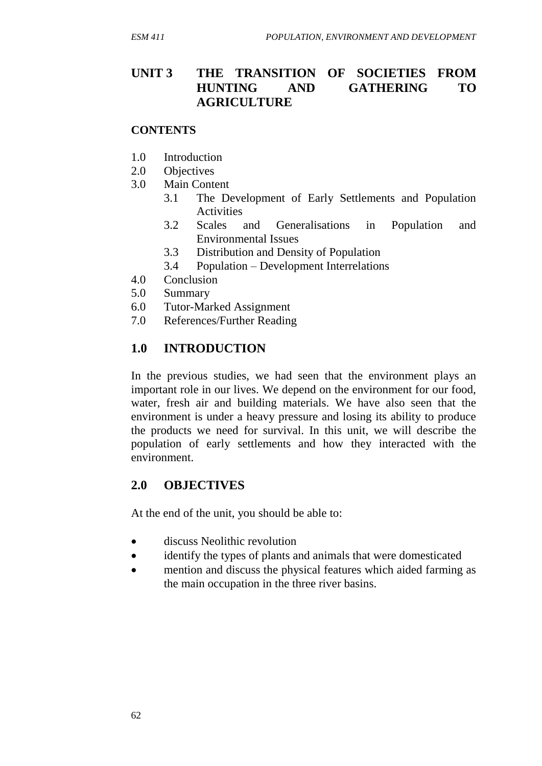# UNIT 3 THE TRANSITION OF SOCIETIES FROM HUNTING AND GATHERING TO AGRICULTURE

**CONTENTS**

1.0 Introduction
2.0 Objectives
3.0 Main Content
 3.1 The Development of Early Settlements and Population Activities
 3.2 Scales and Generalisations in Population and Environmental Issues
 3.3 Distribution and Density of Population
 3.4 Population – Development Interrelations
4.0 Conclusion
5.0 Summary
6.0 Tutor-Marked Assignment
7.0 References/Further Reading

## 1.0 INTRODUCTION

In the previous studies, we had seen that the environment plays an important role in our lives. We depend on the environment for our food, water, fresh air and building materials. We have also seen that the environment is under a heavy pressure and losing its ability to produce the products we need for survival. In this unit, we will describe the population of early settlements and how they interacted with the environment.

## 2.0 OBJECTIVES

At the end of the unit, you should be able to:

- discuss Neolithic revolution
- identify the types of plants and animals that were domesticated
- mention and discuss the physical features which aided farming as the main occupation in the three river basins.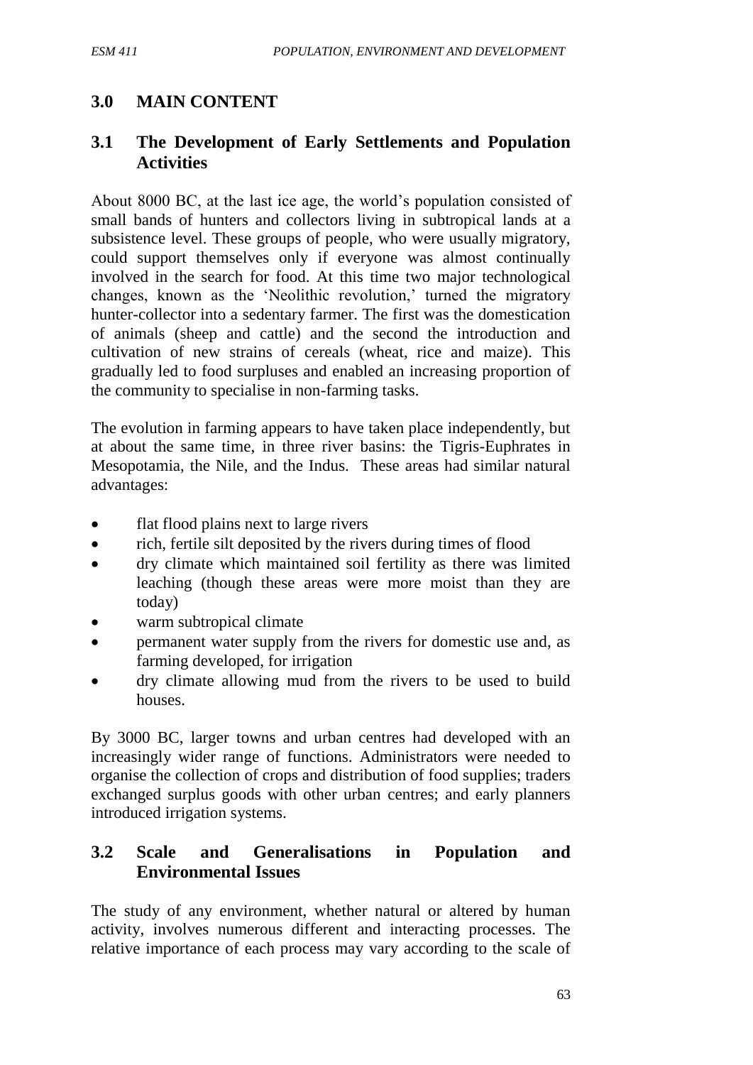## 3.0 MAIN CONTENT

### 3.1 The Development of Early Settlements and Population Activities

About 8000 BC, at the last ice age, the world's population consisted of small bands of hunters and collectors living in subtropical lands at a subsistence level. These groups of people, who were usually migratory, could support themselves only if everyone was almost continually involved in the search for food. At this time two major technological changes, known as the 'Neolithic revolution,' turned the migratory hunter-collector into a sedentary farmer. The first was the domestication of animals (sheep and cattle) and the second the introduction and cultivation of new strains of cereals (wheat, rice and maize). This gradually led to food surpluses and enabled an increasing proportion of the community to specialise in non-farming tasks.

The evolution in farming appears to have taken place independently, but at about the same time, in three river basins: the Tigris-Euphrates in Mesopotamia, the Nile, and the Indus. These areas had similar natural advantages:

- flat flood plains next to large rivers
- rich, fertile silt deposited by the rivers during times of flood
- dry climate which maintained soil fertility as there was limited leaching (though these areas were more moist than they are today)
- warm subtropical climate
- permanent water supply from the rivers for domestic use and, as farming developed, for irrigation
- dry climate allowing mud from the rivers to be used to build houses.

By 3000 BC, larger towns and urban centres had developed with an increasingly wider range of functions. Administrators were needed to organise the collection of crops and distribution of food supplies; traders exchanged surplus goods with other urban centres; and early planners introduced irrigation systems.

### 3.2 Scale and Generalisations in Population and Environmental Issues

The study of any environment, whether natural or altered by human activity, involves numerous different and interacting processes. The relative importance of each process may vary according to the scale of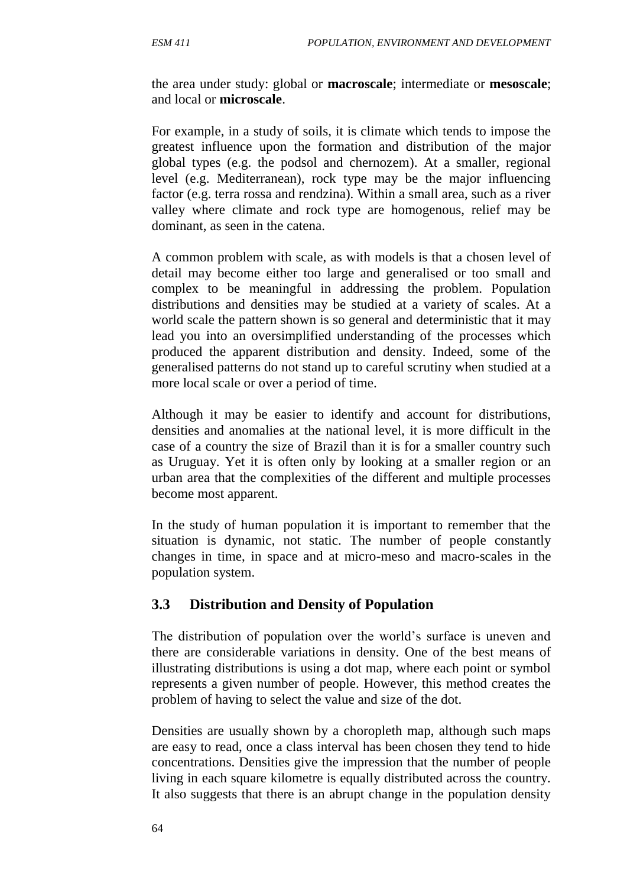the area under study: global or **macroscale**; intermediate or **mesoscale**; and local or **microscale**.

For example, in a study of soils, it is climate which tends to impose the greatest influence upon the formation and distribution of the major global types (e.g. the podsol and chernozem). At a smaller, regional level (e.g. Mediterranean), rock type may be the major influencing factor (e.g. terra rossa and rendzina). Within a small area, such as a river valley where climate and rock type are homogenous, relief may be dominant, as seen in the catena.

A common problem with scale, as with models is that a chosen level of detail may become either too large and generalised or too small and complex to be meaningful in addressing the problem. Population distributions and densities may be studied at a variety of scales. At a world scale the pattern shown is so general and deterministic that it may lead you into an oversimplified understanding of the processes which produced the apparent distribution and density. Indeed, some of the generalised patterns do not stand up to careful scrutiny when studied at a more local scale or over a period of time.

Although it may be easier to identify and account for distributions, densities and anomalies at the national level, it is more difficult in the case of a country the size of Brazil than it is for a smaller country such as Uruguay. Yet it is often only by looking at a smaller region or an urban area that the complexities of the different and multiple processes become most apparent.

In the study of human population it is important to remember that the situation is dynamic, not static. The number of people constantly changes in time, in space and at micro-meso and macro-scales in the population system.

### 3.3 Distribution and Density of Population

The distribution of population over the world's surface is uneven and there are considerable variations in density. One of the best means of illustrating distributions is using a dot map, where each point or symbol represents a given number of people. However, this method creates the problem of having to select the value and size of the dot.

Densities are usually shown by a choropleth map, although such maps are easy to read, once a class interval has been chosen they tend to hide concentrations. Densities give the impression that the number of people living in each square kilometre is equally distributed across the country. It also suggests that there is an abrupt change in the population density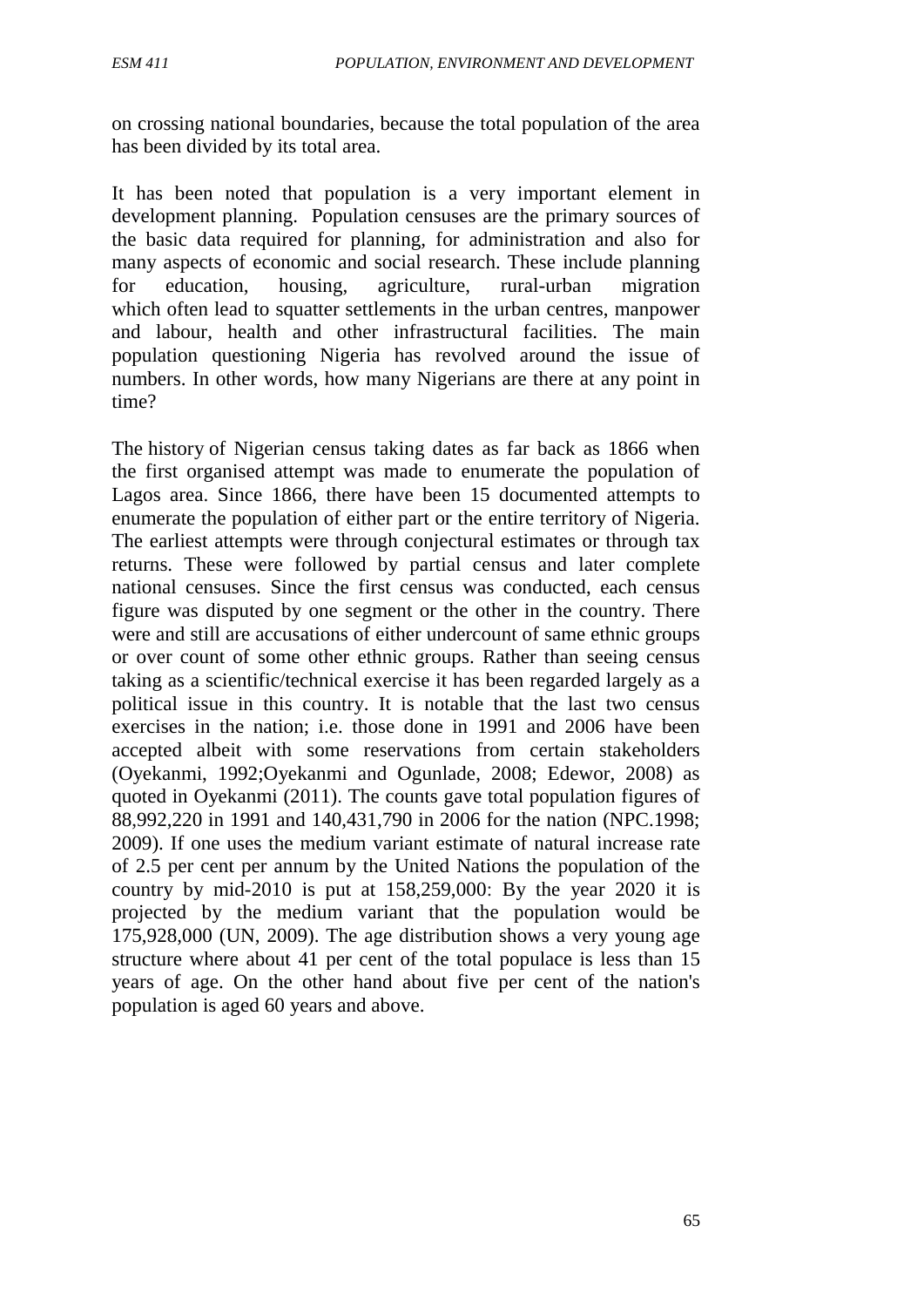on crossing national boundaries, because the total population of the area has been divided by its total area.

It has been noted that population is a very important element in development planning. Population censuses are the primary sources of the basic data required for planning, for administration and also for many aspects of economic and social research. These include planning for education, housing, agriculture, rural-urban migration which often lead to squatter settlements in the urban centres, manpower and labour, health and other infrastructural facilities. The main population questioning Nigeria has revolved around the issue of numbers. In other words, how many Nigerians are there at any point in time?

The history of Nigerian census taking dates as far back as 1866 when the first organised attempt was made to enumerate the population of Lagos area. Since 1866, there have been 15 documented attempts to enumerate the population of either part or the entire territory of Nigeria. The earliest attempts were through conjectural estimates or through tax returns. These were followed by partial census and later complete national censuses. Since the first census was conducted, each census figure was disputed by one segment or the other in the country. There were and still are accusations of either undercount of same ethnic groups or over count of some other ethnic groups. Rather than seeing census taking as a scientific/technical exercise it has been regarded largely as a political issue in this country. It is notable that the last two census exercises in the nation; i.e. those done in 1991 and 2006 have been accepted albeit with some reservations from certain stakeholders (Oyekanmi, 1992;Oyekanmi and Ogunlade, 2008; Edewor, 2008) as quoted in Oyekanmi (2011). The counts gave total population figures of 88,992,220 in 1991 and 140,431,790 in 2006 for the nation (NPC.1998; 2009). If one uses the medium variant estimate of natural increase rate of 2.5 per cent per annum by the United Nations the population of the country by mid-2010 is put at 158,259,000: By the year 2020 it is projected by the medium variant that the population would be 175,928,000 (UN, 2009). The age distribution shows a very young age structure where about 41 per cent of the total populace is less than 15 years of age. On the other hand about five per cent of the nation's population is aged 60 years and above.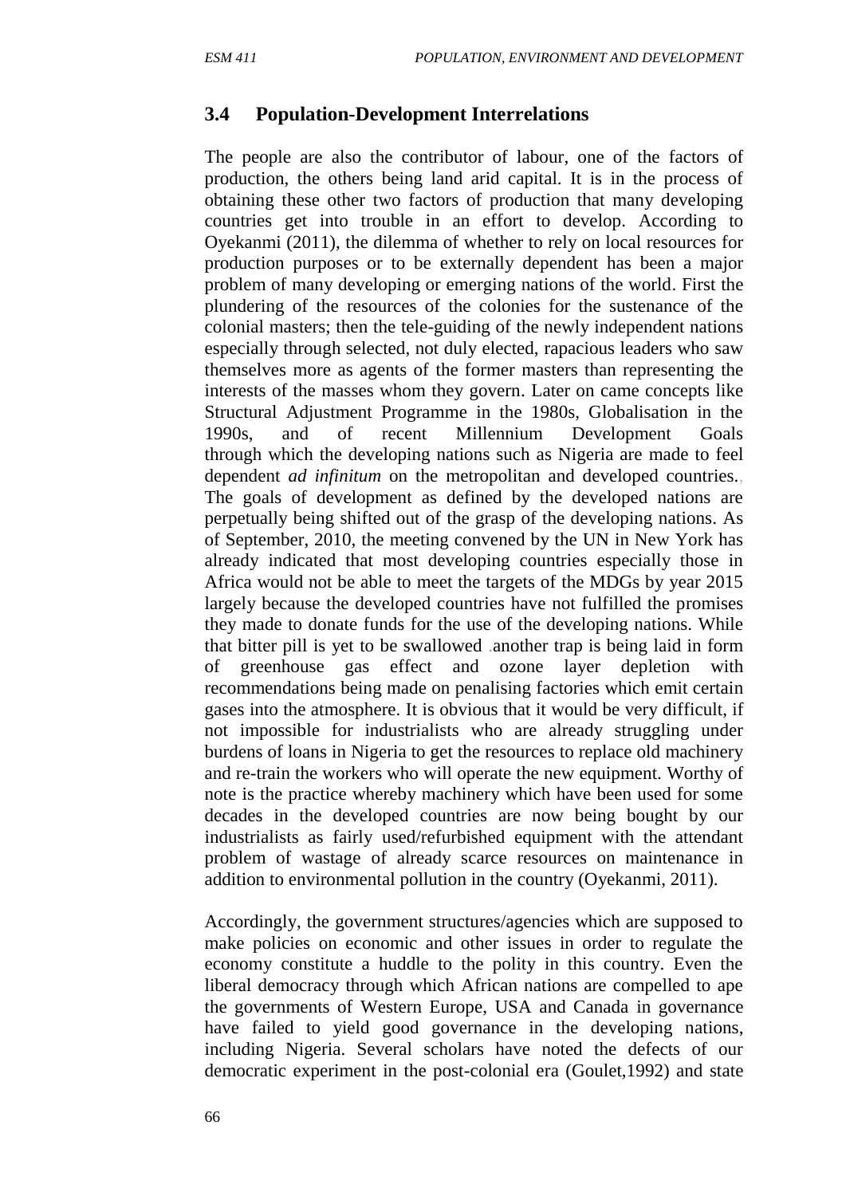## 3.4 Population-Development Interrelations

The people are also the contributor of labour, one of the factors of production, the others being land arid capital. It is in the process of obtaining these other two factors of production that many developing countries get into trouble in an effort to develop. According to Oyekanmi (2011), the dilemma of whether to rely on local resources for production purposes or to be externally dependent has been a major problem of many developing or emerging nations of the world. First the plundering of the resources of the colonies for the sustenance of the colonial masters; then the tele-guiding of the newly independent nations especially through selected, not duly elected, rapacious leaders who saw themselves more as agents of the former masters than representing the interests of the masses whom they govern. Later on came concepts like Structural Adjustment Programme in the 1980s, Globalisation in the 1990s, and of recent Millennium Development Goals through which the developing nations such as Nigeria are made to feel dependent *ad infinitum* on the metropolitan and developed countries., The goals of development as defined by the developed nations are perpetually being shifted out of the grasp of the developing nations. As of September, 2010, the meeting convened by the UN in New York has already indicated that most developing countries especially those in Africa would not be able to meet the targets of the MDGs by year 2015 largely because the developed countries have not fulfilled the promises they made to donate funds for the use of the developing nations. While that bitter pill is yet to be swallowed .another trap is being laid in form of greenhouse gas effect and ozone layer depletion with recommendations being made on penalising factories which emit certain gases into the atmosphere. It is obvious that it would be very difficult, if not impossible for industrialists who are already struggling under burdens of loans in Nigeria to get the resources to replace old machinery and re-train the workers who will operate the new equipment. Worthy of note is the practice whereby machinery which have been used for some decades in the developed countries are now being bought by our industrialists as fairly used/refurbished equipment with the attendant problem of wastage of already scarce resources on maintenance in addition to environmental pollution in the country (Oyekanmi, 2011).

Accordingly, the government structures/agencies which are supposed to make policies on economic and other issues in order to regulate the economy constitute a huddle to the polity in this country. Even the liberal democracy through which African nations are compelled to ape the governments of Western Europe, USA and Canada in governance have failed to yield good governance in the developing nations, including Nigeria. Several scholars have noted the defects of our democratic experiment in the post-colonial era (Goulet,1992) and state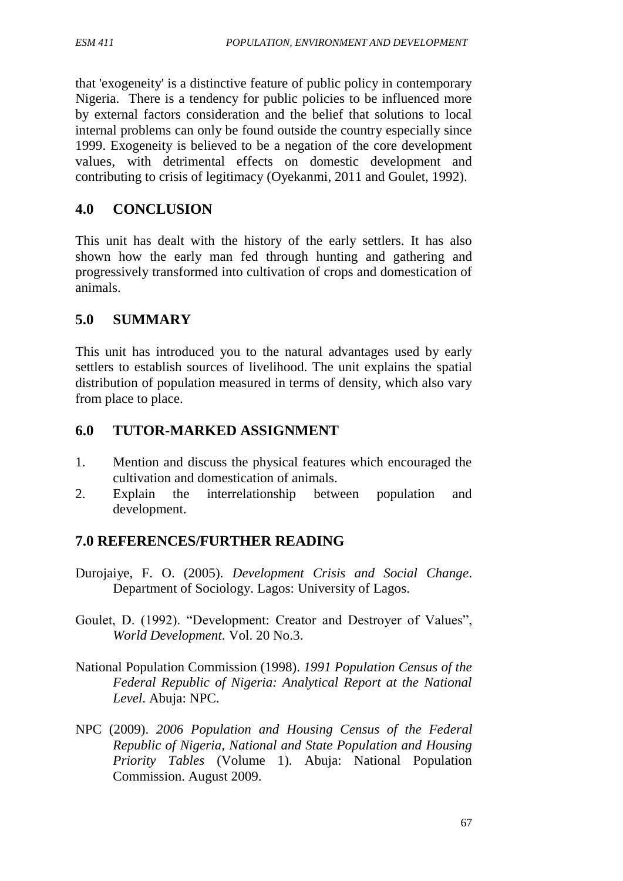that 'exogeneity' is a distinctive feature of public policy in contemporary Nigeria. There is a tendency for public policies to be influenced more by external factors consideration and the belief that solutions to local internal problems can only be found outside the country especially since 1999. Exogeneity is believed to be a negation of the core development values, with detrimental effects on domestic development and contributing to crisis of legitimacy (Oyekanmi, 2011 and Goulet, 1992).

## 4.0 CONCLUSION

This unit has dealt with the history of the early settlers. It has also shown how the early man fed through hunting and gathering and progressively transformed into cultivation of crops and domestication of animals.

## 5.0 SUMMARY

This unit has introduced you to the natural advantages used by early settlers to establish sources of livelihood. The unit explains the spatial distribution of population measured in terms of density, which also vary from place to place.

## 6.0 TUTOR-MARKED ASSIGNMENT

1. Mention and discuss the physical features which encouraged the cultivation and domestication of animals.
2. Explain the interrelationship between population and development.

## 7.0 REFERENCES/FURTHER READING

Durojaiye, F. O. (2005). *Development Crisis and Social Change*. Department of Sociology. Lagos: University of Lagos.

Goulet, D. (1992). "Development: Creator and Destroyer of Values", *World Development*. Vol. 20 No.3.

National Population Commission (1998). *1991 Population Census of the Federal Republic of Nigeria: Analytical Report at the National Level*. Abuja: NPC.

NPC (2009). *2006 Population and Housing Census of the Federal Republic of Nigeria, National and State Population and Housing Priority Tables* (Volume 1). Abuja: National Population Commission. August 2009.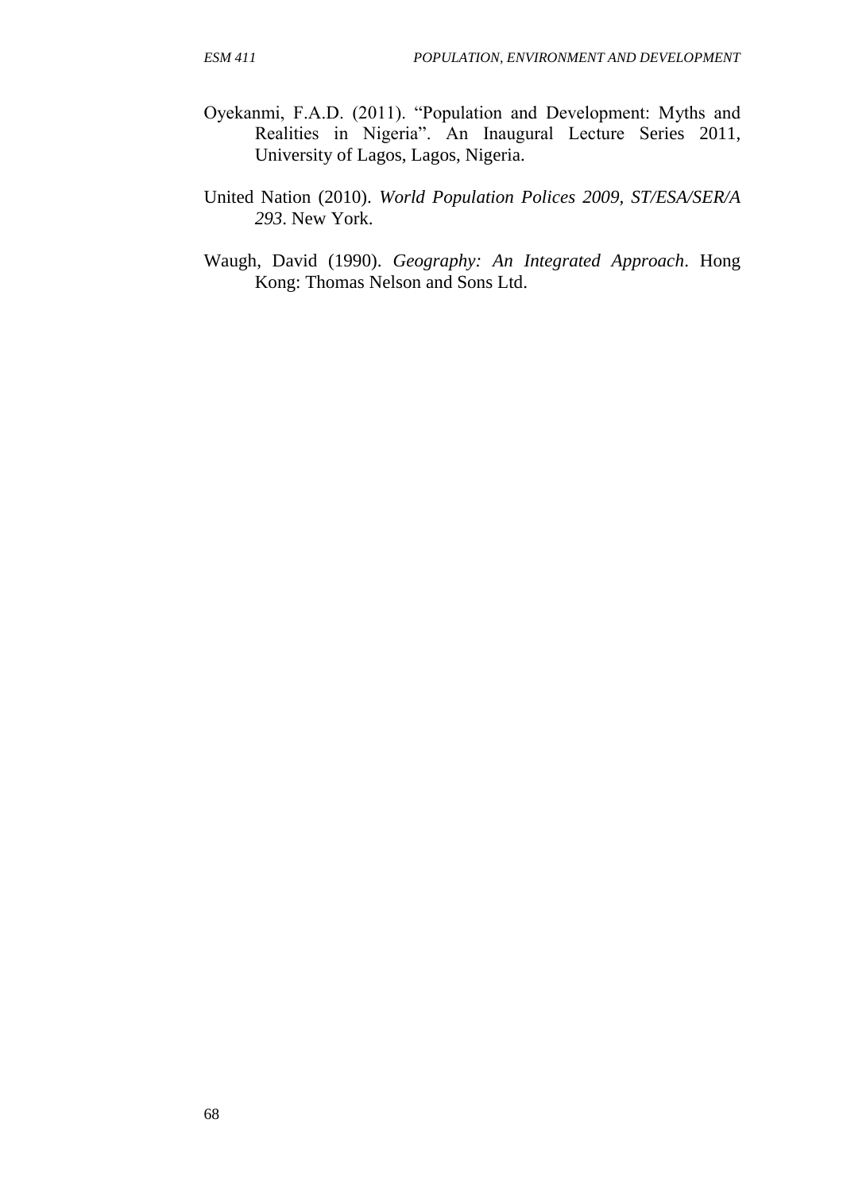Oyekanmi, F.A.D. (2011). "Population and Development: Myths and Realities in Nigeria". An Inaugural Lecture Series 2011, University of Lagos, Lagos, Nigeria.

United Nation (2010). *World Population Polices 2009, ST/ESA/SER/A 293*. New York.

Waugh, David (1990). *Geography: An Integrated Approach*. Hong Kong: Thomas Nelson and Sons Ltd.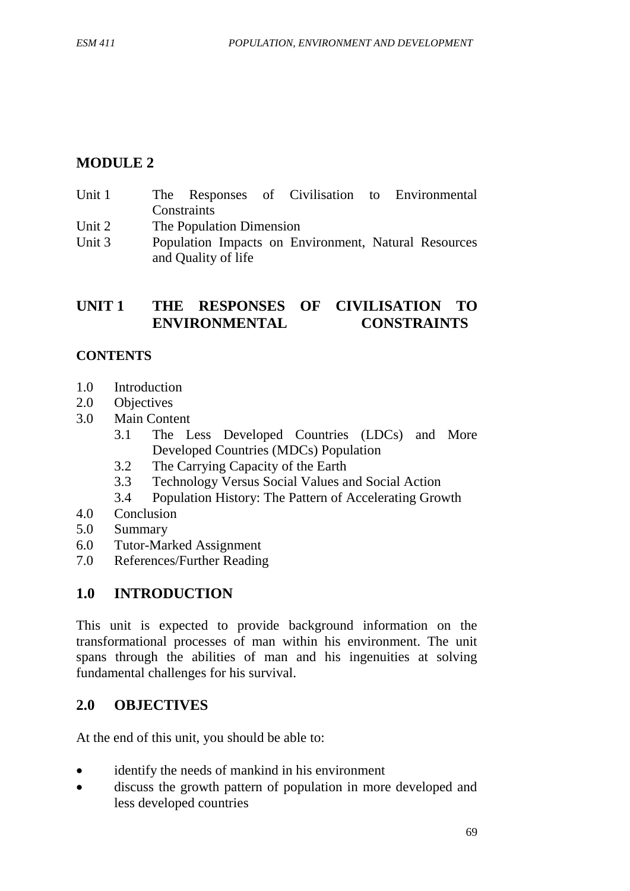# MODULE 2

Unit 1 The Responses of Civilisation to Environmental Constraints
Unit 2 The Population Dimension
Unit 3 Population Impacts on Environment, Natural Resources and Quality of life

## UNIT 1 THE RESPONSES OF CIVILISATION TO ENVIRONMENTAL CONSTRAINTS

### CONTENTS

1.0 Introduction
2.0 Objectives
3.0 Main Content
  3.1 The Less Developed Countries (LDCs) and More Developed Countries (MDCs) Population
  3.2 The Carrying Capacity of the Earth
  3.3 Technology Versus Social Values and Social Action
  3.4 Population History: The Pattern of Accelerating Growth
4.0 Conclusion
5.0 Summary
6.0 Tutor-Marked Assignment
7.0 References/Further Reading

## 1.0 INTRODUCTION

This unit is expected to provide background information on the transformational processes of man within his environment. The unit spans through the abilities of man and his ingenuities at solving fundamental challenges for his survival.

## 2.0 OBJECTIVES

At the end of this unit, you should be able to:

- identify the needs of mankind in his environment
- discuss the growth pattern of population in more developed and less developed countries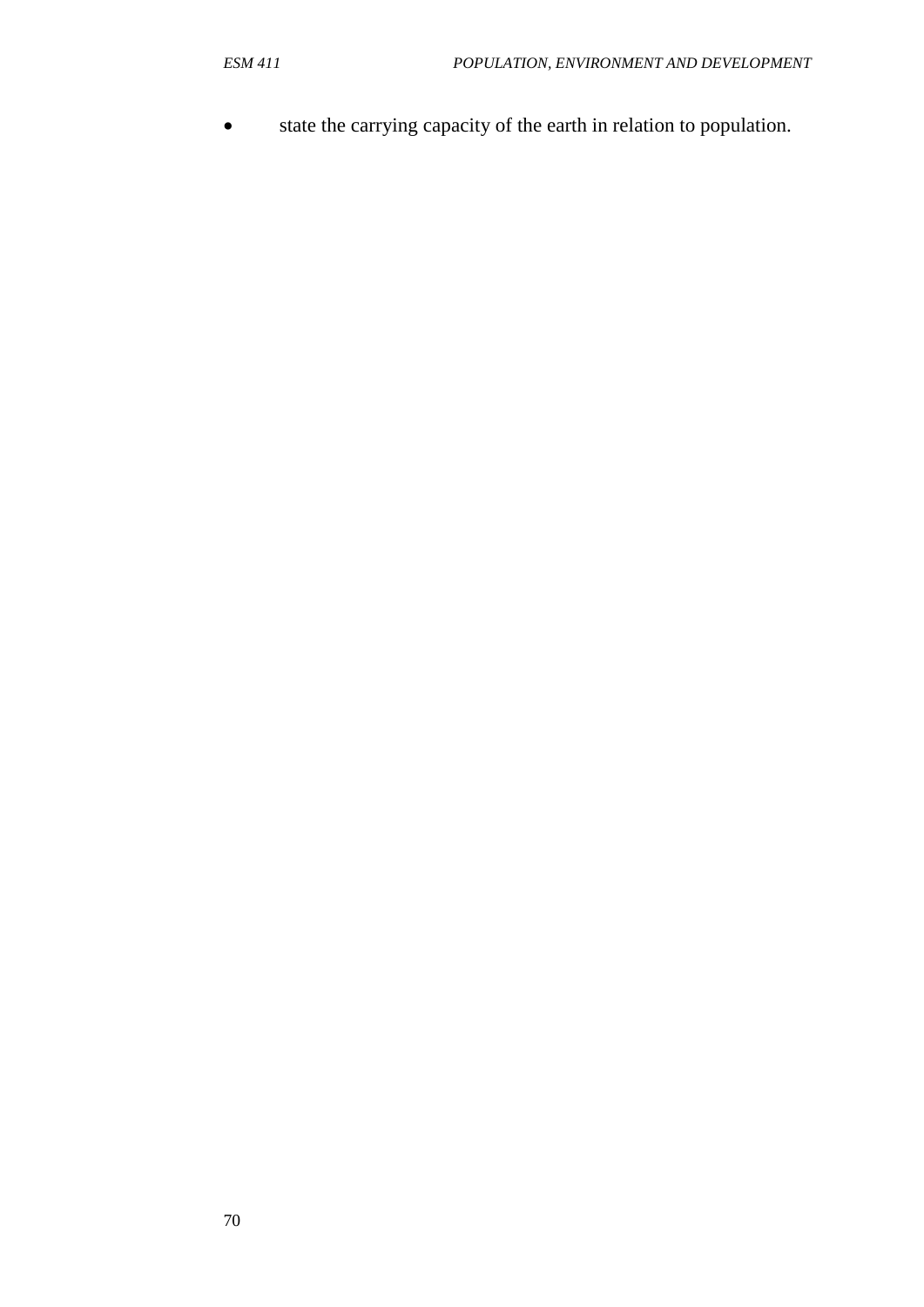- state the carrying capacity of the earth in relation to population.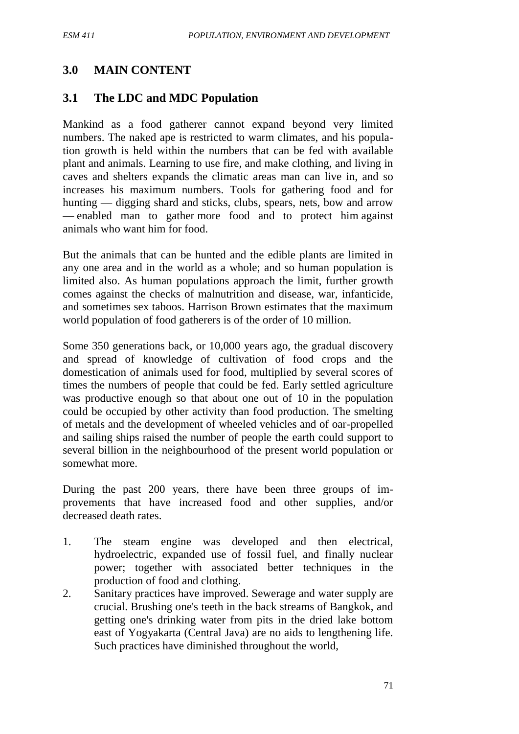## 3.0 MAIN CONTENT

### 3.1 The LDC and MDC Population

Mankind as a food gatherer cannot expand beyond very limited numbers. The naked ape is restricted to warm climates, and his population growth is held within the numbers that can be fed with available plant and animals. Learning to use fire, and make clothing, and living in caves and shelters expands the climatic areas man can live in, and so increases his maximum numbers. Tools for gathering food and for hunting — digging shard and sticks, clubs, spears, nets, bow and arrow — enabled man to gather more food and to protect him against animals who want him for food.

But the animals that can be hunted and the edible plants are limited in any one area and in the world as a whole; and so human population is limited also. As human populations approach the limit, further growth comes against the checks of malnutrition and disease, war, infanticide, and sometimes sex taboos. Harrison Brown estimates that the maximum world population of food gatherers is of the order of 10 million.

Some 350 generations back, or 10,000 years ago, the gradual discovery and spread of knowledge of cultivation of food crops and the domestication of animals used for food, multiplied by several scores of times the numbers of people that could be fed. Early settled agriculture was productive enough so that about one out of 10 in the population could be occupied by other activity than food production. The smelting of metals and the development of wheeled vehicles and of oar-propelled and sailing ships raised the number of people the earth could support to several billion in the neighbourhood of the present world population or somewhat more.

During the past 200 years, there have been three groups of improvements that have increased food and other supplies, and/or decreased death rates.

1. The steam engine was developed and then electrical, hydroelectric, expanded use of fossil fuel, and finally nuclear power; together with associated better techniques in the production of food and clothing.
2. Sanitary practices have improved. Sewerage and water supply are crucial. Brushing one's teeth in the back streams of Bangkok, and getting one's drinking water from pits in the dried lake bottom east of Yogyakarta (Central Java) are no aids to lengthening life. Such practices have diminished throughout the world,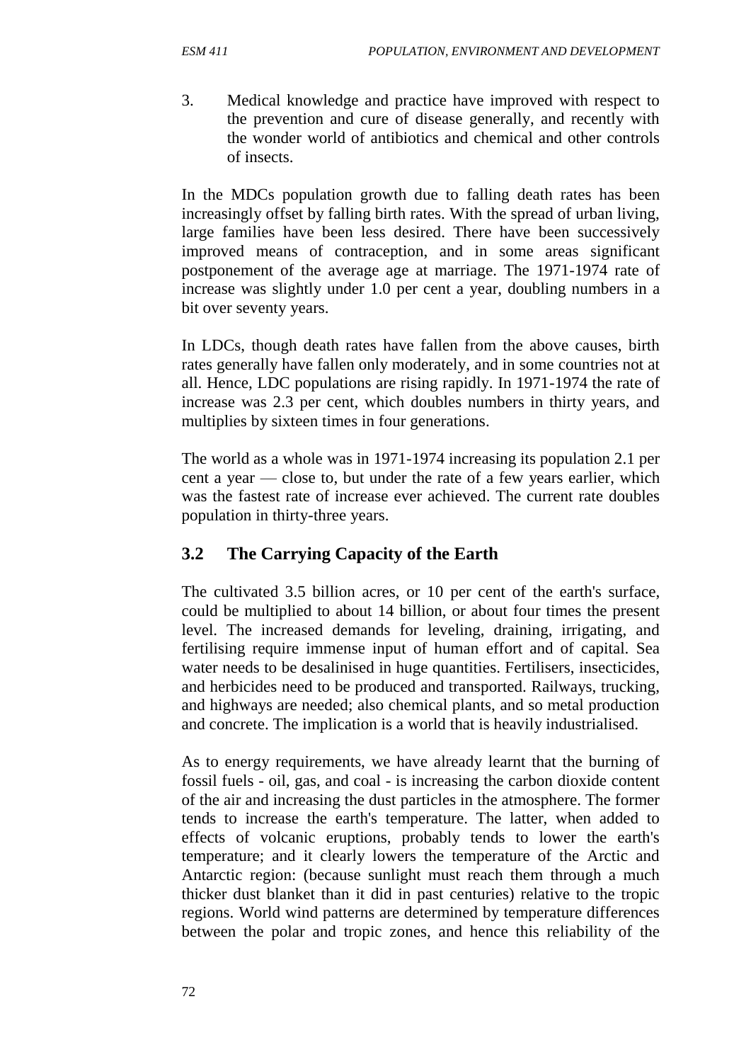3. Medical knowledge and practice have improved with respect to the prevention and cure of disease generally, and recently with the wonder world of antibiotics and chemical and other controls of insects.

In the MDCs population growth due to falling death rates has been increasingly offset by falling birth rates. With the spread of urban living, large families have been less desired. There have been successively improved means of contraception, and in some areas significant postponement of the average age at marriage. The 1971-1974 rate of increase was slightly under 1.0 per cent a year, doubling numbers in a bit over seventy years.

In LDCs, though death rates have fallen from the above causes, birth rates generally have fallen only moderately, and in some countries not at all. Hence, LDC populations are rising rapidly. In 1971-1974 the rate of increase was 2.3 per cent, which doubles numbers in thirty years, and multiplies by sixteen times in four generations.

The world as a whole was in 1971-1974 increasing its population 2.1 per cent a year — close to, but under the rate of a few years earlier, which was the fastest rate of increase ever achieved. The current rate doubles population in thirty-three years.

## 3.2 The Carrying Capacity of the Earth

The cultivated 3.5 billion acres, or 10 per cent of the earth's surface, could be multiplied to about 14 billion, or about four times the present level. The increased demands for leveling, draining, irrigating, and fertilising require immense input of human effort and of capital. Sea water needs to be desalinised in huge quantities. Fertilisers, insecticides, and herbicides need to be produced and transported. Railways, trucking, and highways are needed; also chemical plants, and so metal production and concrete. The implication is a world that is heavily industrialised.

As to energy requirements, we have already learnt that the burning of fossil fuels - oil, gas, and coal - is increasing the carbon dioxide content of the air and increasing the dust particles in the atmosphere. The former tends to increase the earth's temperature. The latter, when added to effects of volcanic eruptions, probably tends to lower the earth's temperature; and it clearly lowers the temperature of the Arctic and Antarctic region: (because sunlight must reach them through a much thicker dust blanket than it did in past centuries) relative to the tropic regions. World wind patterns are determined by temperature differences between the polar and tropic zones, and hence this reliability of the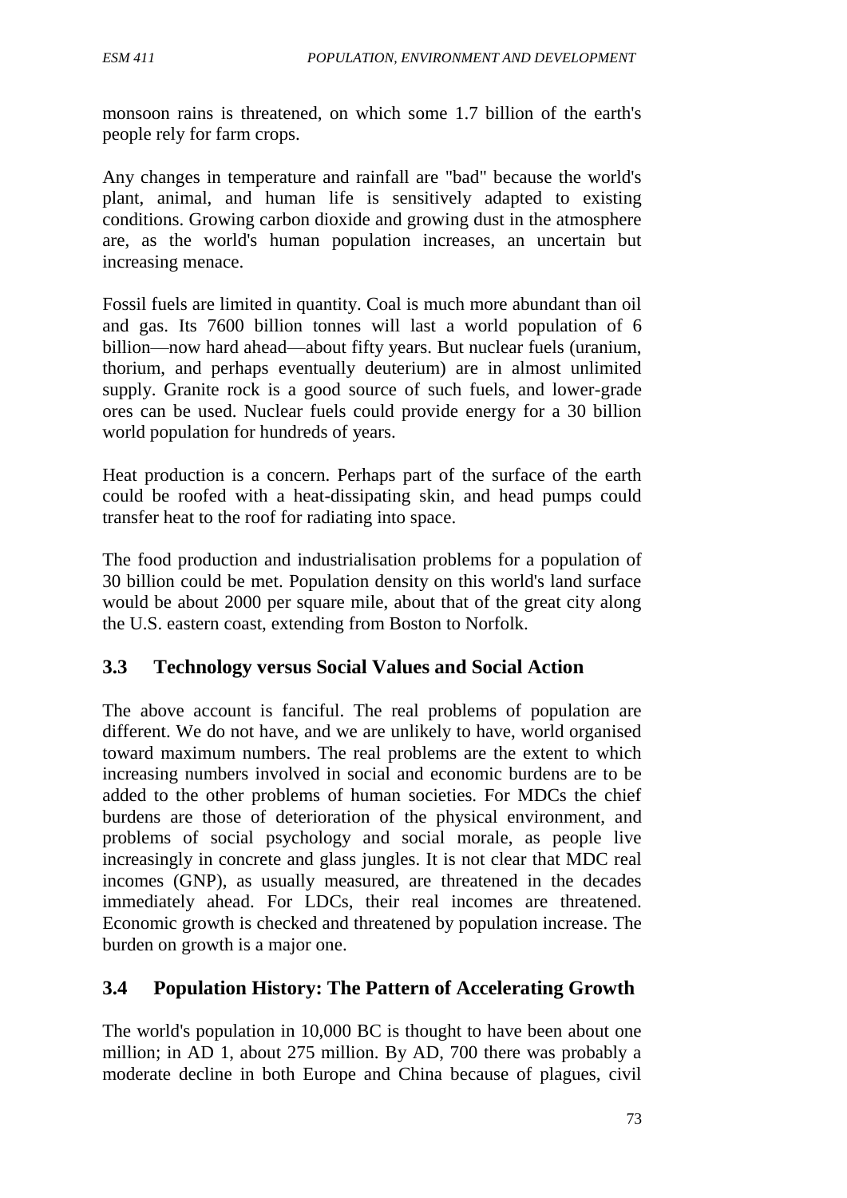monsoon rains is threatened, on which some 1.7 billion of the earth's people rely for farm crops.

Any changes in temperature and rainfall are "bad" because the world's plant, animal, and human life is sensitively adapted to existing conditions. Growing carbon dioxide and growing dust in the atmosphere are, as the world's human population increases, an uncertain but increasing menace.

Fossil fuels are limited in quantity. Coal is much more abundant than oil and gas. Its 7600 billion tonnes will last a world population of 6 billion—now hard ahead—about fifty years. But nuclear fuels (uranium, thorium, and perhaps eventually deuterium) are in almost unlimited supply. Granite rock is a good source of such fuels, and lower-grade ores can be used. Nuclear fuels could provide energy for a 30 billion world population for hundreds of years.

Heat production is a concern. Perhaps part of the surface of the earth could be roofed with a heat-dissipating skin, and head pumps could transfer heat to the roof for radiating into space.

The food production and industrialisation problems for a population of 30 billion could be met. Population density on this world's land surface would be about 2000 per square mile, about that of the great city along the U.S. eastern coast, extending from Boston to Norfolk.

## 3.3 Technology versus Social Values and Social Action

The above account is fanciful. The real problems of population are different. We do not have, and we are unlikely to have, world organised toward maximum numbers. The real problems are the extent to which increasing numbers involved in social and economic burdens are to be added to the other problems of human societies. For MDCs the chief burdens are those of deterioration of the physical environment, and problems of social psychology and social morale, as people live increasingly in concrete and glass jungles. It is not clear that MDC real incomes (GNP), as usually measured, are threatened in the decades immediately ahead. For LDCs, their real incomes are threatened. Economic growth is checked and threatened by population increase. The burden on growth is a major one.

## 3.4 Population History: The Pattern of Accelerating Growth

The world's population in 10,000 BC is thought to have been about one million; in AD 1, about 275 million. By AD, 700 there was probably a moderate decline in both Europe and China because of plagues, civil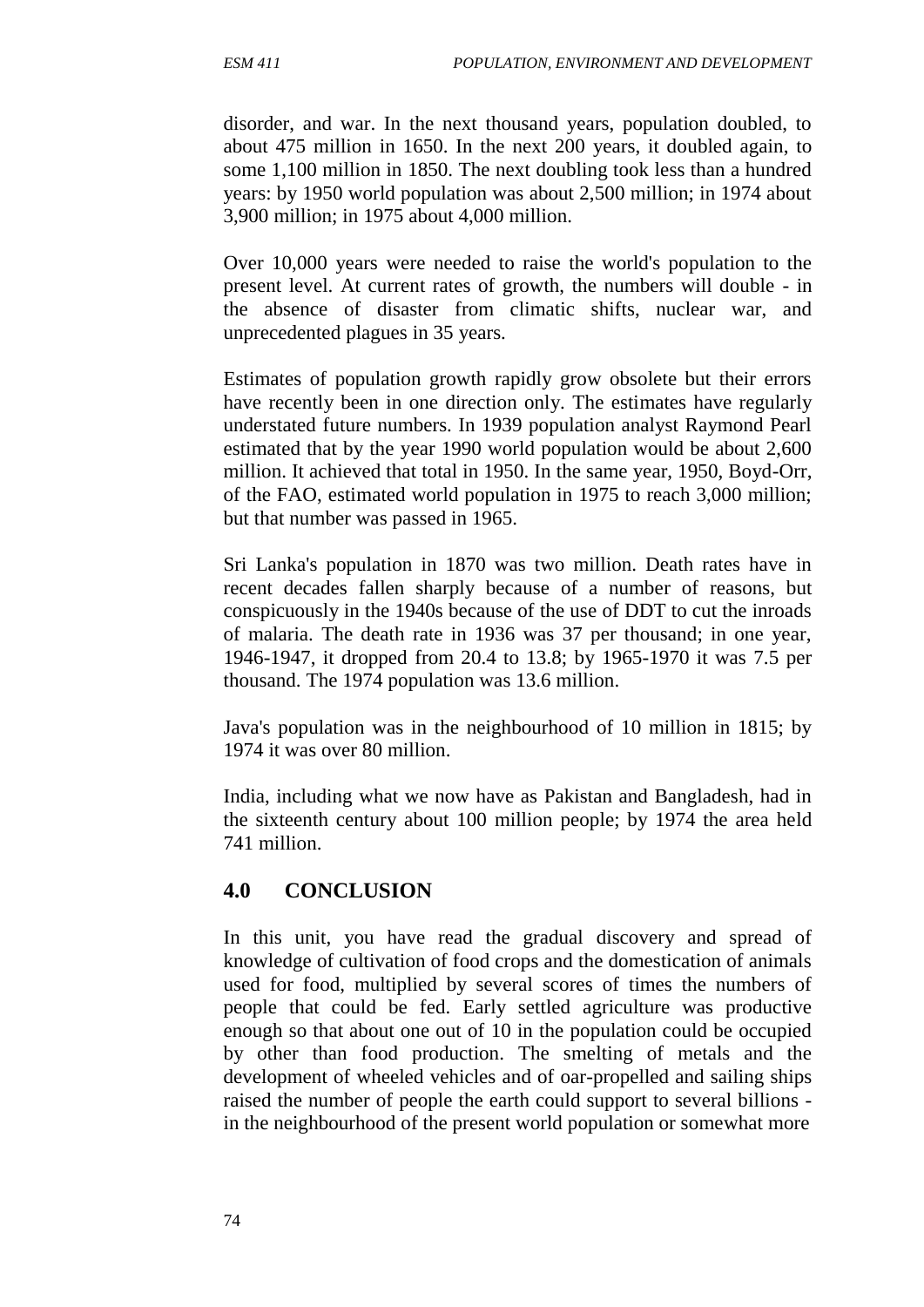disorder, and war. In the next thousand years, population doubled, to about 475 million in 1650. In the next 200 years, it doubled again, to some 1,100 million in 1850. The next doubling took less than a hundred years: by 1950 world population was about 2,500 million; in 1974 about 3,900 million; in 1975 about 4,000 million.

Over 10,000 years were needed to raise the world's population to the present level. At current rates of growth, the numbers will double - in the absence of disaster from climatic shifts, nuclear war, and unprecedented plagues in 35 years.

Estimates of population growth rapidly grow obsolete but their errors have recently been in one direction only. The estimates have regularly understated future numbers. In 1939 population analyst Raymond Pearl estimated that by the year 1990 world population would be about 2,600 million. It achieved that total in 1950. In the same year, 1950, Boyd-Orr, of the FAO, estimated world population in 1975 to reach 3,000 million; but that number was passed in 1965.

Sri Lanka's population in 1870 was two million. Death rates have in recent decades fallen sharply because of a number of reasons, but conspicuously in the 1940s because of the use of DDT to cut the inroads of malaria. The death rate in 1936 was 37 per thousand; in one year, 1946-1947, it dropped from 20.4 to 13.8; by 1965-1970 it was 7.5 per thousand. The 1974 population was 13.6 million.

Java's population was in the neighbourhood of 10 million in 1815; by 1974 it was over 80 million.

India, including what we now have as Pakistan and Bangladesh, had in the sixteenth century about 100 million people; by 1974 the area held 741 million.

## 4.0 CONCLUSION

In this unit, you have read the gradual discovery and spread of knowledge of cultivation of food crops and the domestication of animals used for food, multiplied by several scores of times the numbers of people that could be fed. Early settled agriculture was productive enough so that about one out of 10 in the population could be occupied by other than food production. The smelting of metals and the development of wheeled vehicles and of oar-propelled and sailing ships raised the number of people the earth could support to several billions - in the neighbourhood of the present world population or somewhat more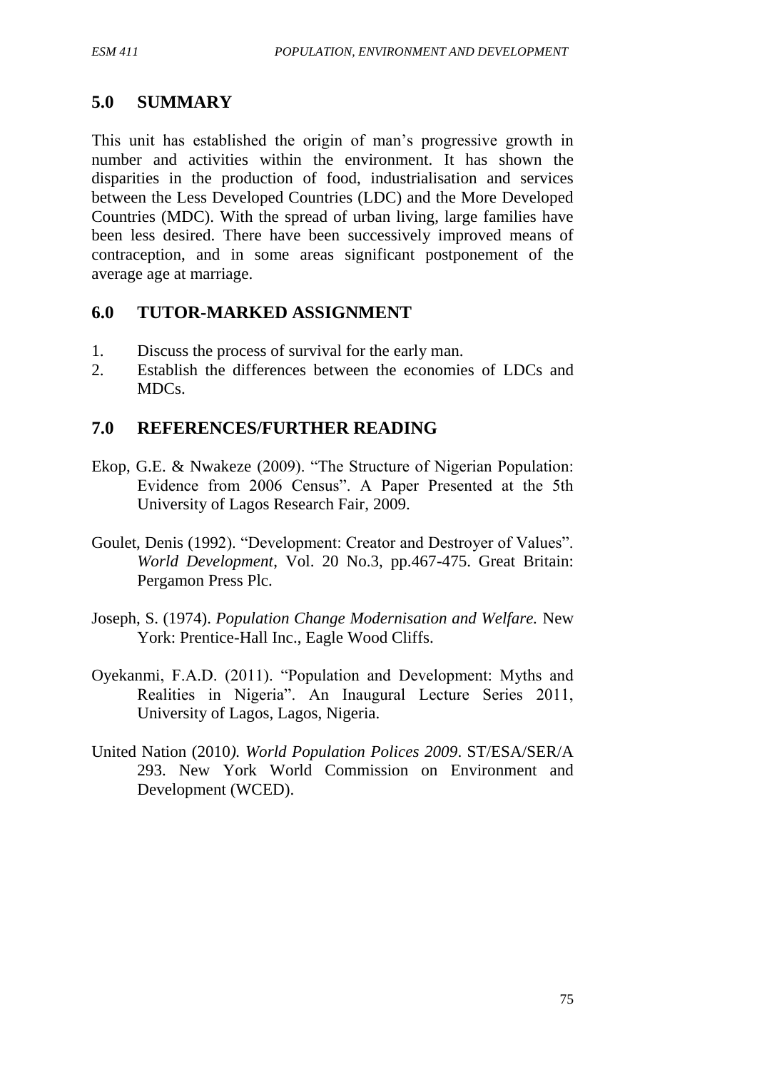## 5.0 SUMMARY

This unit has established the origin of man's progressive growth in number and activities within the environment. It has shown the disparities in the production of food, industrialisation and services between the Less Developed Countries (LDC) and the More Developed Countries (MDC). With the spread of urban living, large families have been less desired. There have been successively improved means of contraception, and in some areas significant postponement of the average age at marriage.

## 6.0 TUTOR-MARKED ASSIGNMENT

1. Discuss the process of survival for the early man.
2. Establish the differences between the economies of LDCs and MDCs.

## 7.0 REFERENCES/FURTHER READING

Ekop, G.E. & Nwakeze (2009). "The Structure of Nigerian Population: Evidence from 2006 Census". A Paper Presented at the 5th University of Lagos Research Fair, 2009.

Goulet, Denis (1992). "Development: Creator and Destroyer of Values". *World Development*, Vol. 20 No.3, pp.467-475. Great Britain: Pergamon Press Plc.

Joseph, S. (1974). *Population Change Modernisation and Welfare.* New York: Prentice-Hall Inc., Eagle Wood Cliffs.

Oyekanmi, F.A.D. (2011). "Population and Development: Myths and Realities in Nigeria". An Inaugural Lecture Series 2011, University of Lagos, Lagos, Nigeria.

United Nation (2010*). World Population Polices 2009*. ST/ESA/SER/A 293. New York World Commission on Environment and Development (WCED).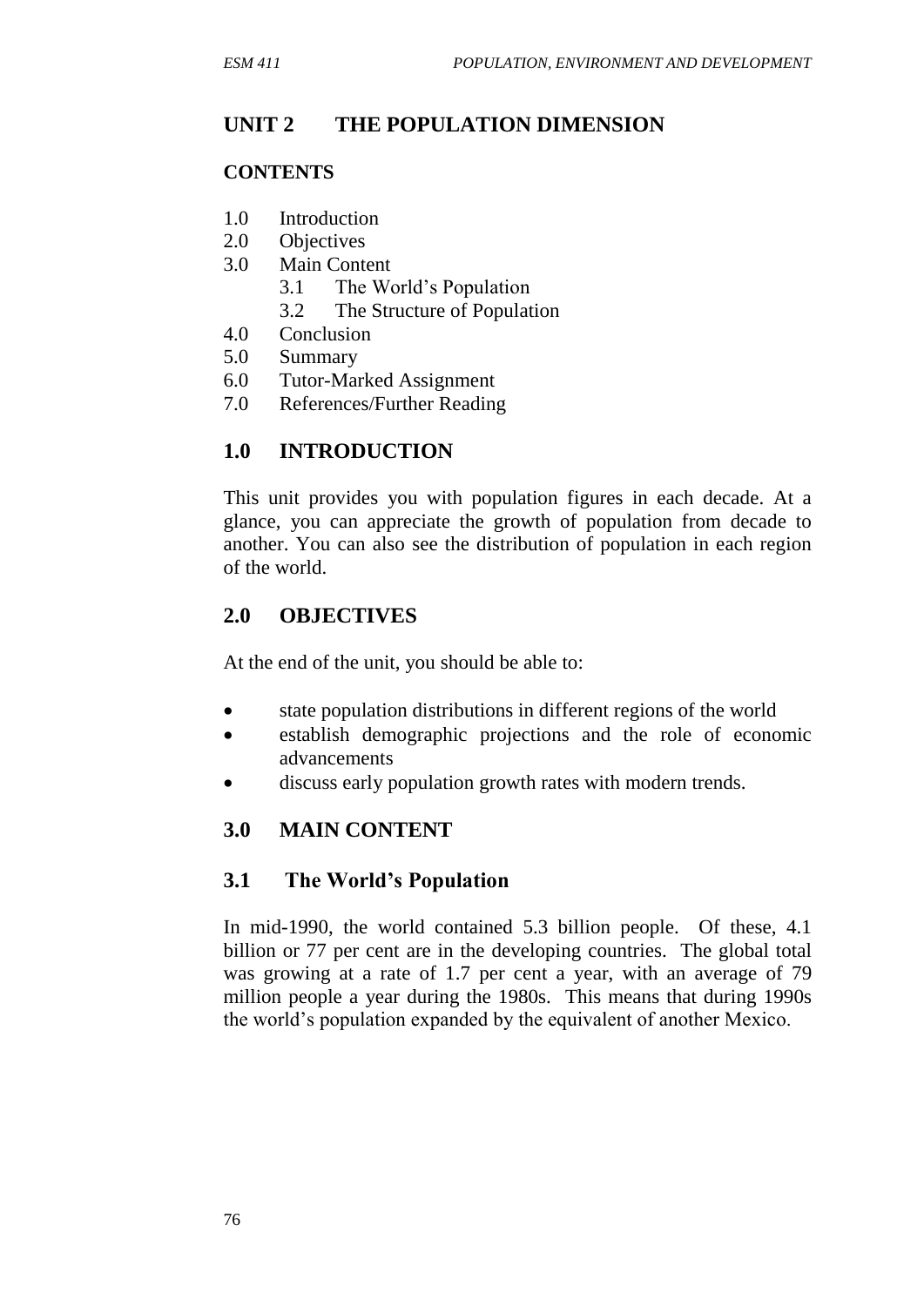# UNIT 2 THE POPULATION DIMENSION

**CONTENTS**

- 1.0 Introduction
- 2.0 Objectives
- 3.0 Main Content
    - 3.1 The World's Population
    - 3.2 The Structure of Population
- 4.0 Conclusion
- 5.0 Summary
- 6.0 Tutor-Marked Assignment
- 7.0 References/Further Reading

## 1.0 INTRODUCTION

This unit provides you with population figures in each decade. At a glance, you can appreciate the growth of population from decade to another. You can also see the distribution of population in each region of the world.

## 2.0 OBJECTIVES

At the end of the unit, you should be able to:

- state population distributions in different regions of the world
- establish demographic projections and the role of economic advancements
- discuss early population growth rates with modern trends.

## 3.0 MAIN CONTENT

### 3.1 The World's Population

In mid-1990, the world contained 5.3 billion people. Of these, 4.1 billion or 77 per cent are in the developing countries. The global total was growing at a rate of 1.7 per cent a year, with an average of 79 million people a year during the 1980s. This means that during 1990s the world's population expanded by the equivalent of another Mexico.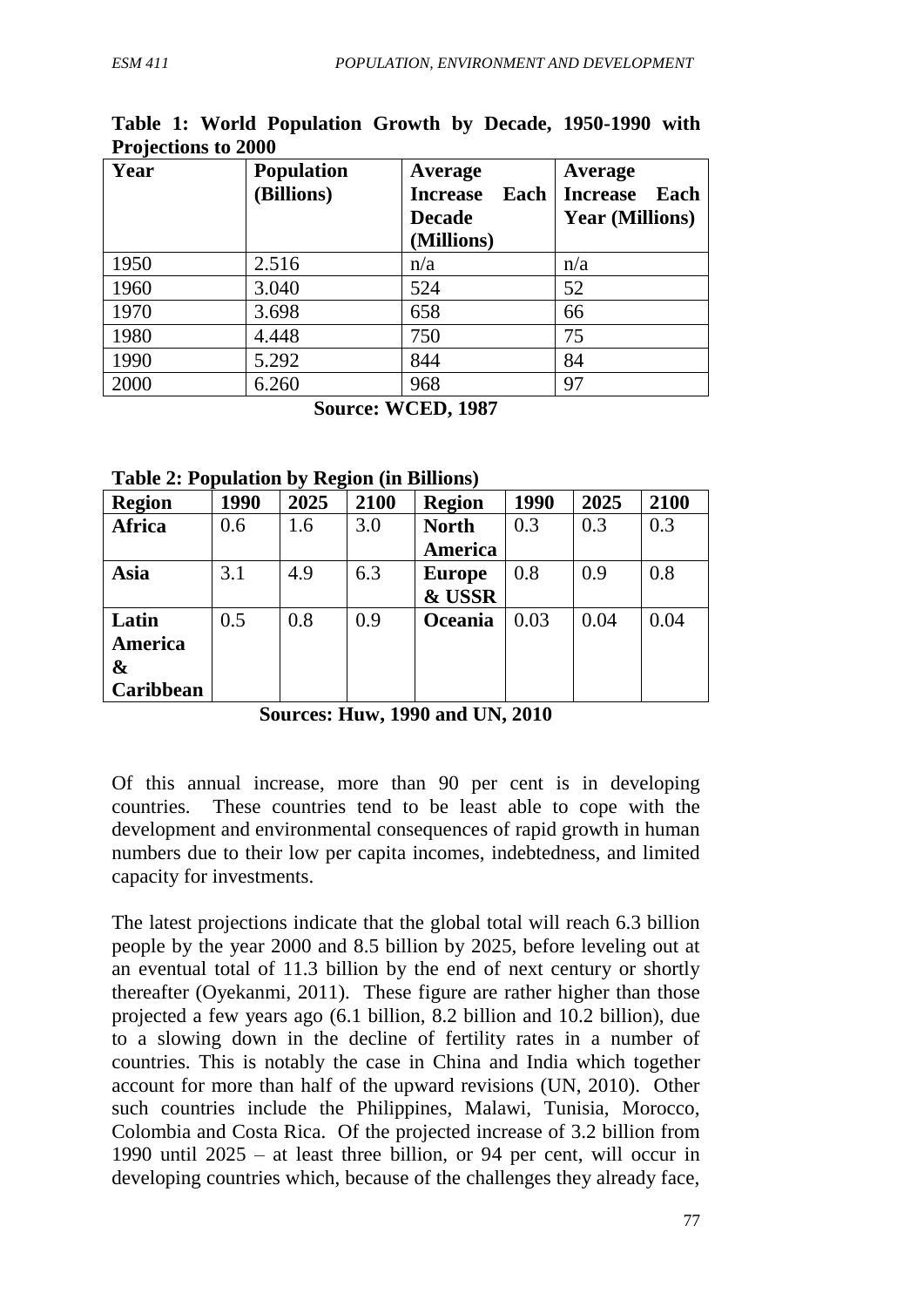**Table 1: World Population Growth by Decade, 1950-1990 with Projections to 2000**

| Year | Population (Billions) | Average Increase Each Decade (Millions) | Average Increase Each Year (Millions) |
|---|---|---|---|
| 1950 | 2.516 | n/a | n/a |
| 1960 | 3.040 | 524 | 52 |
| 1970 | 3.698 | 658 | 66 |
| 1980 | 4.448 | 750 | 75 |
| 1990 | 5.292 | 844 | 84 |
| 2000 | 6.260 | 968 | 97 |

**Source: WCED, 1987**

**Table 2: Population by Region (in Billions)**

| Region | 1990 | 2025 | 2100 | Region | 1990 | 2025 | 2100 |
|---|---|---|---|---|---|---|---|
| **Africa** | 0.6 | 1.6 | 3.0 | **North America** | 0.3 | 0.3 | 0.3 |
| **Asia** | 3.1 | 4.9 | 6.3 | **Europe & USSR** | 0.8 | 0.9 | 0.8 |
| **Latin America & Caribbean** | 0.5 | 0.8 | 0.9 | **Oceania** | 0.03 | 0.04 | 0.04 |

**Sources: Huw, 1990 and UN, 2010**

Of this annual increase, more than 90 per cent is in developing countries. These countries tend to be least able to cope with the development and environmental consequences of rapid growth in human numbers due to their low per capita incomes, indebtedness, and limited capacity for investments.

The latest projections indicate that the global total will reach 6.3 billion people by the year 2000 and 8.5 billion by 2025, before leveling out at an eventual total of 11.3 billion by the end of next century or shortly thereafter (Oyekanmi, 2011). These figure are rather higher than those projected a few years ago (6.1 billion, 8.2 billion and 10.2 billion), due to a slowing down in the decline of fertility rates in a number of countries. This is notably the case in China and India which together account for more than half of the upward revisions (UN, 2010). Other such countries include the Philippines, Malawi, Tunisia, Morocco, Colombia and Costa Rica. Of the projected increase of 3.2 billion from 1990 until 2025 – at least three billion, or 94 per cent, will occur in developing countries which, because of the challenges they already face,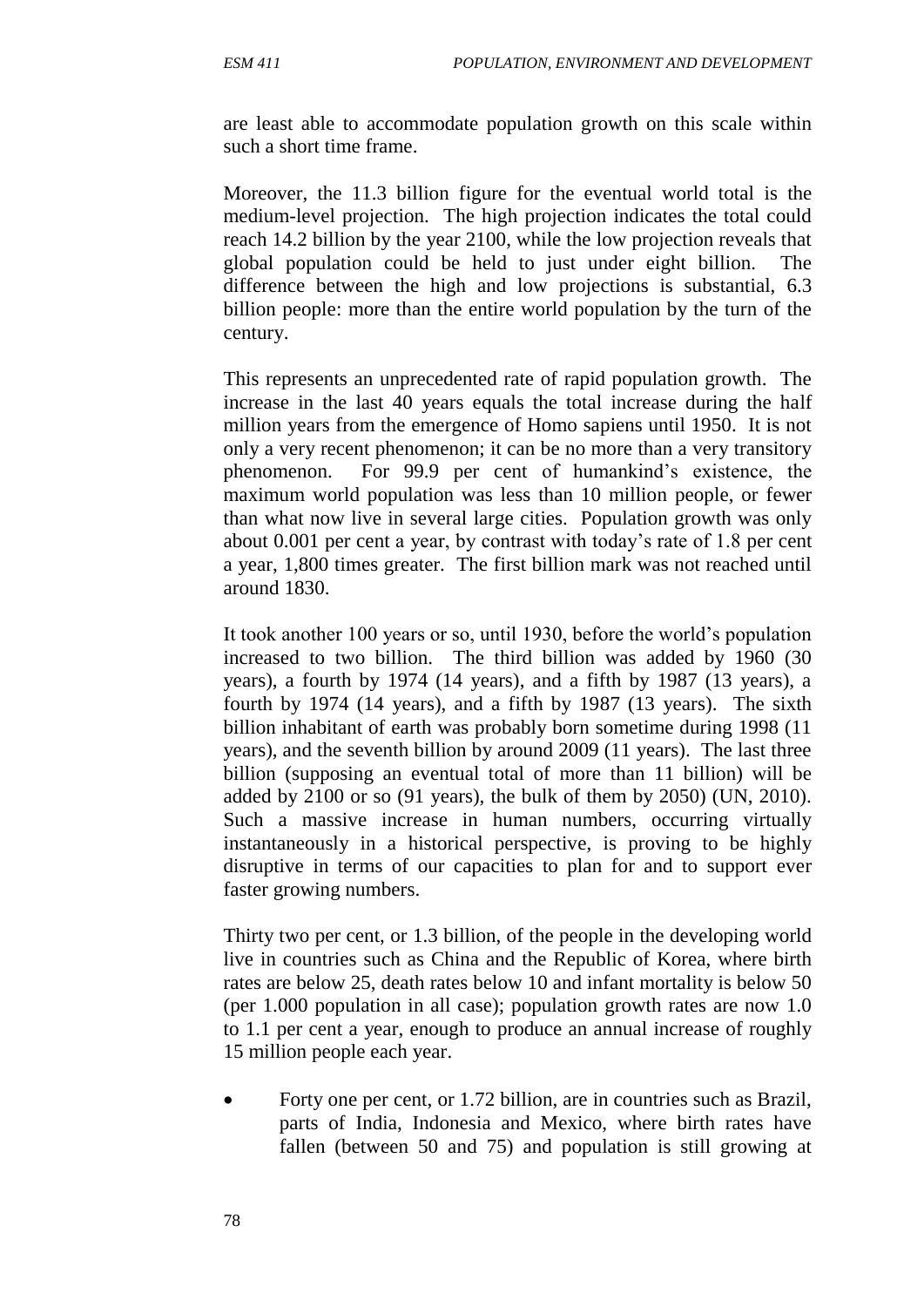are least able to accommodate population growth on this scale within such a short time frame.

Moreover, the 11.3 billion figure for the eventual world total is the medium-level projection. The high projection indicates the total could reach 14.2 billion by the year 2100, while the low projection reveals that global population could be held to just under eight billion. The difference between the high and low projections is substantial, 6.3 billion people: more than the entire world population by the turn of the century.

This represents an unprecedented rate of rapid population growth. The increase in the last 40 years equals the total increase during the half million years from the emergence of Homo sapiens until 1950. It is not only a very recent phenomenon; it can be no more than a very transitory phenomenon. For 99.9 per cent of humankind's existence, the maximum world population was less than 10 million people, or fewer than what now live in several large cities. Population growth was only about 0.001 per cent a year, by contrast with today's rate of 1.8 per cent a year, 1,800 times greater. The first billion mark was not reached until around 1830.

It took another 100 years or so, until 1930, before the world's population increased to two billion. The third billion was added by 1960 (30 years), a fourth by 1974 (14 years), and a fifth by 1987 (13 years), a fourth by 1974 (14 years), and a fifth by 1987 (13 years). The sixth billion inhabitant of earth was probably born sometime during 1998 (11 years), and the seventh billion by around 2009 (11 years). The last three billion (supposing an eventual total of more than 11 billion) will be added by 2100 or so (91 years), the bulk of them by 2050) (UN, 2010). Such a massive increase in human numbers, occurring virtually instantaneously in a historical perspective, is proving to be highly disruptive in terms of our capacities to plan for and to support ever faster growing numbers.

Thirty two per cent, or 1.3 billion, of the people in the developing world live in countries such as China and the Republic of Korea, where birth rates are below 25, death rates below 10 and infant mortality is below 50 (per 1.000 population in all case); population growth rates are now 1.0 to 1.1 per cent a year, enough to produce an annual increase of roughly 15 million people each year.

- Forty one per cent, or 1.72 billion, are in countries such as Brazil, parts of India, Indonesia and Mexico, where birth rates have fallen (between 50 and 75) and population is still growing at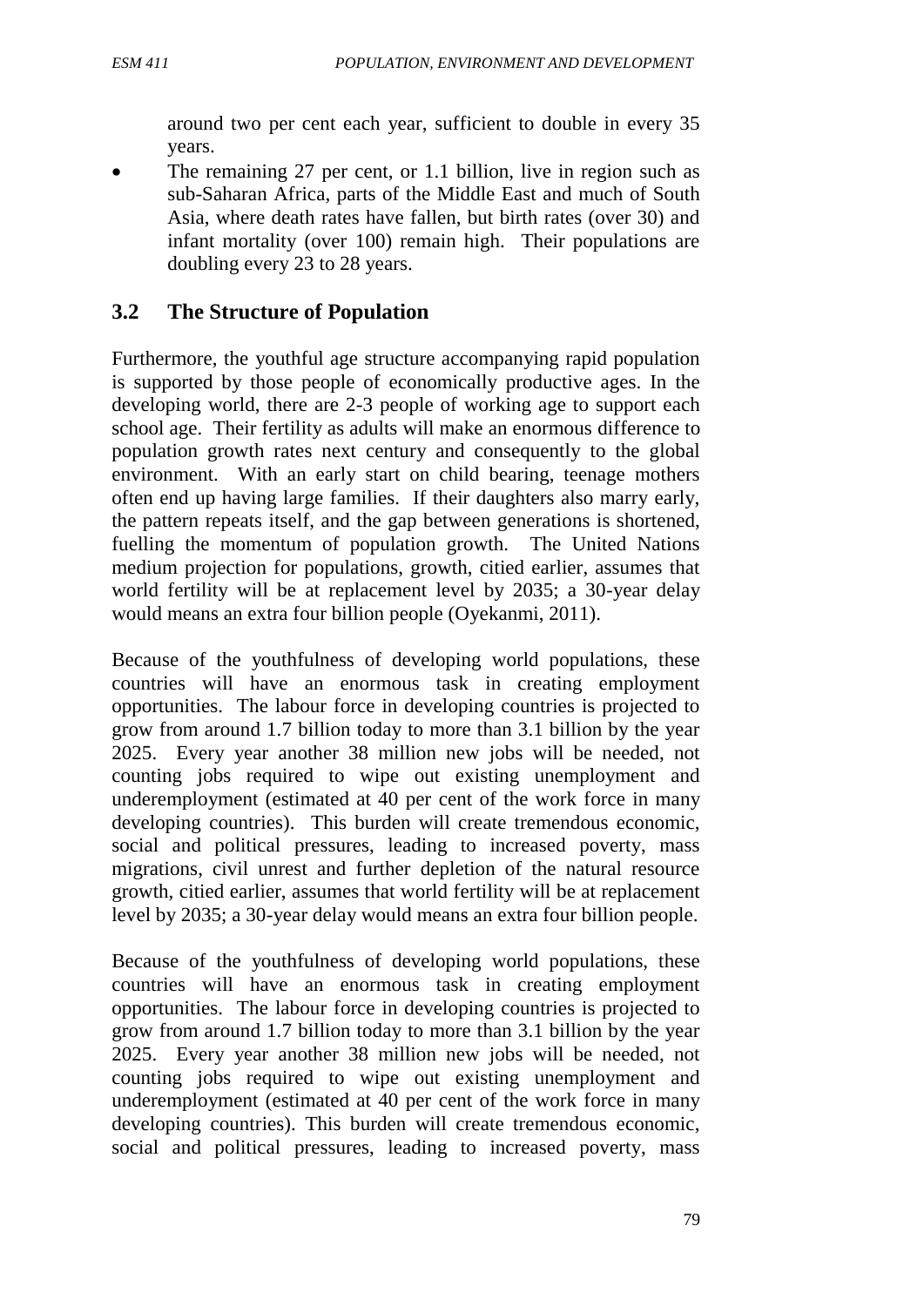around two per cent each year, sufficient to double in every 35 years.

- The remaining 27 per cent, or 1.1 billion, live in region such as sub-Saharan Africa, parts of the Middle East and much of South Asia, where death rates have fallen, but birth rates (over 30) and infant mortality (over 100) remain high. Their populations are doubling every 23 to 28 years.

## 3.2 The Structure of Population

Furthermore, the youthful age structure accompanying rapid population is supported by those people of economically productive ages. In the developing world, there are 2-3 people of working age to support each school age. Their fertility as adults will make an enormous difference to population growth rates next century and consequently to the global environment. With an early start on child bearing, teenage mothers often end up having large families. If their daughters also marry early, the pattern repeats itself, and the gap between generations is shortened, fuelling the momentum of population growth. The United Nations medium projection for populations, growth, citied earlier, assumes that world fertility will be at replacement level by 2035; a 30-year delay would means an extra four billion people (Oyekanmi, 2011).

Because of the youthfulness of developing world populations, these countries will have an enormous task in creating employment opportunities. The labour force in developing countries is projected to grow from around 1.7 billion today to more than 3.1 billion by the year 2025. Every year another 38 million new jobs will be needed, not counting jobs required to wipe out existing unemployment and underemployment (estimated at 40 per cent of the work force in many developing countries). This burden will create tremendous economic, social and political pressures, leading to increased poverty, mass migrations, civil unrest and further depletion of the natural resource growth, citied earlier, assumes that world fertility will be at replacement level by 2035; a 30-year delay would means an extra four billion people.

Because of the youthfulness of developing world populations, these countries will have an enormous task in creating employment opportunities. The labour force in developing countries is projected to grow from around 1.7 billion today to more than 3.1 billion by the year 2025. Every year another 38 million new jobs will be needed, not counting jobs required to wipe out existing unemployment and underemployment (estimated at 40 per cent of the work force in many developing countries). This burden will create tremendous economic, social and political pressures, leading to increased poverty, mass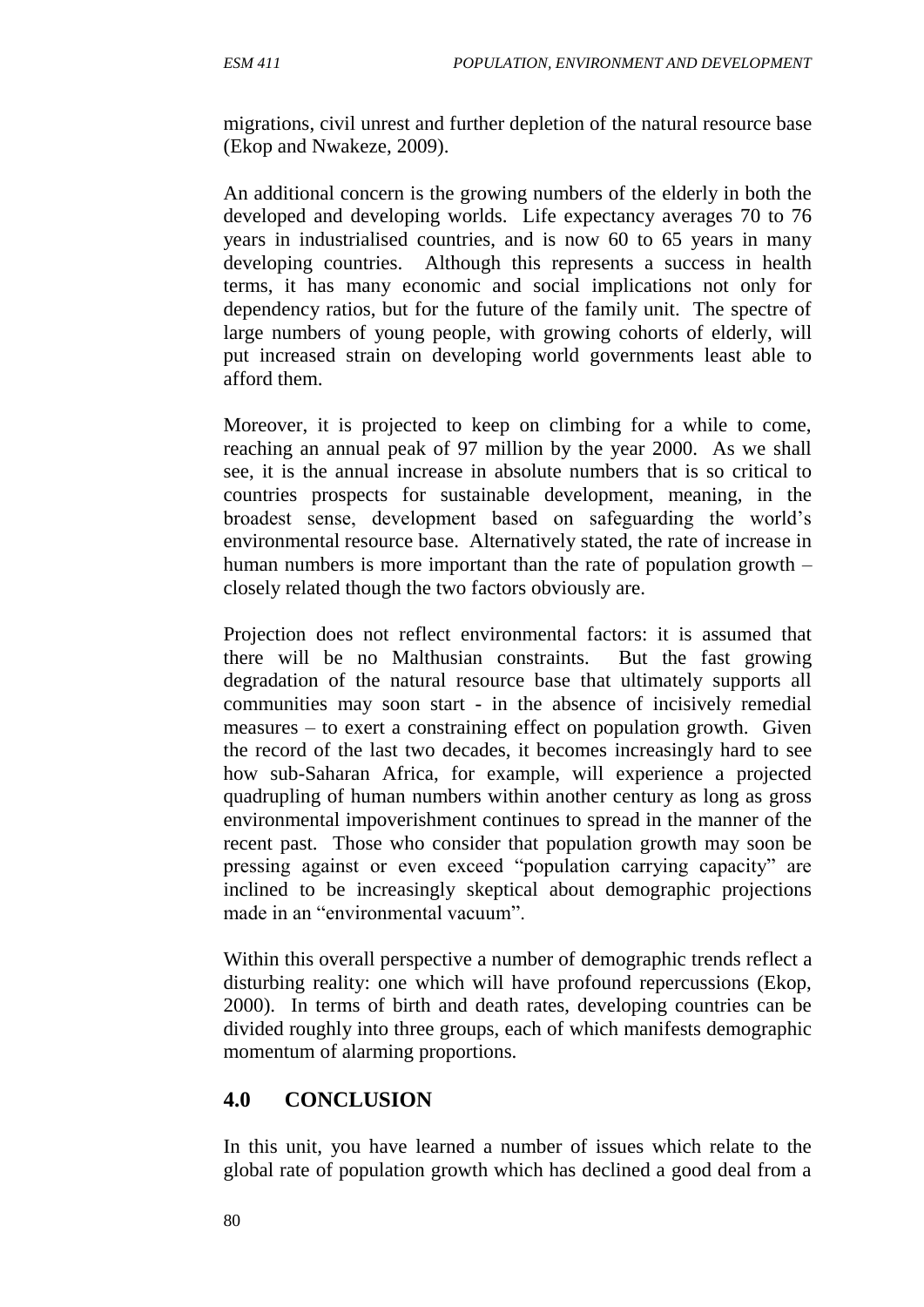migrations, civil unrest and further depletion of the natural resource base (Ekop and Nwakeze, 2009).

An additional concern is the growing numbers of the elderly in both the developed and developing worlds. Life expectancy averages 70 to 76 years in industrialised countries, and is now 60 to 65 years in many developing countries. Although this represents a success in health terms, it has many economic and social implications not only for dependency ratios, but for the future of the family unit. The spectre of large numbers of young people, with growing cohorts of elderly, will put increased strain on developing world governments least able to afford them.

Moreover, it is projected to keep on climbing for a while to come, reaching an annual peak of 97 million by the year 2000. As we shall see, it is the annual increase in absolute numbers that is so critical to countries prospects for sustainable development, meaning, in the broadest sense, development based on safeguarding the world's environmental resource base. Alternatively stated, the rate of increase in human numbers is more important than the rate of population growth – closely related though the two factors obviously are.

Projection does not reflect environmental factors: it is assumed that there will be no Malthusian constraints. But the fast growing degradation of the natural resource base that ultimately supports all communities may soon start - in the absence of incisively remedial measures – to exert a constraining effect on population growth. Given the record of the last two decades, it becomes increasingly hard to see how sub-Saharan Africa, for example, will experience a projected quadrupling of human numbers within another century as long as gross environmental impoverishment continues to spread in the manner of the recent past. Those who consider that population growth may soon be pressing against or even exceed "population carrying capacity" are inclined to be increasingly skeptical about demographic projections made in an "environmental vacuum".

Within this overall perspective a number of demographic trends reflect a disturbing reality: one which will have profound repercussions (Ekop, 2000). In terms of birth and death rates, developing countries can be divided roughly into three groups, each of which manifests demographic momentum of alarming proportions.

## 4.0 CONCLUSION

In this unit, you have learned a number of issues which relate to the global rate of population growth which has declined a good deal from a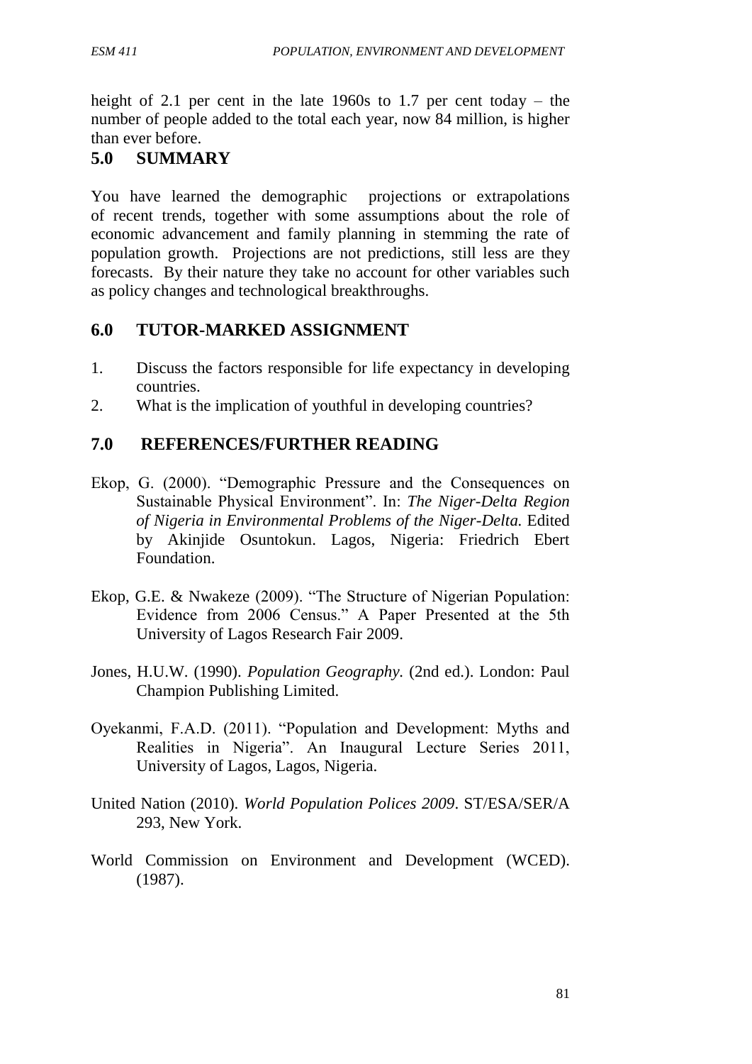height of 2.1 per cent in the late 1960s to 1.7 per cent today – the number of people added to the total each year, now 84 million, is higher than ever before.

## 5.0 SUMMARY

You have learned the demographic projections or extrapolations of recent trends, together with some assumptions about the role of economic advancement and family planning in stemming the rate of population growth. Projections are not predictions, still less are they forecasts. By their nature they take no account for other variables such as policy changes and technological breakthroughs.

## 6.0 TUTOR-MARKED ASSIGNMENT

1. Discuss the factors responsible for life expectancy in developing countries.
2. What is the implication of youthful in developing countries?

## 7.0 REFERENCES/FURTHER READING

Ekop, G. (2000). "Demographic Pressure and the Consequences on Sustainable Physical Environment". In: *The Niger-Delta Region of Nigeria in Environmental Problems of the Niger-Delta.* Edited by Akinjide Osuntokun. Lagos, Nigeria: Friedrich Ebert Foundation.

Ekop, G.E. & Nwakeze (2009). "The Structure of Nigerian Population: Evidence from 2006 Census." A Paper Presented at the 5th University of Lagos Research Fair 2009.

Jones, H.U.W. (1990). *Population Geography.* (2nd ed.). London: Paul Champion Publishing Limited.

Oyekanmi, F.A.D. (2011). "Population and Development: Myths and Realities in Nigeria". An Inaugural Lecture Series 2011, University of Lagos, Lagos, Nigeria.

United Nation (2010). *World Population Polices 2009*. ST/ESA/SER/A 293, New York.

World Commission on Environment and Development (WCED). (1987).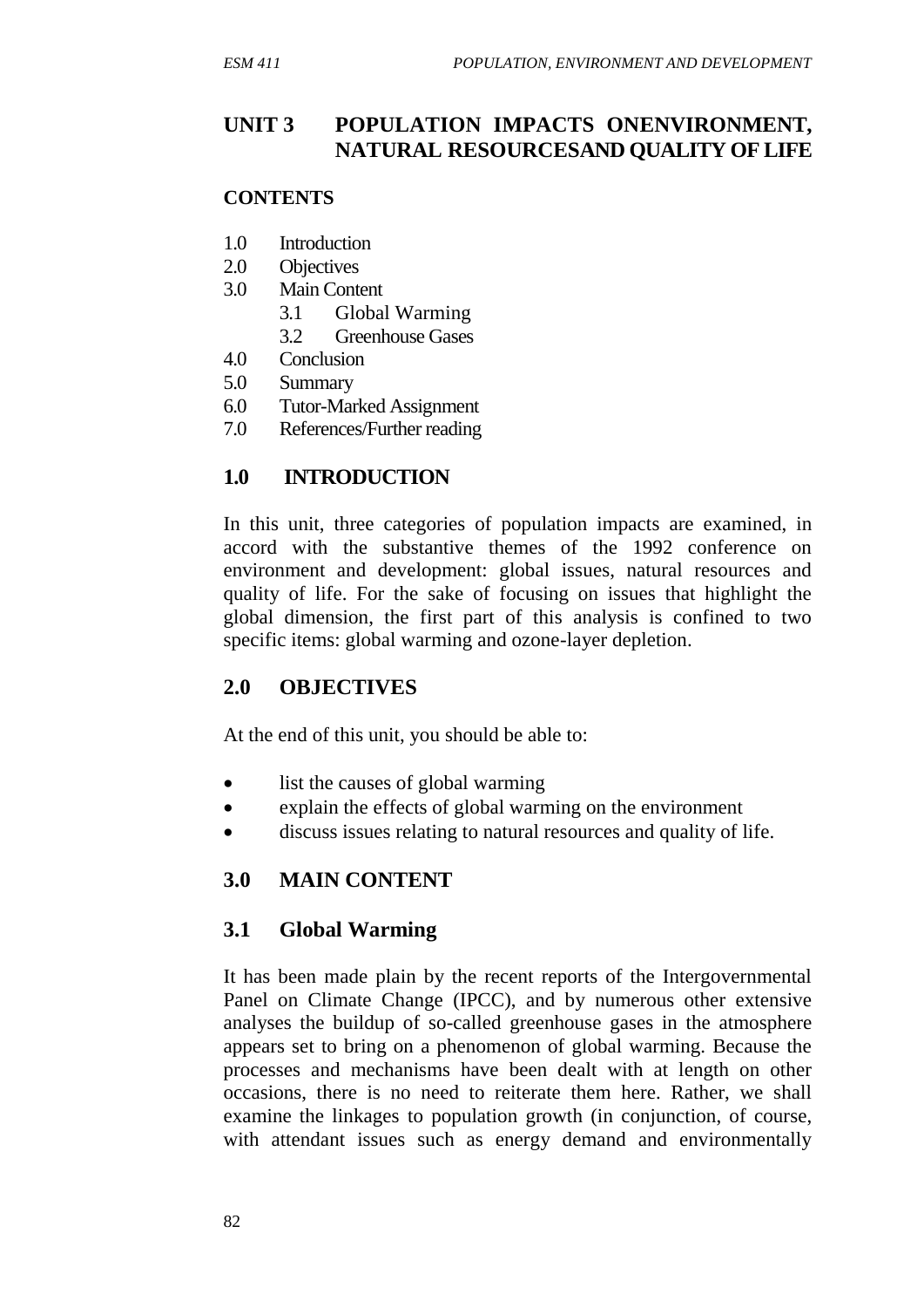## UNIT 3 POPULATION IMPACTS ONENVIRONMENT, NATURAL RESOURCESAND QUALITY OF LIFE

**CONTENTS**

1.0 Introduction
2.0 Objectives
3.0 Main Content
   3.1 Global Warming
   3.2 Greenhouse Gases
4.0 Conclusion
5.0 Summary
6.0 Tutor-Marked Assignment
7.0 References/Further reading

## 1.0 INTRODUCTION

In this unit, three categories of population impacts are examined, in accord with the substantive themes of the 1992 conference on environment and development: global issues, natural resources and quality of life. For the sake of focusing on issues that highlight the global dimension, the first part of this analysis is confined to two specific items: global warming and ozone-layer depletion.

## 2.0 OBJECTIVES

At the end of this unit, you should be able to:

- list the causes of global warming
- explain the effects of global warming on the environment
- discuss issues relating to natural resources and quality of life.

## 3.0 MAIN CONTENT

### 3.1 Global Warming

It has been made plain by the recent reports of the Intergovernmental Panel on Climate Change (IPCC), and by numerous other extensive analyses the buildup of so-called greenhouse gases in the atmosphere appears set to bring on a phenomenon of global warming. Because the processes and mechanisms have been dealt with at length on other occasions, there is no need to reiterate them here. Rather, we shall examine the linkages to population growth (in conjunction, of course, with attendant issues such as energy demand and environmentally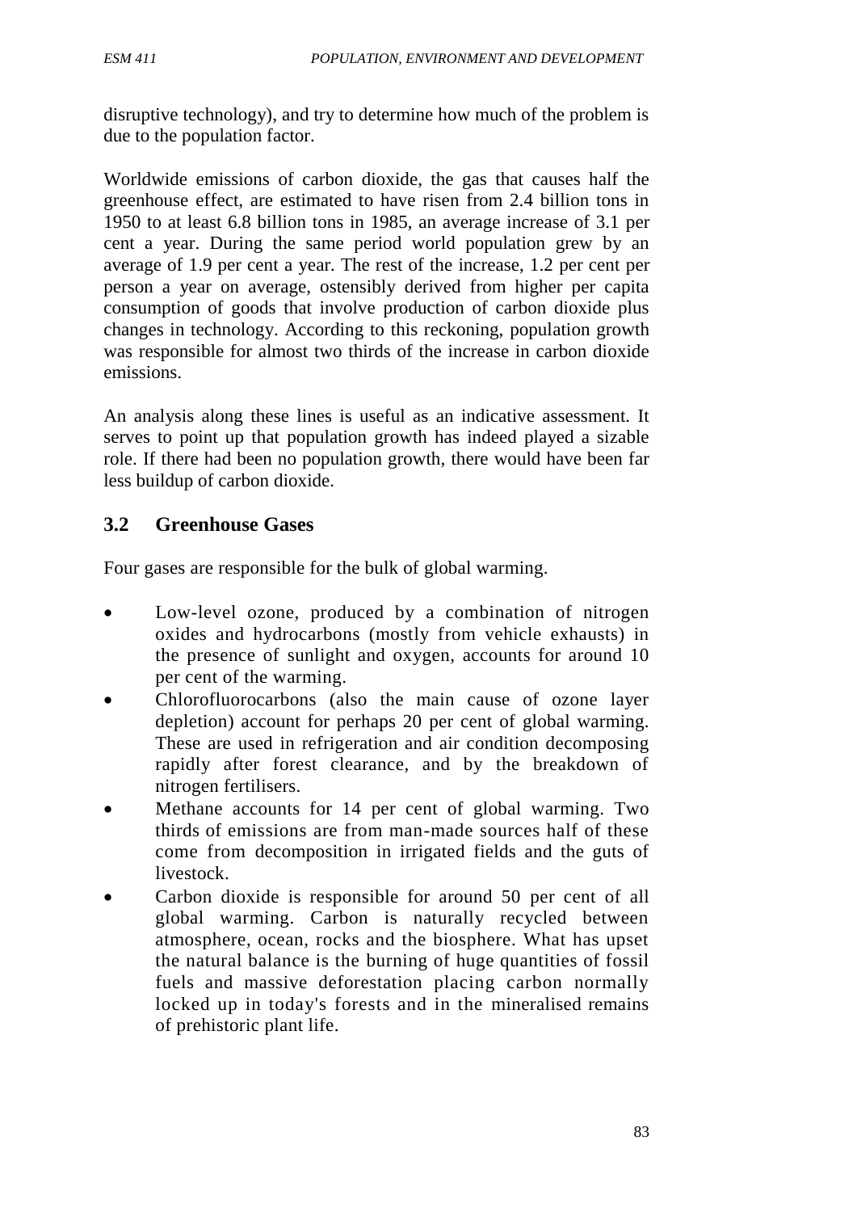disruptive technology), and try to determine how much of the problem is due to the population factor.

Worldwide emissions of carbon dioxide, the gas that causes half the greenhouse effect, are estimated to have risen from 2.4 billion tons in 1950 to at least 6.8 billion tons in 1985, an average increase of 3.1 per cent a year. During the same period world population grew by an average of 1.9 per cent a year. The rest of the increase, 1.2 per cent per person a year on average, ostensibly derived from higher per capita consumption of goods that involve production of carbon dioxide plus changes in technology. According to this reckoning, population growth was responsible for almost two thirds of the increase in carbon dioxide emissions.

An analysis along these lines is useful as an indicative assessment. It serves to point up that population growth has indeed played a sizable role. If there had been no population growth, there would have been far less buildup of carbon dioxide.

## 3.2 Greenhouse Gases

Four gases are responsible for the bulk of global warming.

- Low-level ozone, produced by a combination of nitrogen oxides and hydrocarbons (mostly from vehicle exhausts) in the presence of sunlight and oxygen, accounts for around 10 per cent of the warming.
- Chlorofluorocarbons (also the main cause of ozone layer depletion) account for perhaps 20 per cent of global warming. These are used in refrigeration and air condition decomposing rapidly after forest clearance, and by the breakdown of nitrogen fertilisers.
- Methane accounts for 14 per cent of global warming. Two thirds of emissions are from man-made sources half of these come from decomposition in irrigated fields and the guts of livestock.
- Carbon dioxide is responsible for around 50 per cent of all global warming. Carbon is naturally recycled between atmosphere, ocean, rocks and the biosphere. What has upset the natural balance is the burning of huge quantities of fossil fuels and massive deforestation placing carbon normally locked up in today's forests and in the mineralised remains of prehistoric plant life.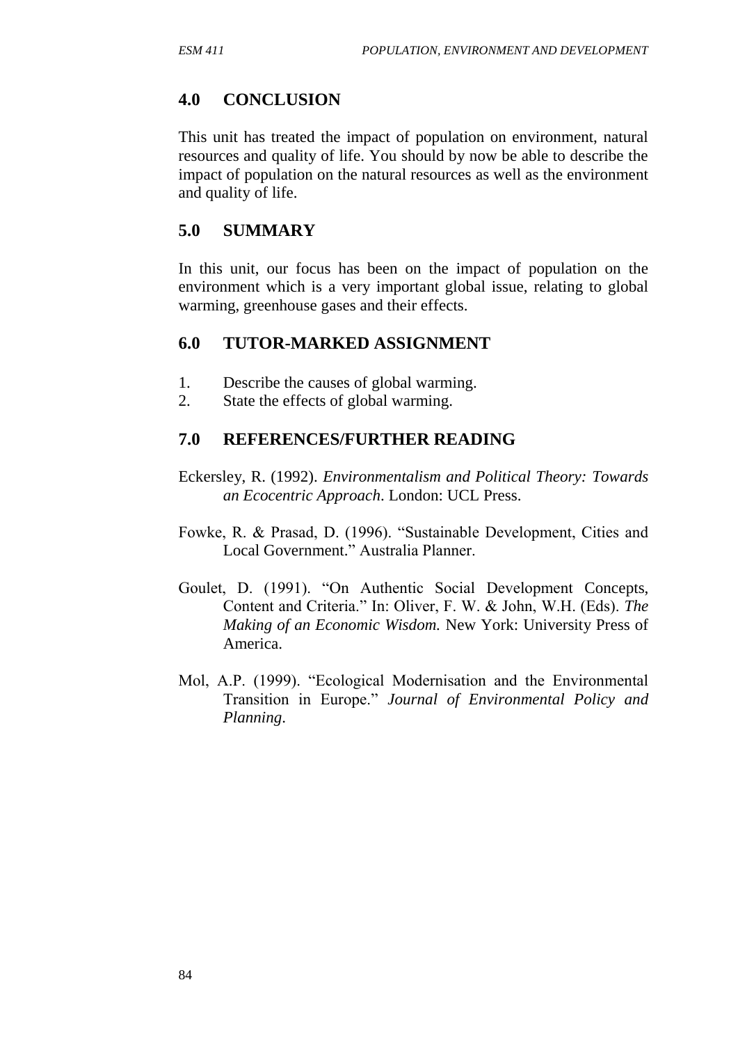## 4.0 CONCLUSION

This unit has treated the impact of population on environment, natural resources and quality of life. You should by now be able to describe the impact of population on the natural resources as well as the environment and quality of life.

## 5.0 SUMMARY

In this unit, our focus has been on the impact of population on the environment which is a very important global issue, relating to global warming, greenhouse gases and their effects.

## 6.0 TUTOR-MARKED ASSIGNMENT

1. Describe the causes of global warming.
2. State the effects of global warming.

## 7.0 REFERENCES/FURTHER READING

Eckersley, R. (1992). *Environmentalism and Political Theory: Towards an Ecocentric Approach*. London: UCL Press.

Fowke, R. & Prasad, D. (1996). "Sustainable Development, Cities and Local Government." Australia Planner.

Goulet, D. (1991). "On Authentic Social Development Concepts, Content and Criteria." In: Oliver, F. W. & John, W.H. (Eds). *The Making of an Economic Wisdom.* New York: University Press of America.

Mol, A.P. (1999). "Ecological Modernisation and the Environmental Transition in Europe." *Journal of Environmental Policy and Planning*.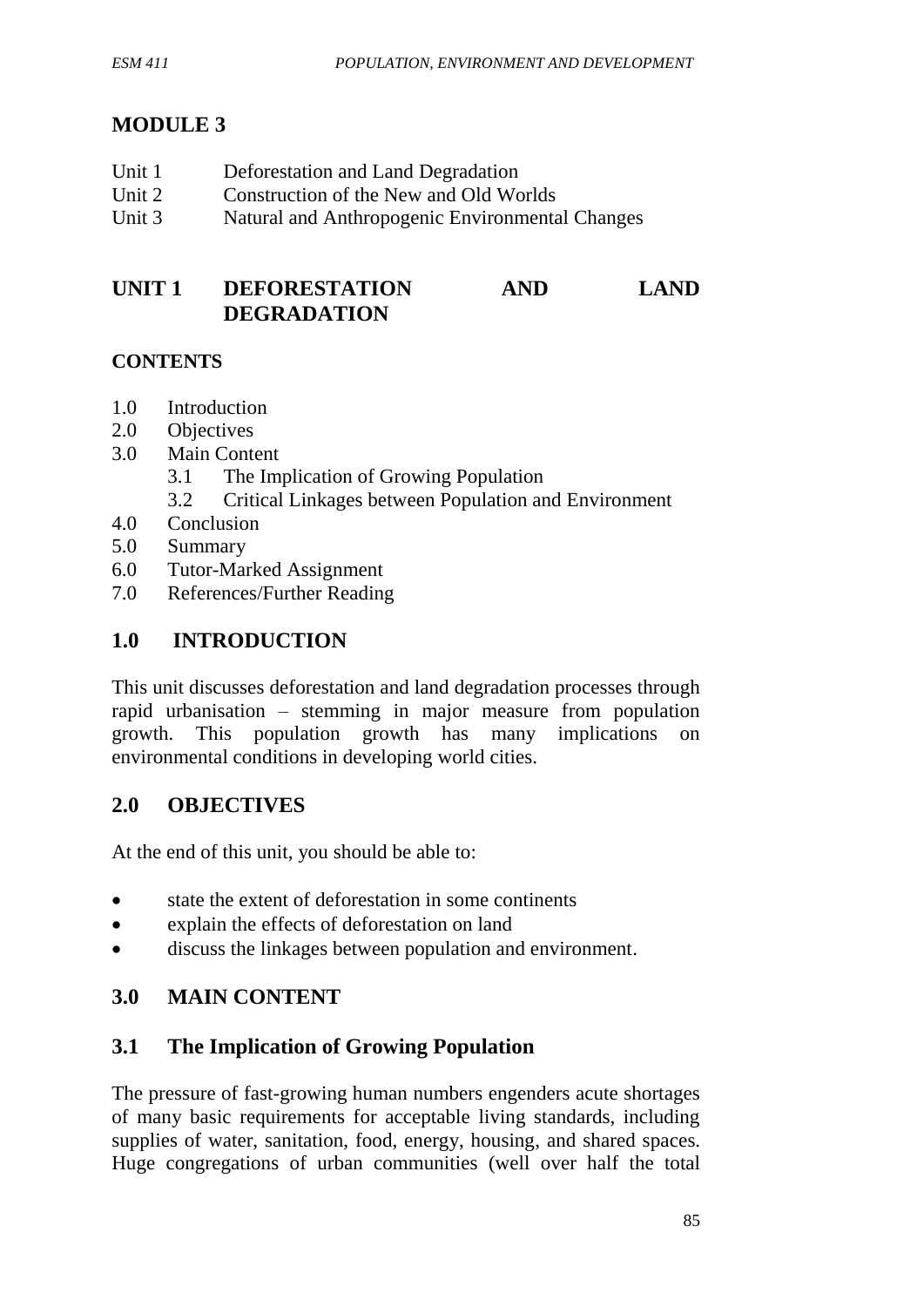# MODULE 3

Unit 1 Deforestation and Land Degradation
Unit 2 Construction of the New and Old Worlds
Unit 3 Natural and Anthropogenic Environmental Changes

## UNIT 1 DEFORESTATION AND LAND DEGRADATION

**CONTENTS**

1.0 Introduction
2.0 Objectives
3.0 Main Content
  3.1 The Implication of Growing Population
  3.2 Critical Linkages between Population and Environment
4.0 Conclusion
5.0 Summary
6.0 Tutor-Marked Assignment
7.0 References/Further Reading

## 1.0 INTRODUCTION

This unit discusses deforestation and land degradation processes through rapid urbanisation – stemming in major measure from population growth. This population growth has many implications on environmental conditions in developing world cities.

## 2.0 OBJECTIVES

At the end of this unit, you should be able to:

- state the extent of deforestation in some continents
- explain the effects of deforestation on land
- discuss the linkages between population and environment.

## 3.0 MAIN CONTENT

### 3.1 The Implication of Growing Population

The pressure of fast-growing human numbers engenders acute shortages of many basic requirements for acceptable living standards, including supplies of water, sanitation, food, energy, housing, and shared spaces. Huge congregations of urban communities (well over half the total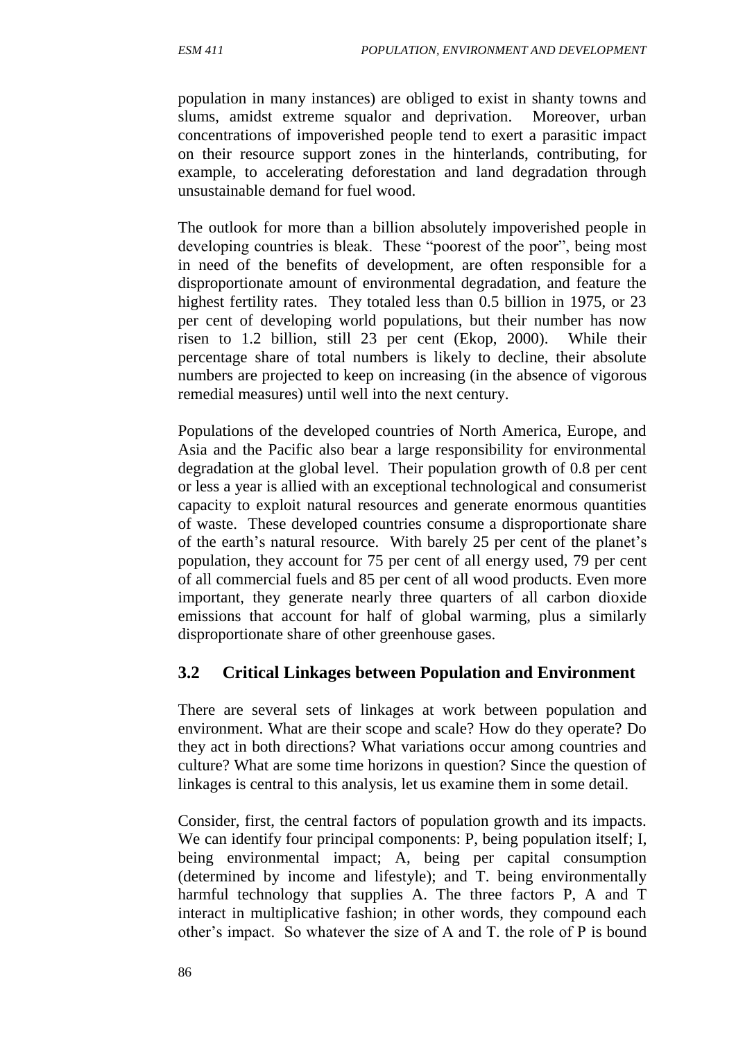population in many instances) are obliged to exist in shanty towns and slums, amidst extreme squalor and deprivation. Moreover, urban concentrations of impoverished people tend to exert a parasitic impact on their resource support zones in the hinterlands, contributing, for example, to accelerating deforestation and land degradation through unsustainable demand for fuel wood.

The outlook for more than a billion absolutely impoverished people in developing countries is bleak. These "poorest of the poor", being most in need of the benefits of development, are often responsible for a disproportionate amount of environmental degradation, and feature the highest fertility rates. They totaled less than 0.5 billion in 1975, or 23 per cent of developing world populations, but their number has now risen to 1.2 billion, still 23 per cent (Ekop, 2000). While their percentage share of total numbers is likely to decline, their absolute numbers are projected to keep on increasing (in the absence of vigorous remedial measures) until well into the next century.

Populations of the developed countries of North America, Europe, and Asia and the Pacific also bear a large responsibility for environmental degradation at the global level. Their population growth of 0.8 per cent or less a year is allied with an exceptional technological and consumerist capacity to exploit natural resources and generate enormous quantities of waste. These developed countries consume a disproportionate share of the earth's natural resource. With barely 25 per cent of the planet's population, they account for 75 per cent of all energy used, 79 per cent of all commercial fuels and 85 per cent of all wood products. Even more important, they generate nearly three quarters of all carbon dioxide emissions that account for half of global warming, plus a similarly disproportionate share of other greenhouse gases.

## 3.2 Critical Linkages between Population and Environment

There are several sets of linkages at work between population and environment. What are their scope and scale? How do they operate? Do they act in both directions? What variations occur among countries and culture? What are some time horizons in question? Since the question of linkages is central to this analysis, let us examine them in some detail.

Consider, first, the central factors of population growth and its impacts. We can identify four principal components: P, being population itself; I, being environmental impact; A, being per capital consumption (determined by income and lifestyle); and T. being environmentally harmful technology that supplies A. The three factors P, A and T interact in multiplicative fashion; in other words, they compound each other's impact. So whatever the size of A and T. the role of P is bound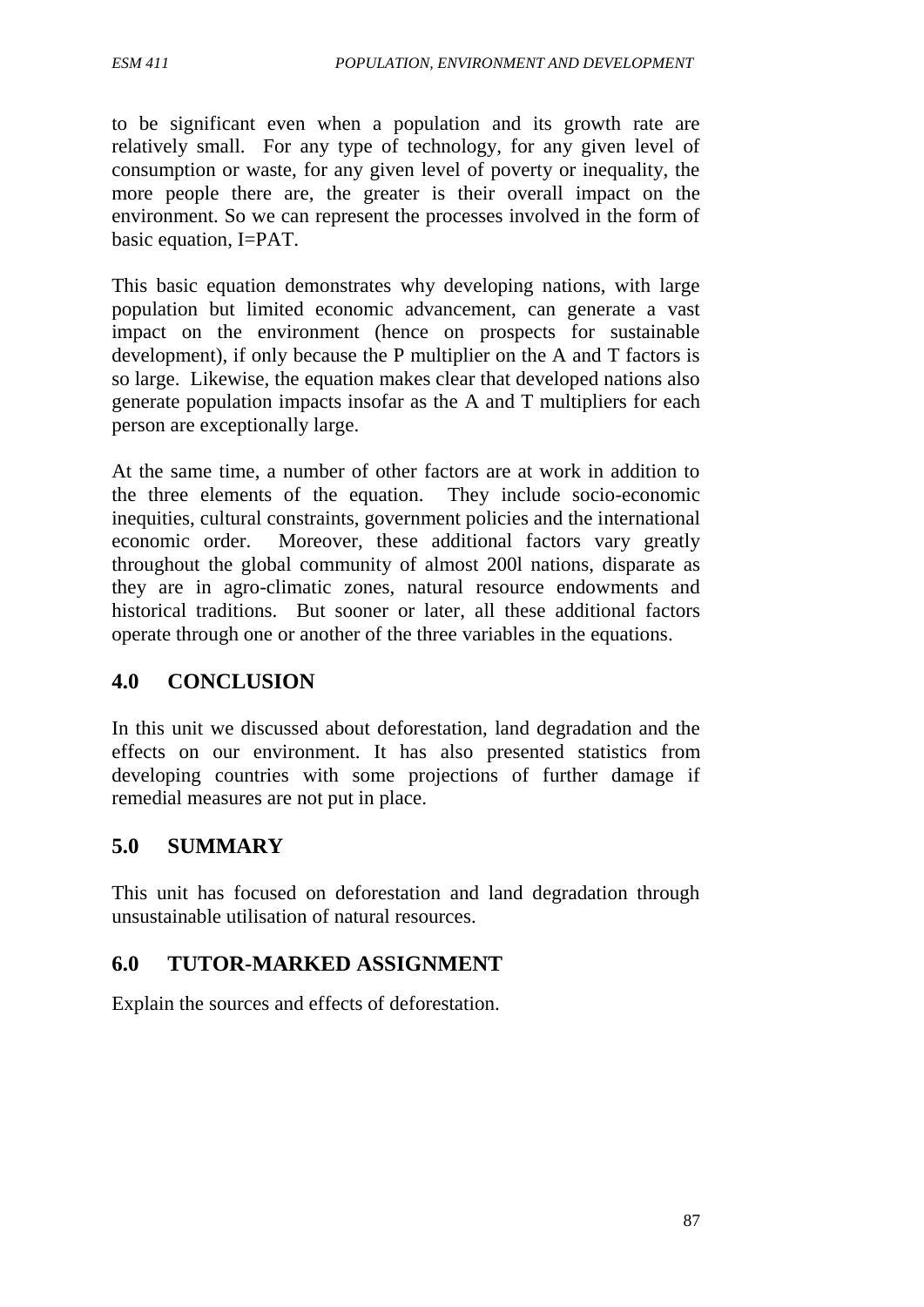to be significant even when a population and its growth rate are relatively small. For any type of technology, for any given level of consumption or waste, for any given level of poverty or inequality, the more people there are, the greater is their overall impact on the environment. So we can represent the processes involved in the form of basic equation, I=PAT.

This basic equation demonstrates why developing nations, with large population but limited economic advancement, can generate a vast impact on the environment (hence on prospects for sustainable development), if only because the P multiplier on the A and T factors is so large. Likewise, the equation makes clear that developed nations also generate population impacts insofar as the A and T multipliers for each person are exceptionally large.

At the same time, a number of other factors are at work in addition to the three elements of the equation. They include socio-economic inequities, cultural constraints, government policies and the international economic order. Moreover, these additional factors vary greatly throughout the global community of almost 200l nations, disparate as they are in agro-climatic zones, natural resource endowments and historical traditions. But sooner or later, all these additional factors operate through one or another of the three variables in the equations.

## 4.0 CONCLUSION

In this unit we discussed about deforestation, land degradation and the effects on our environment. It has also presented statistics from developing countries with some projections of further damage if remedial measures are not put in place.

## 5.0 SUMMARY

This unit has focused on deforestation and land degradation through unsustainable utilisation of natural resources.

## 6.0 TUTOR-MARKED ASSIGNMENT

Explain the sources and effects of deforestation.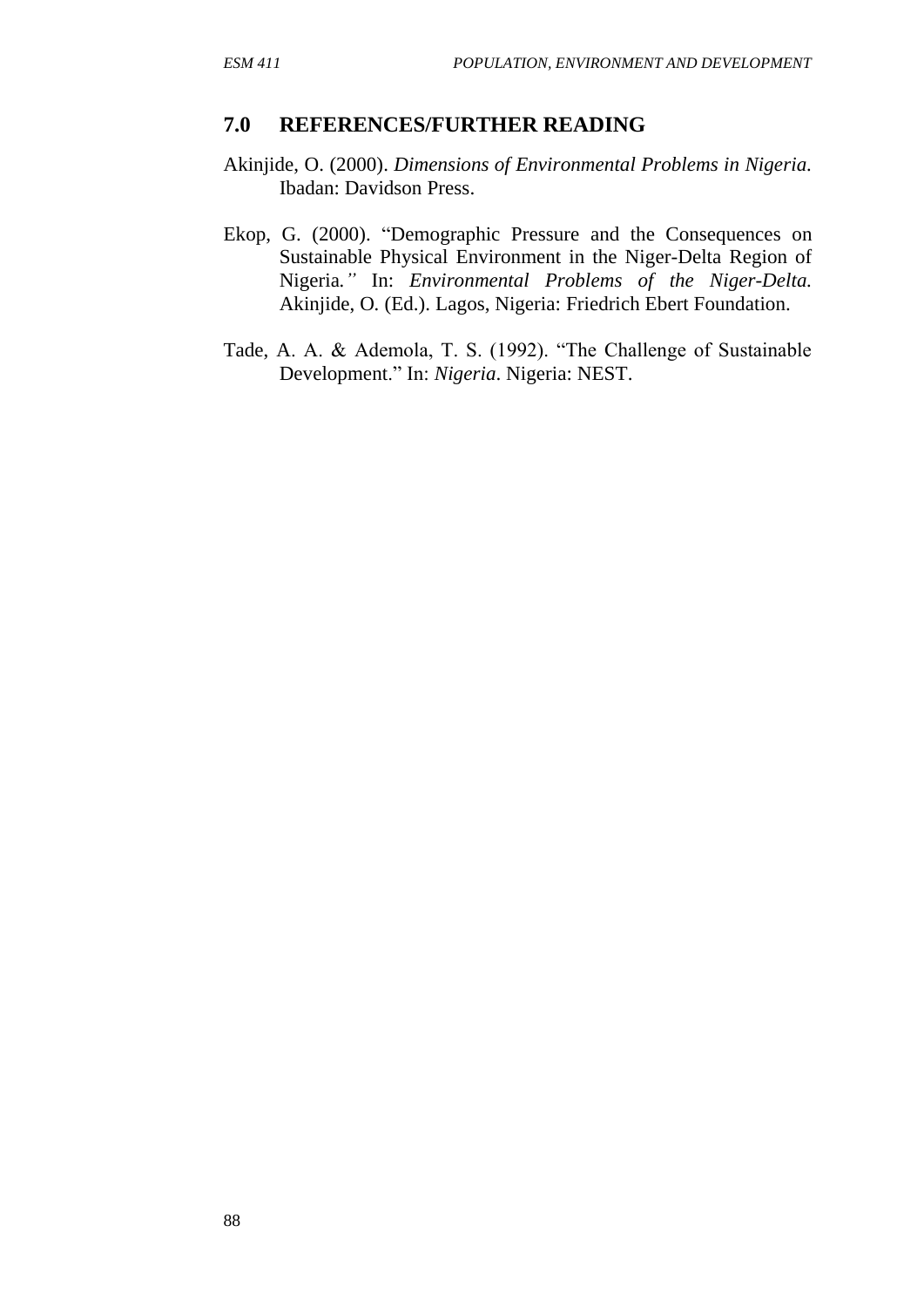## 7.0 REFERENCES/FURTHER READING

Akinjide, O. (2000). *Dimensions of Environmental Problems in Nigeria.* Ibadan: Davidson Press.

Ekop, G. (2000). "Demographic Pressure and the Consequences on Sustainable Physical Environment in the Niger-Delta Region of Nigeria*."* In: *Environmental Problems of the Niger-Delta.* Akinjide, O. (Ed.). Lagos, Nigeria: Friedrich Ebert Foundation.

Tade, A. A. & Ademola, T. S. (1992). "The Challenge of Sustainable Development." In: *Nigeria*. Nigeria: NEST.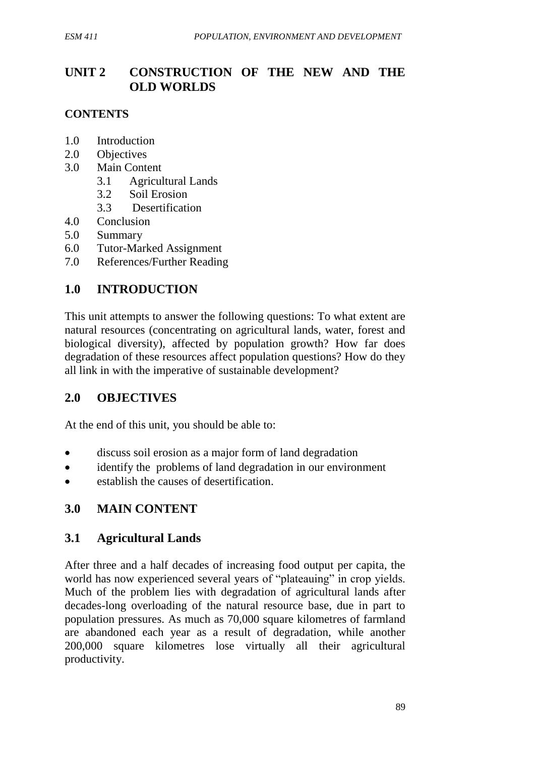# UNIT 2 CONSTRUCTION OF THE NEW AND THE OLD WORLDS

## CONTENTS

- 1.0 Introduction
- 2.0 Objectives
- 3.0 Main Content
    - 3.1 Agricultural Lands
    - 3.2 Soil Erosion
    - 3.3 Desertification
- 4.0 Conclusion
- 5.0 Summary
- 6.0 Tutor-Marked Assignment
- 7.0 References/Further Reading

## 1.0 INTRODUCTION

This unit attempts to answer the following questions: To what extent are natural resources (concentrating on agricultural lands, water, forest and biological diversity), affected by population growth? How far does degradation of these resources affect population questions? How do they all link in with the imperative of sustainable development?

## 2.0 OBJECTIVES

At the end of this unit, you should be able to:

- discuss soil erosion as a major form of land degradation
- identify the problems of land degradation in our environment
- establish the causes of desertification.

## 3.0 MAIN CONTENT

### 3.1 Agricultural Lands

After three and a half decades of increasing food output per capita, the world has now experienced several years of "plateauing" in crop yields. Much of the problem lies with degradation of agricultural lands after decades-long overloading of the natural resource base, due in part to population pressures. As much as 70,000 square kilometres of farmland are abandoned each year as a result of degradation, while another 200,000 square kilometres lose virtually all their agricultural productivity.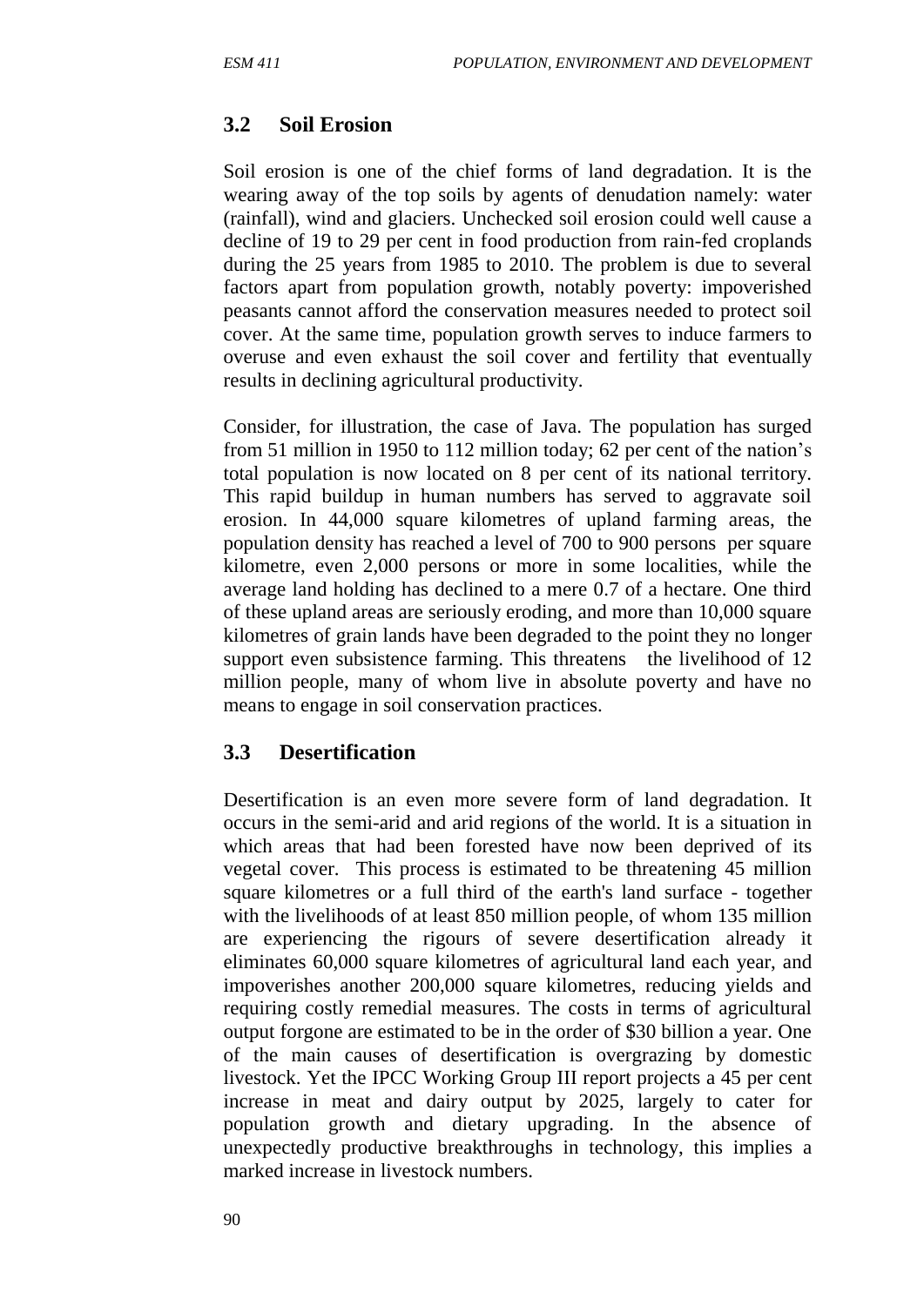### 3.2 Soil Erosion

Soil erosion is one of the chief forms of land degradation. It is the wearing away of the top soils by agents of denudation namely: water (rainfall), wind and glaciers. Unchecked soil erosion could well cause a decline of 19 to 29 per cent in food production from rain-fed croplands during the 25 years from 1985 to 2010. The problem is due to several factors apart from population growth, notably poverty: impoverished peasants cannot afford the conservation measures needed to protect soil cover. At the same time, population growth serves to induce farmers to overuse and even exhaust the soil cover and fertility that eventually results in declining agricultural productivity.

Consider, for illustration, the case of Java. The population has surged from 51 million in 1950 to 112 million today; 62 per cent of the nation's total population is now located on 8 per cent of its national territory. This rapid buildup in human numbers has served to aggravate soil erosion. In 44,000 square kilometres of upland farming areas, the population density has reached a level of 700 to 900 persons per square kilometre, even 2,000 persons or more in some localities, while the average land holding has declined to a mere 0.7 of a hectare. One third of these upland areas are seriously eroding, and more than 10,000 square kilometres of grain lands have been degraded to the point they no longer support even subsistence farming. This threatens the livelihood of 12 million people, many of whom live in absolute poverty and have no means to engage in soil conservation practices.

### 3.3 Desertification

Desertification is an even more severe form of land degradation. It occurs in the semi-arid and arid regions of the world. It is a situation in which areas that had been forested have now been deprived of its vegetal cover. This process is estimated to be threatening 45 million square kilometres or a full third of the earth's land surface - together with the livelihoods of at least 850 million people, of whom 135 million are experiencing the rigours of severe desertification already it eliminates 60,000 square kilometres of agricultural land each year, and impoverishes another 200,000 square kilometres, reducing yields and requiring costly remedial measures. The costs in terms of agricultural output forgone are estimated to be in the order of $30 billion a year. One of the main causes of desertification is overgrazing by domestic livestock. Yet the IPCC Working Group III report projects a 45 per cent increase in meat and dairy output by 2025, largely to cater for population growth and dietary upgrading. In the absence of unexpectedly productive breakthroughs in technology, this implies a marked increase in livestock numbers.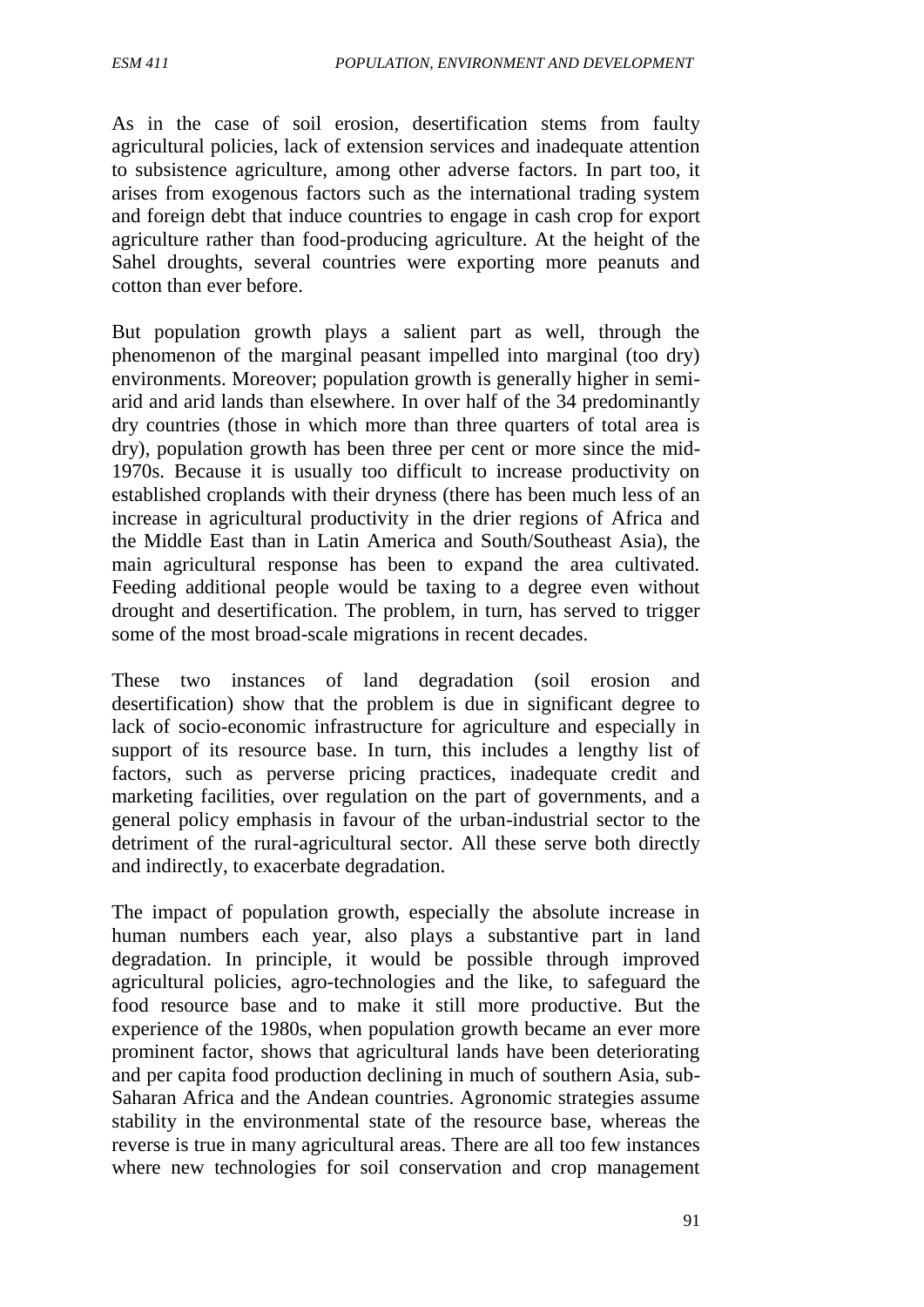As in the case of soil erosion, desertification stems from faulty agricultural policies, lack of extension services and inadequate attention to subsistence agriculture, among other adverse factors. In part too, it arises from exogenous factors such as the international trading system and foreign debt that induce countries to engage in cash crop for export agriculture rather than food-producing agriculture. At the height of the Sahel droughts, several countries were exporting more peanuts and cotton than ever before.

But population growth plays a salient part as well, through the phenomenon of the marginal peasant impelled into marginal (too dry) environments. Moreover; population growth is generally higher in semi-arid and arid lands than elsewhere. In over half of the 34 predominantly dry countries (those in which more than three quarters of total area is dry), population growth has been three per cent or more since the mid-1970s. Because it is usually too difficult to increase productivity on established croplands with their dryness (there has been much less of an increase in agricultural productivity in the drier regions of Africa and the Middle East than in Latin America and South/Southeast Asia), the main agricultural response has been to expand the area cultivated. Feeding additional people would be taxing to a degree even without drought and desertification. The problem, in turn, has served to trigger some of the most broad-scale migrations in recent decades.

These two instances of land degradation (soil erosion and desertification) show that the problem is due in significant degree to lack of socio-economic infrastructure for agriculture and especially in support of its resource base. In turn, this includes a lengthy list of factors, such as perverse pricing practices, inadequate credit and marketing facilities, over regulation on the part of governments, and a general policy emphasis in favour of the urban-industrial sector to the detriment of the rural-agricultural sector. All these serve both directly and indirectly, to exacerbate degradation.

The impact of population growth, especially the absolute increase in human numbers each year, also plays a substantive part in land degradation. In principle, it would be possible through improved agricultural policies, agro-technologies and the like, to safeguard the food resource base and to make it still more productive. But the experience of the 1980s, when population growth became an ever more prominent factor, shows that agricultural lands have been deteriorating and per capita food production declining in much of southern Asia, sub-Saharan Africa and the Andean countries. Agronomic strategies assume stability in the environmental state of the resource base, whereas the reverse is true in many agricultural areas. There are all too few instances where new technologies for soil conservation and crop management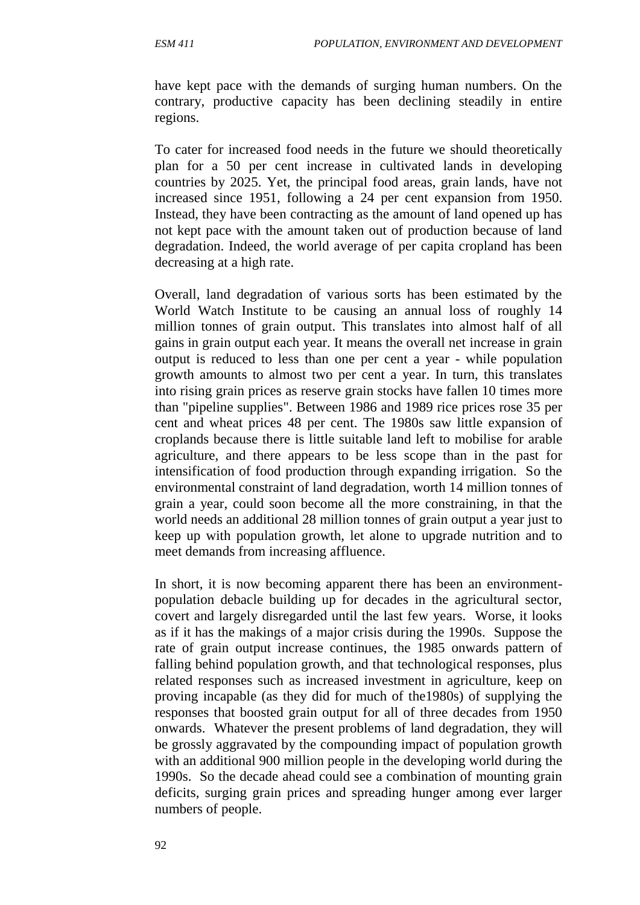have kept pace with the demands of surging human numbers. On the contrary, productive capacity has been declining steadily in entire regions.

To cater for increased food needs in the future we should theoretically plan for a 50 per cent increase in cultivated lands in developing countries by 2025. Yet, the principal food areas, grain lands, have not increased since 1951, following a 24 per cent expansion from 1950. Instead, they have been contracting as the amount of land opened up has not kept pace with the amount taken out of production because of land degradation. Indeed, the world average of per capita cropland has been decreasing at a high rate.

Overall, land degradation of various sorts has been estimated by the World Watch Institute to be causing an annual loss of roughly 14 million tonnes of grain output. This translates into almost half of all gains in grain output each year. It means the overall net increase in grain output is reduced to less than one per cent a year - while population growth amounts to almost two per cent a year. In turn, this translates into rising grain prices as reserve grain stocks have fallen 10 times more than "pipeline supplies". Between 1986 and 1989 rice prices rose 35 per cent and wheat prices 48 per cent. The 1980s saw little expansion of croplands because there is little suitable land left to mobilise for arable agriculture, and there appears to be less scope than in the past for intensification of food production through expanding irrigation. So the environmental constraint of land degradation, worth 14 million tonnes of grain a year, could soon become all the more constraining, in that the world needs an additional 28 million tonnes of grain output a year just to keep up with population growth, let alone to upgrade nutrition and to meet demands from increasing affluence.

In short, it is now becoming apparent there has been an environment-population debacle building up for decades in the agricultural sector, covert and largely disregarded until the last few years. Worse, it looks as if it has the makings of a major crisis during the 1990s. Suppose the rate of grain output increase continues, the 1985 onwards pattern of falling behind population growth, and that technological responses, plus related responses such as increased investment in agriculture, keep on proving incapable (as they did for much of the1980s) of supplying the responses that boosted grain output for all of three decades from 1950 onwards. Whatever the present problems of land degradation, they will be grossly aggravated by the compounding impact of population growth with an additional 900 million people in the developing world during the 1990s. So the decade ahead could see a combination of mounting grain deficits, surging grain prices and spreading hunger among ever larger numbers of people.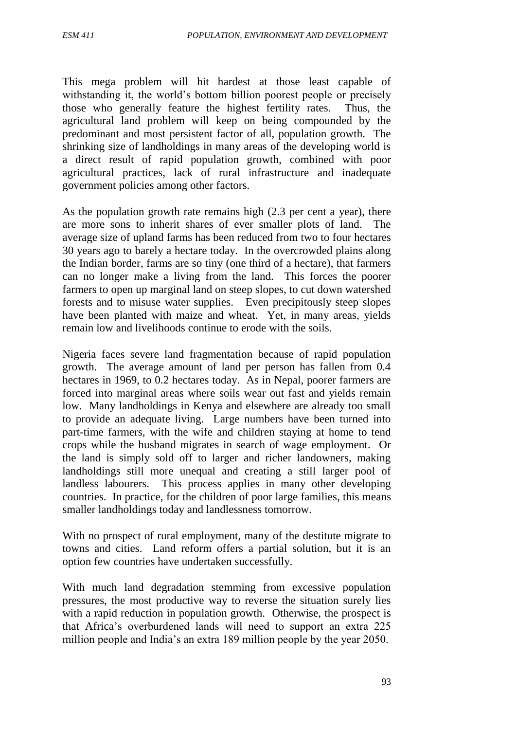This mega problem will hit hardest at those least capable of withstanding it, the world's bottom billion poorest people or precisely those who generally feature the highest fertility rates. Thus, the agricultural land problem will keep on being compounded by the predominant and most persistent factor of all, population growth. The shrinking size of landholdings in many areas of the developing world is a direct result of rapid population growth, combined with poor agricultural practices, lack of rural infrastructure and inadequate government policies among other factors.

As the population growth rate remains high (2.3 per cent a year), there are more sons to inherit shares of ever smaller plots of land. The average size of upland farms has been reduced from two to four hectares 30 years ago to barely a hectare today. In the overcrowded plains along the Indian border, farms are so tiny (one third of a hectare), that farmers can no longer make a living from the land. This forces the poorer farmers to open up marginal land on steep slopes, to cut down watershed forests and to misuse water supplies. Even precipitously steep slopes have been planted with maize and wheat. Yet, in many areas, yields remain low and livelihoods continue to erode with the soils.

Nigeria faces severe land fragmentation because of rapid population growth. The average amount of land per person has fallen from 0.4 hectares in 1969, to 0.2 hectares today. As in Nepal, poorer farmers are forced into marginal areas where soils wear out fast and yields remain low. Many landholdings in Kenya and elsewhere are already too small to provide an adequate living. Large numbers have been turned into part-time farmers, with the wife and children staying at home to tend crops while the husband migrates in search of wage employment. Or the land is simply sold off to larger and richer landowners, making landholdings still more unequal and creating a still larger pool of landless labourers. This process applies in many other developing countries. In practice, for the children of poor large families, this means smaller landholdings today and landlessness tomorrow.

With no prospect of rural employment, many of the destitute migrate to towns and cities. Land reform offers a partial solution, but it is an option few countries have undertaken successfully.

With much land degradation stemming from excessive population pressures, the most productive way to reverse the situation surely lies with a rapid reduction in population growth. Otherwise, the prospect is that Africa's overburdened lands will need to support an extra 225 million people and India's an extra 189 million people by the year 2050.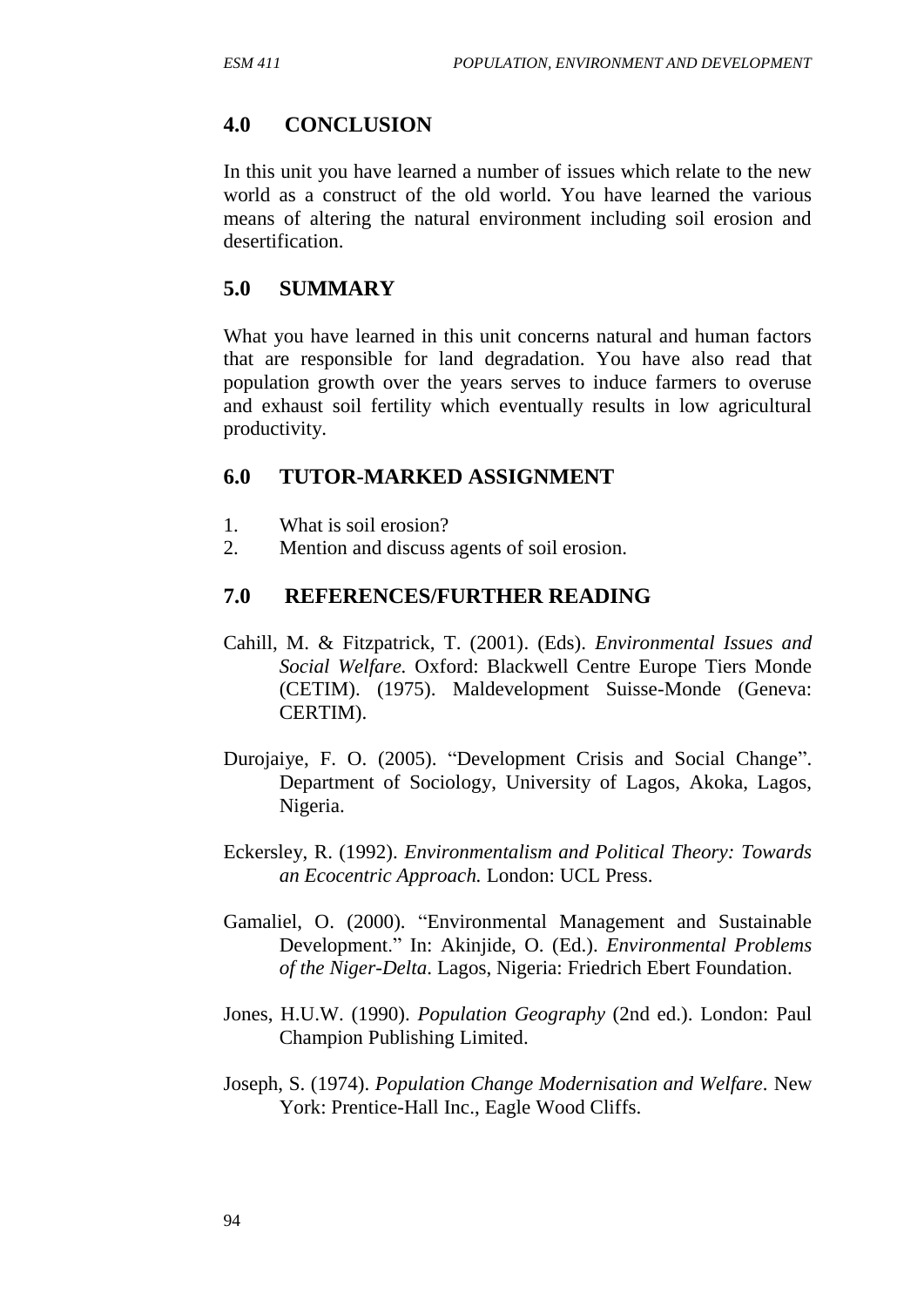## 4.0 CONCLUSION

In this unit you have learned a number of issues which relate to the new world as a construct of the old world. You have learned the various means of altering the natural environment including soil erosion and desertification.

## 5.0 SUMMARY

What you have learned in this unit concerns natural and human factors that are responsible for land degradation. You have also read that population growth over the years serves to induce farmers to overuse and exhaust soil fertility which eventually results in low agricultural productivity.

## 6.0 TUTOR-MARKED ASSIGNMENT

1. What is soil erosion?
2. Mention and discuss agents of soil erosion.

## 7.0 REFERENCES/FURTHER READING

Cahill, M. & Fitzpatrick, T. (2001). (Eds). *Environmental Issues and Social Welfare.* Oxford: Blackwell Centre Europe Tiers Monde (CETIM). (1975). Maldevelopment Suisse-Monde (Geneva: CERTIM).

Durojaiye, F. O. (2005). "Development Crisis and Social Change". Department of Sociology, University of Lagos, Akoka, Lagos, Nigeria.

Eckersley, R. (1992). *Environmentalism and Political Theory: Towards an Ecocentric Approach.* London: UCL Press.

Gamaliel, O. (2000). "Environmental Management and Sustainable Development." In: Akinjide, O. (Ed.). *Environmental Problems of the Niger-Delta*. Lagos, Nigeria: Friedrich Ebert Foundation.

Jones, H.U.W. (1990). *Population Geography* (2nd ed.). London: Paul Champion Publishing Limited.

Joseph, S. (1974). *Population Change Modernisation and Welfare*. New York: Prentice-Hall Inc., Eagle Wood Cliffs.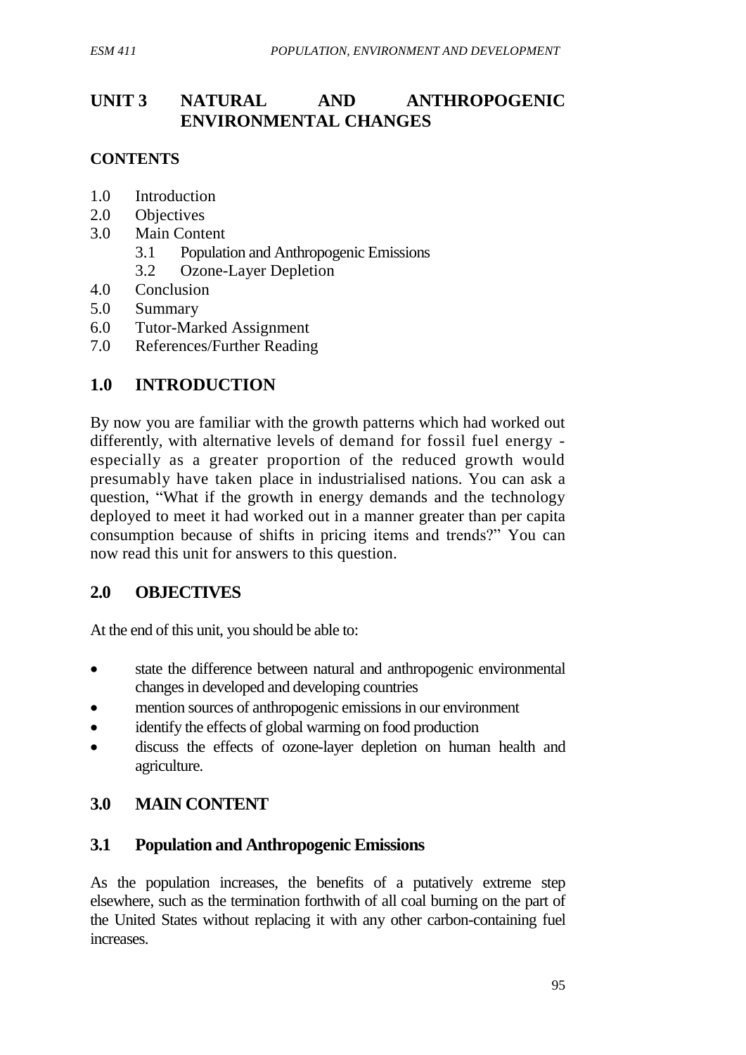# UNIT 3 NATURAL AND ANTHROPOGENIC ENVIRONMENTAL CHANGES

## CONTENTS

1.0 Introduction
2.0 Objectives
3.0 Main Content
  3.1 Population and Anthropogenic Emissions
  3.2 Ozone-Layer Depletion
4.0 Conclusion
5.0 Summary
6.0 Tutor-Marked Assignment
7.0 References/Further Reading

## 1.0 INTRODUCTION

By now you are familiar with the growth patterns which had worked out differently, with alternative levels of demand for fossil fuel energy - especially as a greater proportion of the reduced growth would presumably have taken place in industrialised nations. You can ask a question, "What if the growth in energy demands and the technology deployed to meet it had worked out in a manner greater than per capita consumption because of shifts in pricing items and trends?" You can now read this unit for answers to this question.

## 2.0 OBJECTIVES

At the end of this unit, you should be able to:

- state the difference between natural and anthropogenic environmental changes in developed and developing countries
- mention sources of anthropogenic emissions in our environment
- identify the effects of global warming on food production
- discuss the effects of ozone-layer depletion on human health and agriculture.

## 3.0 MAIN CONTENT

### 3.1 Population and Anthropogenic Emissions

As the population increases, the benefits of a putatively extreme step elsewhere, such as the termination forthwith of all coal burning on the part of the United States without replacing it with any other carbon-containing fuel increases.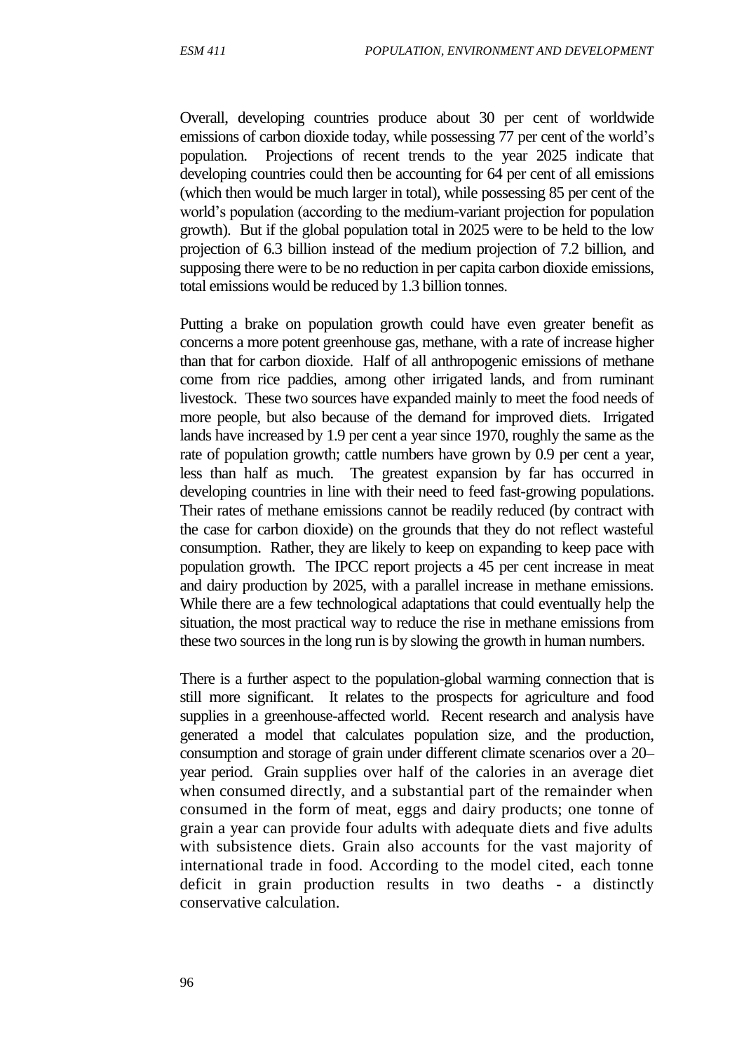Overall, developing countries produce about 30 per cent of worldwide emissions of carbon dioxide today, while possessing 77 per cent of the world's population. Projections of recent trends to the year 2025 indicate that developing countries could then be accounting for 64 per cent of all emissions (which then would be much larger in total), while possessing 85 per cent of the world's population (according to the medium-variant projection for population growth). But if the global population total in 2025 were to be held to the low projection of 6.3 billion instead of the medium projection of 7.2 billion, and supposing there were to be no reduction in per capita carbon dioxide emissions, total emissions would be reduced by 1.3 billion tonnes.

Putting a brake on population growth could have even greater benefit as concerns a more potent greenhouse gas, methane, with a rate of increase higher than that for carbon dioxide. Half of all anthropogenic emissions of methane come from rice paddies, among other irrigated lands, and from ruminant livestock. These two sources have expanded mainly to meet the food needs of more people, but also because of the demand for improved diets. Irrigated lands have increased by 1.9 per cent a year since 1970, roughly the same as the rate of population growth; cattle numbers have grown by 0.9 per cent a year, less than half as much. The greatest expansion by far has occurred in developing countries in line with their need to feed fast-growing populations. Their rates of methane emissions cannot be readily reduced (by contract with the case for carbon dioxide) on the grounds that they do not reflect wasteful consumption. Rather, they are likely to keep on expanding to keep pace with population growth. The IPCC report projects a 45 per cent increase in meat and dairy production by 2025, with a parallel increase in methane emissions. While there are a few technological adaptations that could eventually help the situation, the most practical way to reduce the rise in methane emissions from these two sources in the long run is by slowing the growth in human numbers.

There is a further aspect to the population-global warming connection that is still more significant. It relates to the prospects for agriculture and food supplies in a greenhouse-affected world. Recent research and analysis have generated a model that calculates population size, and the production, consumption and storage of grain under different climate scenarios over a 20–year period. Grain supplies over half of the calories in an average diet when consumed directly, and a substantial part of the remainder when consumed in the form of meat, eggs and dairy products; one tonne of grain a year can provide four adults with adequate diets and five adults with subsistence diets. Grain also accounts for the vast majority of international trade in food. According to the model cited, each tonne deficit in grain production results in two deaths - a distinctly conservative calculation.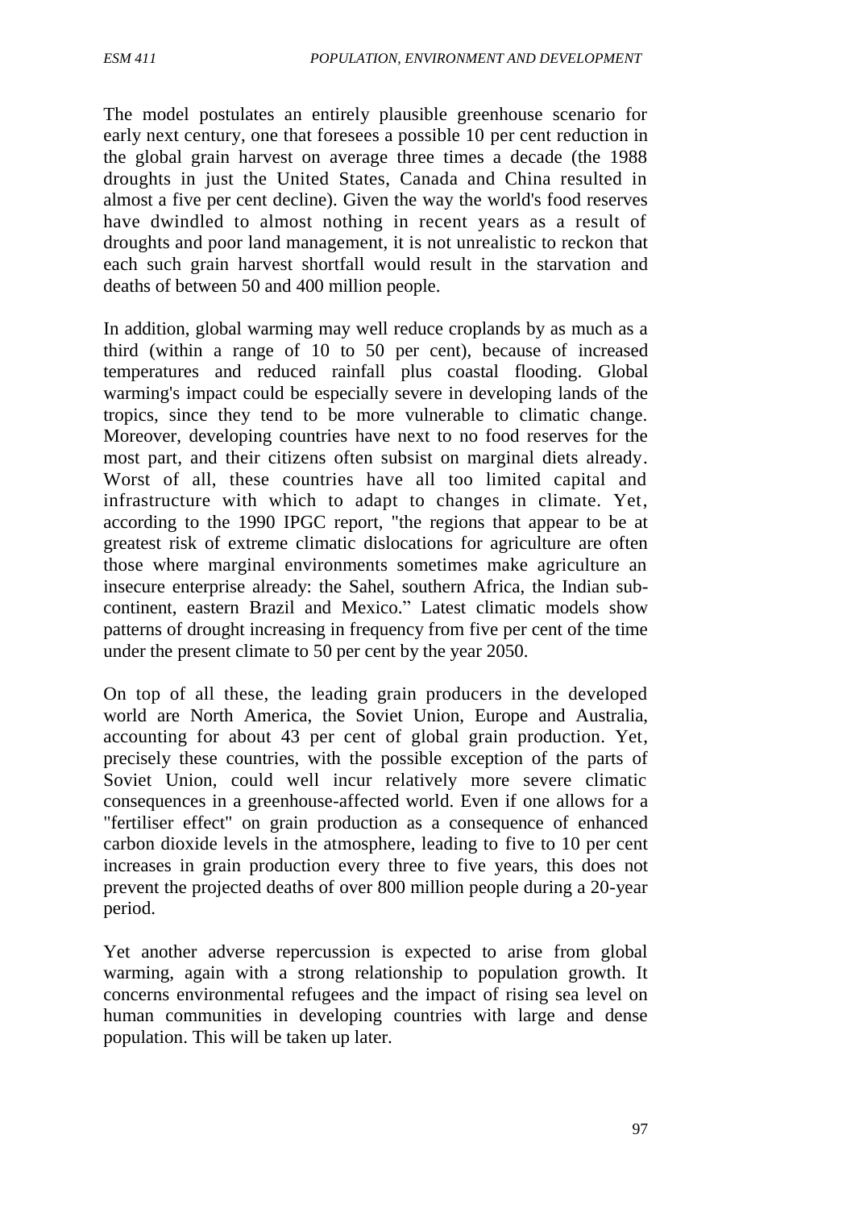The model postulates an entirely plausible greenhouse scenario for early next century, one that foresees a possible 10 per cent reduction in the global grain harvest on average three times a decade (the 1988 droughts in just the United States, Canada and China resulted in almost a five per cent decline). Given the way the world's food reserves have dwindled to almost nothing in recent years as a result of droughts and poor land management, it is not unrealistic to reckon that each such grain harvest shortfall would result in the starvation and deaths of between 50 and 400 million people.

In addition, global warming may well reduce croplands by as much as a third (within a range of 10 to 50 per cent), because of increased temperatures and reduced rainfall plus coastal flooding. Global warming's impact could be especially severe in developing lands of the tropics, since they tend to be more vulnerable to climatic change. Moreover, developing countries have next to no food reserves for the most part, and their citizens often subsist on marginal diets already. Worst of all, these countries have all too limited capital and infrastructure with which to adapt to changes in climate. Yet, according to the 1990 IPGC report, "the regions that appear to be at greatest risk of extreme climatic dislocations for agriculture are often those where marginal environments sometimes make agriculture an insecure enterprise already: the Sahel, southern Africa, the Indian sub-continent, eastern Brazil and Mexico." Latest climatic models show patterns of drought increasing in frequency from five per cent of the time under the present climate to 50 per cent by the year 2050.

On top of all these, the leading grain producers in the developed world are North America, the Soviet Union, Europe and Australia, accounting for about 43 per cent of global grain production. Yet, precisely these countries, with the possible exception of the parts of Soviet Union, could well incur relatively more severe climatic consequences in a greenhouse-affected world. Even if one allows for a "fertiliser effect" on grain production as a consequence of enhanced carbon dioxide levels in the atmosphere, leading to five to 10 per cent increases in grain production every three to five years, this does not prevent the projected deaths of over 800 million people during a 20-year period.

Yet another adverse repercussion is expected to arise from global warming, again with a strong relationship to population growth. It concerns environmental refugees and the impact of rising sea level on human communities in developing countries with large and dense population. This will be taken up later.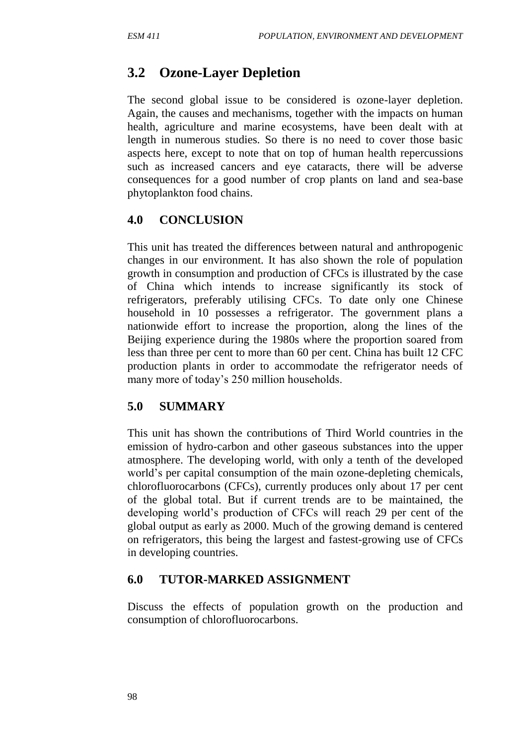## 3.2 Ozone-Layer Depletion

The second global issue to be considered is ozone-layer depletion. Again, the causes and mechanisms, together with the impacts on human health, agriculture and marine ecosystems, have been dealt with at length in numerous studies. So there is no need to cover those basic aspects here, except to note that on top of human health repercussions such as increased cancers and eye cataracts, there will be adverse consequences for a good number of crop plants on land and sea-base phytoplankton food chains.

## 4.0 CONCLUSION

This unit has treated the differences between natural and anthropogenic changes in our environment. It has also shown the role of population growth in consumption and production of CFCs is illustrated by the case of China which intends to increase significantly its stock of refrigerators, preferably utilising CFCs. To date only one Chinese household in 10 possesses a refrigerator. The government plans a nationwide effort to increase the proportion, along the lines of the Beijing experience during the 1980s where the proportion soared from less than three per cent to more than 60 per cent. China has built 12 CFC production plants in order to accommodate the refrigerator needs of many more of today's 250 million households.

## 5.0 SUMMARY

This unit has shown the contributions of Third World countries in the emission of hydro-carbon and other gaseous substances into the upper atmosphere. The developing world, with only a tenth of the developed world's per capital consumption of the main ozone-depleting chemicals, chlorofluorocarbons (CFCs), currently produces only about 17 per cent of the global total. But if current trends are to be maintained, the developing world's production of CFCs will reach 29 per cent of the global output as early as 2000. Much of the growing demand is centered on refrigerators, this being the largest and fastest-growing use of CFCs in developing countries.

## 6.0 TUTOR-MARKED ASSIGNMENT

Discuss the effects of population growth on the production and consumption of chlorofluorocarbons.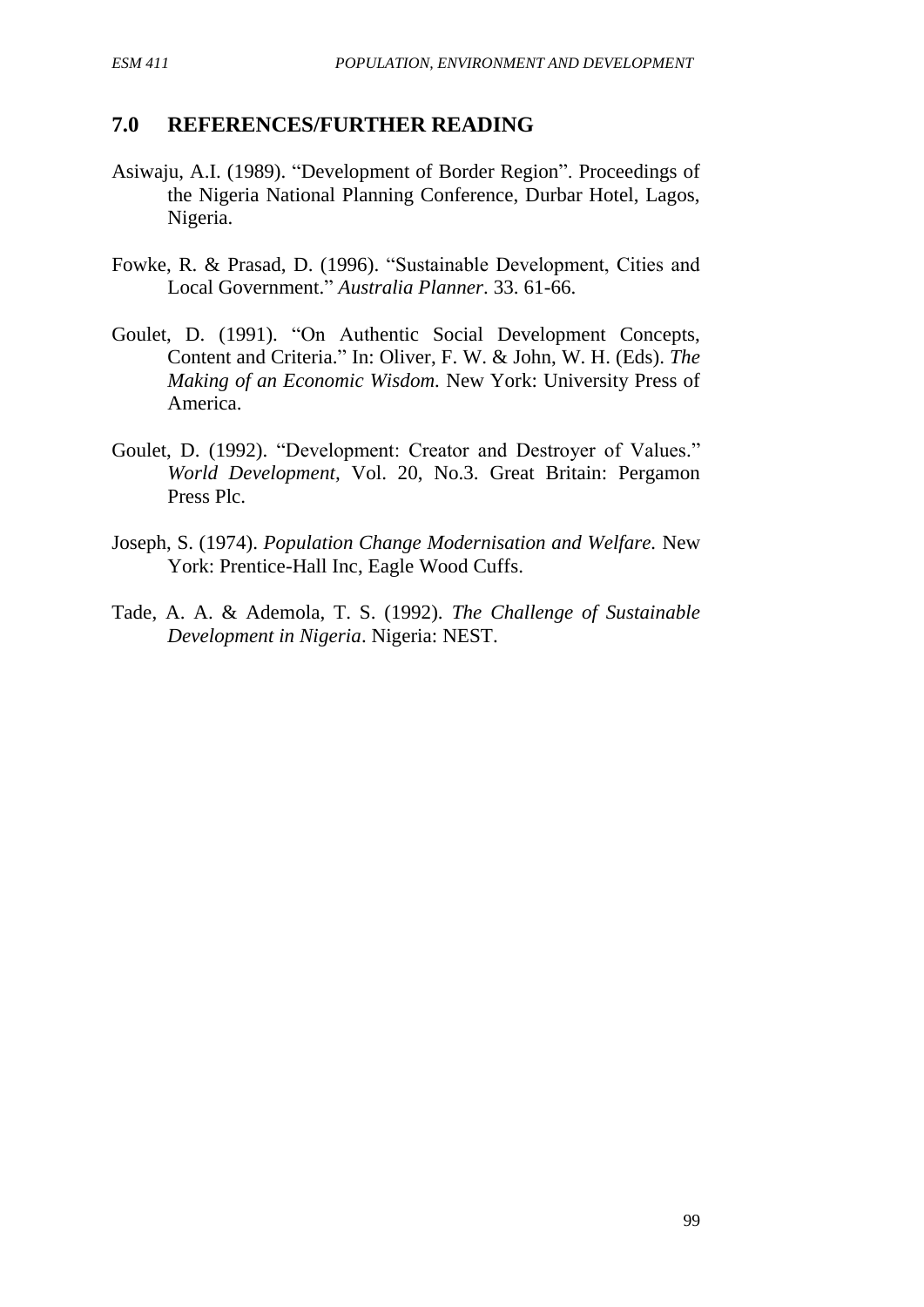## 7.0 REFERENCES/FURTHER READING

Asiwaju, A.I. (1989). "Development of Border Region". Proceedings of the Nigeria National Planning Conference, Durbar Hotel, Lagos, Nigeria.

Fowke, R. & Prasad, D. (1996). "Sustainable Development, Cities and Local Government." *Australia Planner*. 33. 61-66.

Goulet, D. (1991). "On Authentic Social Development Concepts, Content and Criteria." In: Oliver, F. W. & John, W. H. (Eds). *The Making of an Economic Wisdom*. New York: University Press of America.

Goulet, D. (1992). "Development: Creator and Destroyer of Values." *World Development,* Vol. 20, No.3. Great Britain: Pergamon Press Plc.

Joseph, S. (1974). *Population Change Modernisation and Welfare*. New York: Prentice-Hall Inc, Eagle Wood Cuffs.

Tade, A. A. & Ademola, T. S. (1992). *The Challenge of Sustainable Development in Nigeria*. Nigeria: NEST.